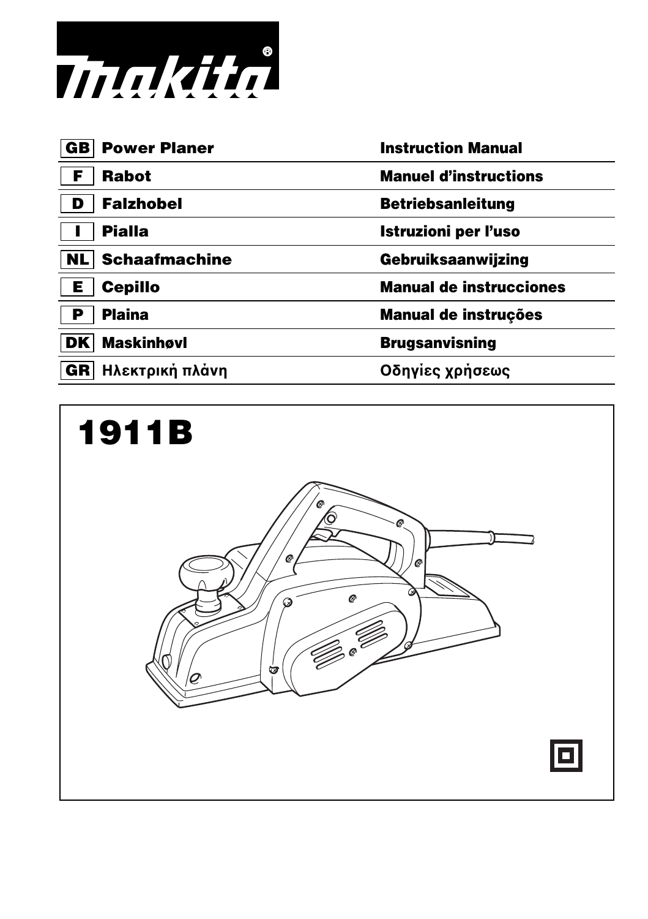# makita

| | | |
|---|---|---|
| GB | Power Planer | Instruction Manual |
| F | Rabot | Manuel d'instructions |
| D | Falzhobel | Betriebsanleitung |
| I | Pialla | Istruzioni per l'uso |
| NL | Schaafmachine | Gebruiksaanwijzing |
| E | Cepillo | Manual de instrucciones |
| P | Plaina | Manual de instruções |
| DK | Maskinhøvl | Brugsanvisning |
| GR | Ηλεκτρική πλάνη | Οδηγίες χρήσεως |

# 1911B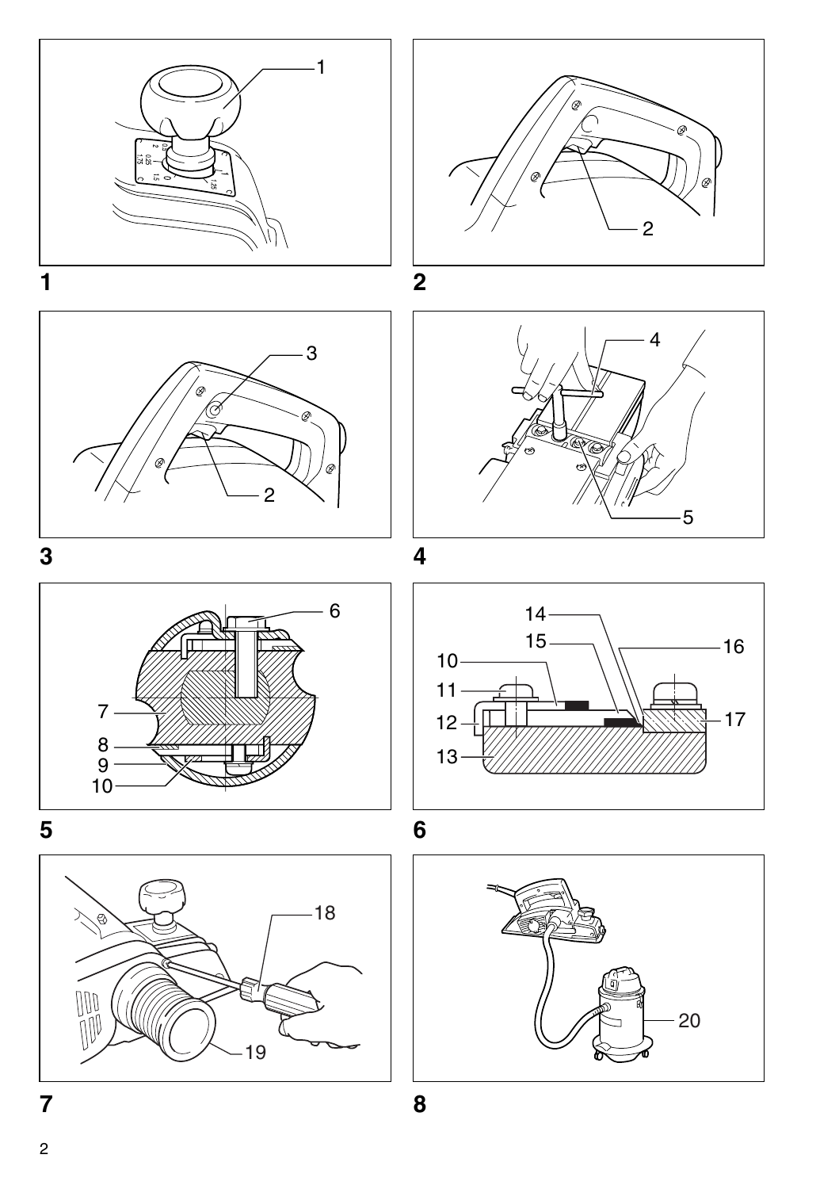1

2

3

4

5

6

7

8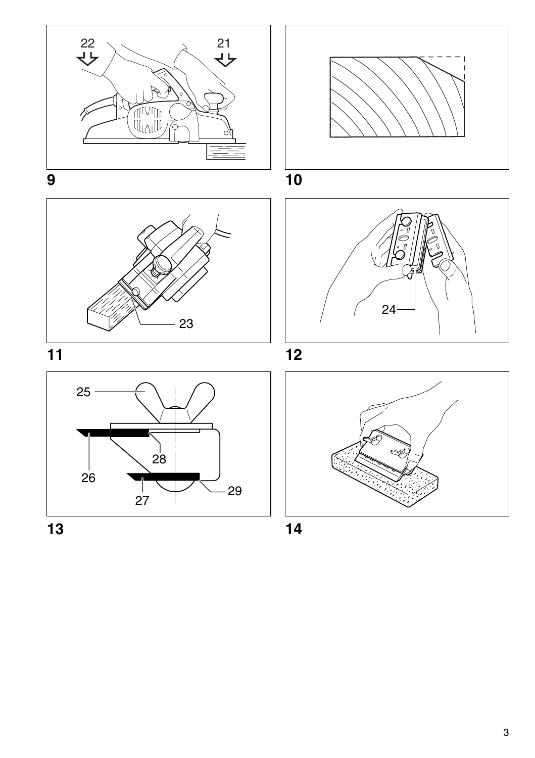9

10

11

12

13

14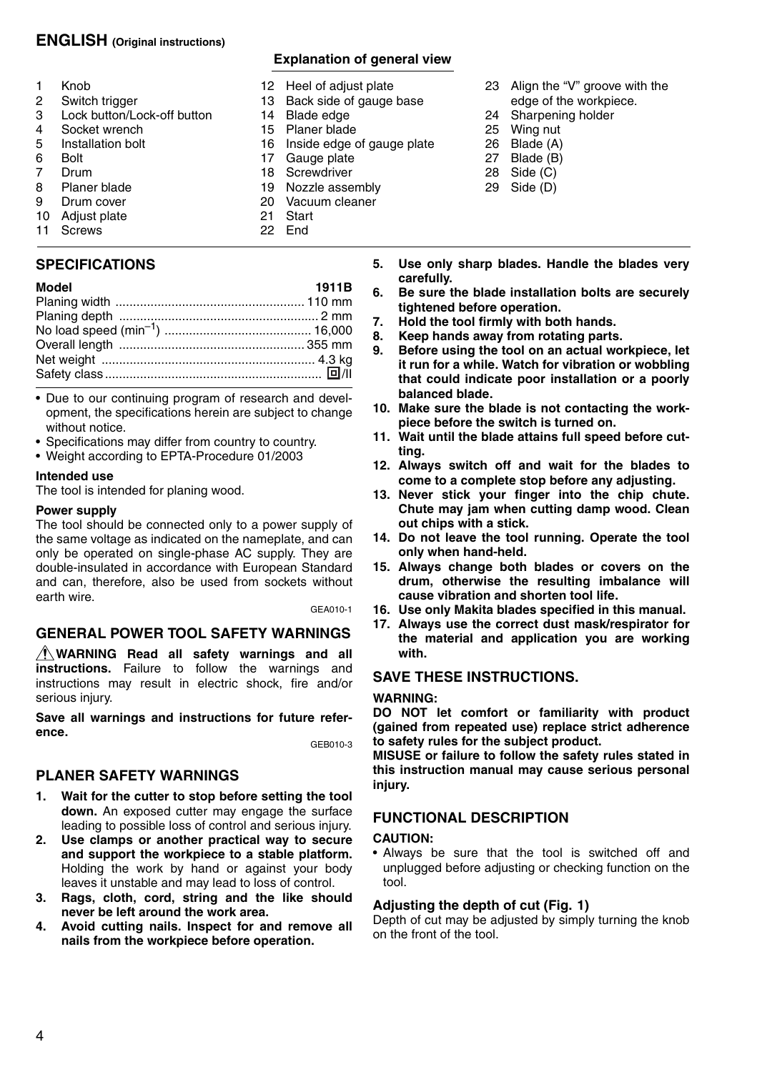## ENGLISH (Original instructions)

### Explanation of general view

1. Knob
2. Switch trigger
3. Lock button/Lock-off button
4. Socket wrench
5. Installation bolt
6. Bolt
7. Drum
8. Planer blade
9. Drum cover
10. Adjust plate
11. Screws
12. Heel of adjust plate
13. Back side of gauge base
14. Blade edge
15. Planer blade
16. Inside edge of gauge plate
17. Gauge plate
18. Screwdriver
19. Nozzle assembly
20. Vacuum cleaner
21. Start
22. End
23. Align the "V" groove with the edge of the workpiece.
24. Sharpening holder
25. Wing nut
26. Blade (A)
27. Blade (B)
28. Side (C)
29. Side (D)

### SPECIFICATIONS

| Model | 1911B |
|---|---|
| Planing width | 110 mm |
| Planing depth | 2 mm |
| No load speed ($min^{-1}$) | 16,000 |
| Overall length | 355 mm |
| Net weight | 4.3 kg |
| Safety class | ▣/II |

- Due to our continuing program of research and development, the specifications herein are subject to change without notice.
- Specifications may differ from country to country.
- Weight according to EPTA-Procedure 01/2003

**Intended use**

The tool is intended for planing wood.

**Power supply**

The tool should be connected only to a power supply of the same voltage as indicated on the nameplate, and can only be operated on single-phase AC supply. They are double-insulated in accordance with European Standard and can, therefore, also be used from sockets without earth wire.

GEA010-1

### GENERAL POWER TOOL SAFETY WARNINGS

⚠ **WARNING Read all safety warnings and all instructions.** Failure to follow the warnings and instructions may result in electric shock, fire and/or serious injury.

**Save all warnings and instructions for future reference.**

GEB010-3

### PLANER SAFETY WARNINGS

1. **Wait for the cutter to stop before setting the tool down.** An exposed cutter may engage the surface leading to possible loss of control and serious injury.
2. **Use clamps or another practical way to secure and support the workpiece to a stable platform.** Holding the work by hand or against your body leaves it unstable and may lead to loss of control.
3. **Rags, cloth, cord, string and the like should never be left around the work area.**
4. **Avoid cutting nails. Inspect for and remove all nails from the workpiece before operation.**
5. **Use only sharp blades. Handle the blades very carefully.**
6. **Be sure the blade installation bolts are securely tightened before operation.**
7. **Hold the tool firmly with both hands.**
8. **Keep hands away from rotating parts.**
9. **Before using the tool on an actual workpiece, let it run for a while. Watch for vibration or wobbling that could indicate poor installation or a poorly balanced blade.**
10. **Make sure the blade is not contacting the workpiece before the switch is turned on.**
11. **Wait until the blade attains full speed before cutting.**
12. **Always switch off and wait for the blades to come to a complete stop before any adjusting.**
13. **Never stick your finger into the chip chute. Chute may jam when cutting damp wood. Clean out chips with a stick.**
14. **Do not leave the tool running. Operate the tool only when hand-held.**
15. **Always change both blades or covers on the drum, otherwise the resulting imbalance will cause vibration and shorten tool life.**
16. **Use only Makita blades specified in this manual.**
17. **Always use the correct dust mask/respirator for the material and application you are working with.**

### SAVE THESE INSTRUCTIONS.

**WARNING:**

**DO NOT let comfort or familiarity with product (gained from repeated use) replace strict adherence to safety rules for the subject product.**

**MISUSE or failure to follow the safety rules stated in this instruction manual may cause serious personal injury.**

### FUNCTIONAL DESCRIPTION

**CAUTION:**

- Always be sure that the tool is switched off and unplugged before adjusting or checking function on the tool.

**Adjusting the depth of cut (Fig. 1)**

Depth of cut may be adjusted by simply turning the knob on the front of the tool.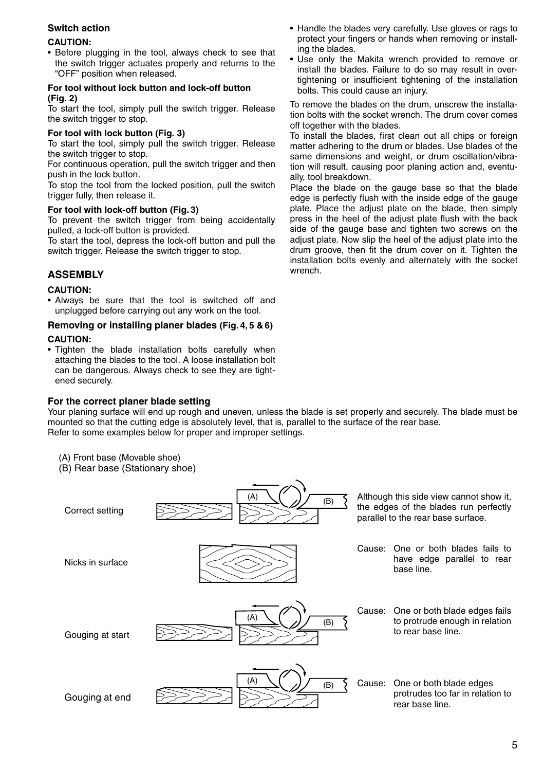### Switch action

**CAUTION:**

- Before plugging in the tool, always check to see that the switch trigger actuates properly and returns to the "OFF" position when released.

**For tool without lock button and lock-off button (Fig. 2)**

To start the tool, simply pull the switch trigger. Release the switch trigger to stop.

**For tool with lock button (Fig. 3)**

To start the tool, simply pull the switch trigger. Release the switch trigger to stop.

For continuous operation, pull the switch trigger and then push in the lock button.

To stop the tool from the locked position, pull the switch trigger fully, then release it.

**For tool with lock-off button (Fig. 3)**

To prevent the switch trigger from being accidentally pulled, a lock-off button is provided.

To start the tool, depress the lock-off button and pull the switch trigger. Release the switch trigger to stop.

## ASSEMBLY

**CAUTION:**

- Always be sure that the tool is switched off and unplugged before carrying out any work on the tool.

### Removing or installing planer blades (Fig. 4, 5 & 6)

**CAUTION:**

- Tighten the blade installation bolts carefully when attaching the blades to the tool. A loose installation bolt can be dangerous. Always check to see they are tightened securely.
- Handle the blades very carefully. Use gloves or rags to protect your fingers or hands when removing or installing the blades.
- Use only the Makita wrench provided to remove or install the blades. Failure to do so may result in overtightening or insufficient tightening of the installation bolts. This could cause an injury.

To remove the blades on the drum, unscrew the installation bolts with the socket wrench. The drum cover comes off together with the blades.

To install the blades, first clean out all chips or foreign matter adhering to the drum or blades. Use blades of the same dimensions and weight, or drum oscillation/vibration will result, causing poor planing action and, eventually, tool breakdown.

Place the blade on the gauge base so that the blade edge is perfectly flush with the inside edge of the gauge plate. Place the adjust plate on the blade, then simply press in the heel of the adjust plate flush with the back side of the gauge base and tighten two screws on the adjust plate. Now slip the heel of the adjust plate into the drum groove, then fit the drum cover on it. Tighten the installation bolts evenly and alternately with the socket wrench.

### For the correct planer blade setting

Your planing surface will end up rough and uneven, unless the blade is set properly and securely. The blade must be mounted so that the cutting edge is absolutely level, that is, parallel to the surface of the rear base.

Refer to some examples below for proper and improper settings.

(A) Front base (Movable shoe)
(B) Rear base (Stationary shoe)

| | |
|---|---|
| Correct setting | Although this side view cannot show it, the edges of the blades run perfectly parallel to the rear base surface. |
| Nicks in surface | Cause: One or both blades fails to have edge parallel to rear base line. |
| Gouging at start | Cause: One or both blade edges fails to protrude enough in relation to rear base line. |
| Gouging at end | Cause: One or both blade edges protrudes too far in relation to rear base line. |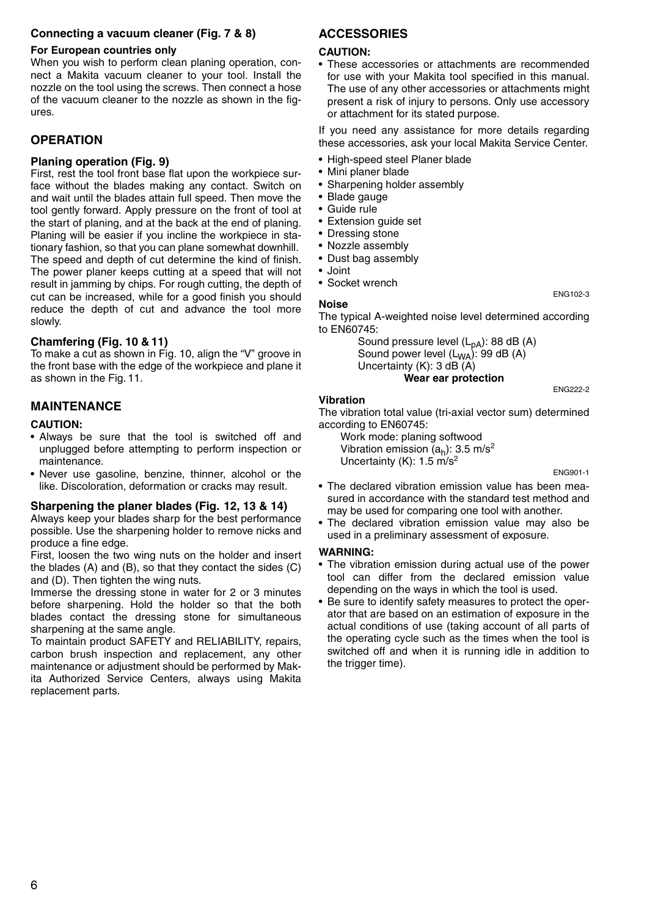### Connecting a vacuum cleaner (Fig. 7 & 8)

**For European countries only**

When you wish to perform clean planing operation, connect a Makita vacuum cleaner to your tool. Install the nozzle on the tool using the screws. Then connect a hose of the vacuum cleaner to the nozzle as shown in the figures.

## OPERATION

### Planing operation (Fig. 9)

First, rest the tool front base flat upon the workpiece surface without the blades making any contact. Switch on and wait until the blades attain full speed. Then move the tool gently forward. Apply pressure on the front of tool at the start of planing, and at the back at the end of planing. Planing will be easier if you incline the workpiece in stationary fashion, so that you can plane somewhat downhill.

The speed and depth of cut determine the kind of finish. The power planer keeps cutting at a speed that will not result in jamming by chips. For rough cutting, the depth of cut can be increased, while for a good finish you should reduce the depth of cut and advance the tool more slowly.

### Chamfering (Fig. 10 & 11)

To make a cut as shown in Fig. 10, align the "V" groove in the front base with the edge of the workpiece and plane it as shown in the Fig. 11.

## MAINTENANCE

**CAUTION:**

- Always be sure that the tool is switched off and unplugged before attempting to perform inspection or maintenance.
- Never use gasoline, benzine, thinner, alcohol or the like. Discoloration, deformation or cracks may result.

### Sharpening the planer blades (Fig. 12, 13 & 14)

Always keep your blades sharp for the best performance possible. Use the sharpening holder to remove nicks and produce a fine edge.

First, loosen the two wing nuts on the holder and insert the blades (A) and (B), so that they contact the sides (C) and (D). Then tighten the wing nuts.

Immerse the dressing stone in water for 2 or 3 minutes before sharpening. Hold the holder so that the both blades contact the dressing stone for simultaneous sharpening at the same angle.

To maintain product SAFETY and RELIABILITY, repairs, carbon brush inspection and replacement, any other maintenance or adjustment should be performed by Makita Authorized Service Centers, always using Makita replacement parts.

## ACCESSORIES

**CAUTION:**

- These accessories or attachments are recommended for use with your Makita tool specified in this manual. The use of any other accessories or attachments might present a risk of injury to persons. Only use accessory or attachment for its stated purpose.

If you need any assistance for more details regarding these accessories, ask your local Makita Service Center.

- High-speed steel Planer blade
- Mini planer blade
- Sharpening holder assembly
- Blade gauge
- Guide rule
- Extension guide set
- Dressing stone
- Nozzle assembly
- Dust bag assembly
- Joint
- Socket wrench

ENG102-3

**Noise**

The typical A-weighted noise level determined according to EN60745:

Sound pressure level ($L_{pA}$): 88 dB (A)
Sound power level ($L_{WA}$): 99 dB (A)
Uncertainty (K): 3 dB (A)

**Wear ear protection**

ENG222-2

**Vibration**

The vibration total value (tri-axial vector sum) determined according to EN60745:

Work mode: planing softwood
Vibration emission ($a_h$): 3.5 m/s$^2$
Uncertainty (K): 1.5 m/s$^2$

ENG901-1

- The declared vibration emission value has been measured in accordance with the standard test method and may be used for comparing one tool with another.
- The declared vibration emission value may also be used in a preliminary assessment of exposure.

**WARNING:**

- The vibration emission during actual use of the power tool can differ from the declared emission value depending on the ways in which the tool is used.
- Be sure to identify safety measures to protect the operator that are based on an estimation of exposure in the actual conditions of use (taking account of all parts of the operating cycle such as the times when the tool is switched off and when it is running idle in addition to the trigger time).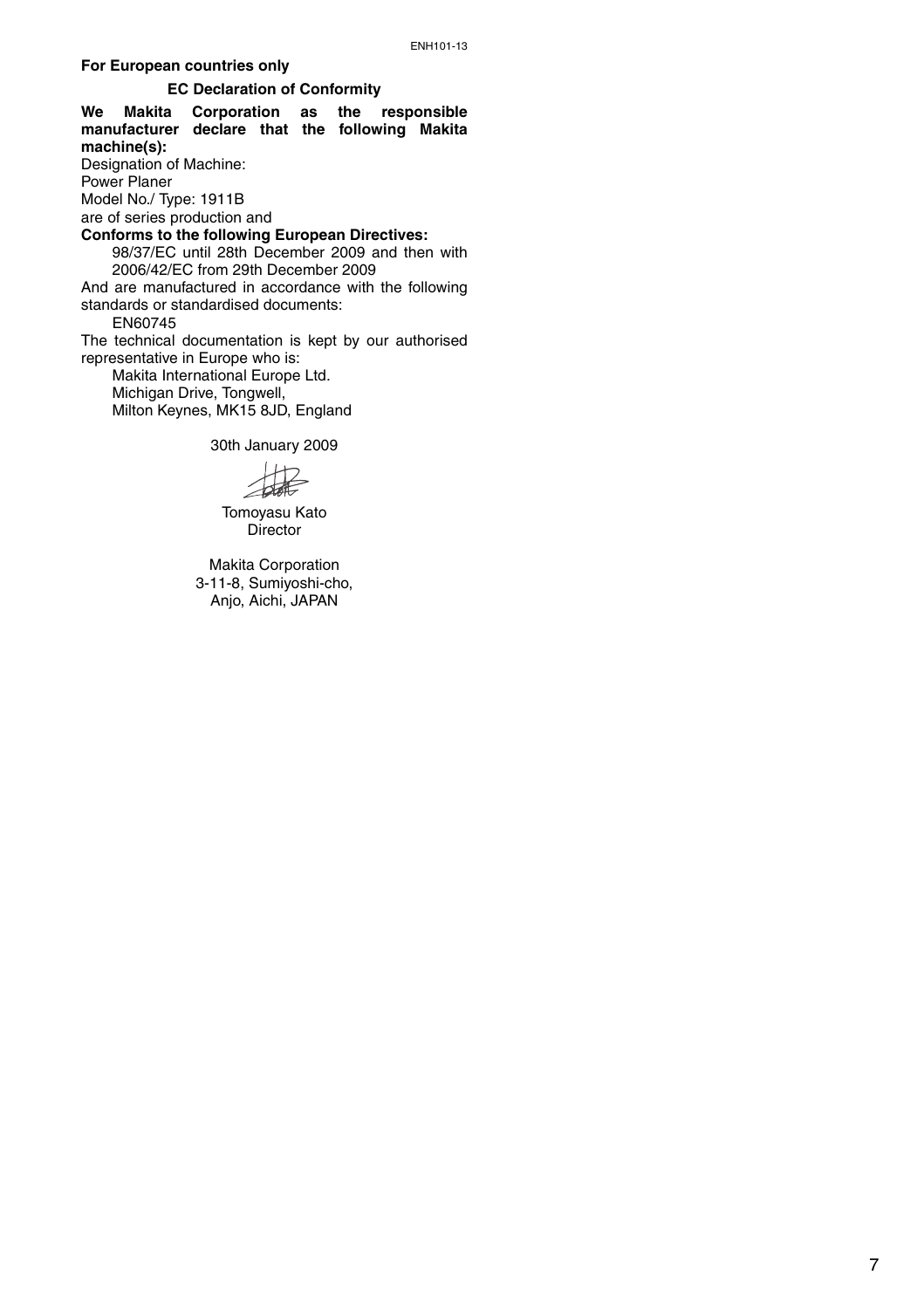ENH101-13

**For European countries only**

**EC Declaration of Conformity**

**We Makita Corporation as the responsible manufacturer declare that the following Makita machine(s):**

Designation of Machine:

Power Planer

Model No./ Type: 1911B

are of series production and

**Conforms to the following European Directives:**

98/37/EC until 28th December 2009 and then with 2006/42/EC from 29th December 2009

And are manufactured in accordance with the following standards or standardised documents:

EN60745

The technical documentation is kept by our authorised representative in Europe who is:

Makita International Europe Ltd.
Michigan Drive, Tongwell,
Milton Keynes, MK15 8JD, England

30th January 2009

Tomoyasu Kato
Director

Makita Corporation
3-11-8, Sumiyoshi-cho,
Anjo, Aichi, JAPAN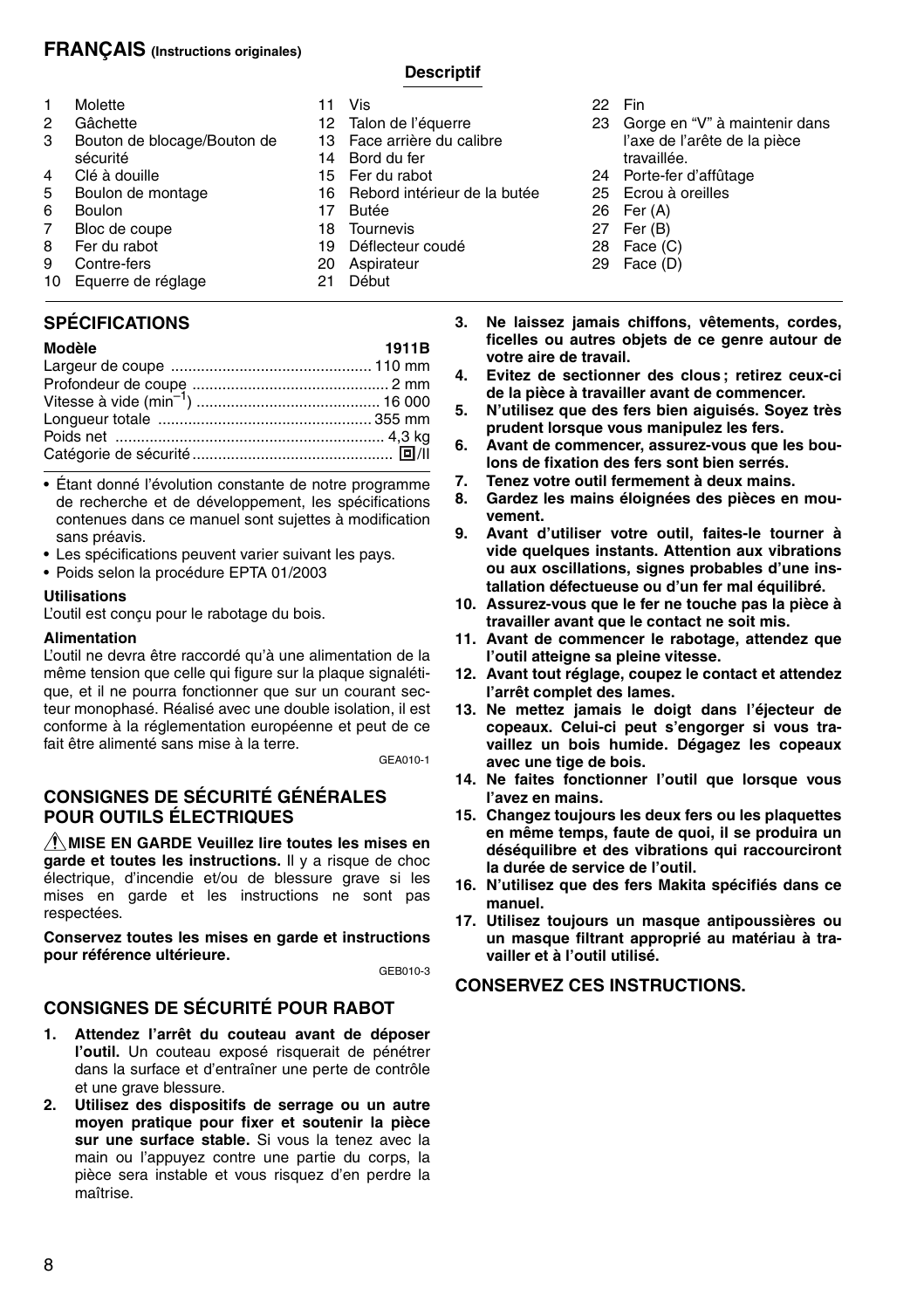## FRANÇAIS (Instructions originales)

**Descriptif**

1 Molette
2 Gâchette
3 Bouton de blocage/Bouton de sécurité
4 Clé à douille
5 Boulon de montage
6 Boulon
7 Bloc de coupe
8 Fer du rabot
9 Contre-fers
10 Equerre de réglage
11 Vis
12 Talon de l'équerre
13 Face arrière du calibre
14 Bord du fer
15 Fer du rabot
16 Rebord intérieur de la butée
17 Butée
18 Tournevis
19 Déflecteur coudé
20 Aspirateur
21 Début
22 Fin
23 Gorge en "V" à maintenir dans l'axe de l'arête de la pièce travaillée.
24 Porte-fer d'affûtage
25 Ecrou à oreilles
26 Fer (A)
27 Fer (B)
28 Face (C)
29 Face (D)

### SPÉCIFICATIONS

| Modèle | 1911B |
|---|---|
| Largeur de coupe | 110 mm |
| Profondeur de coupe | 2 mm |
| Vitesse à vide ($min^{-1}$) | 16 000 |
| Longueur totale | 355 mm |
| Poids net | 4,3 kg |
| Catégorie de sécurité | ⧈/II |

- Étant donné l'évolution constante de notre programme de recherche et de développement, les spécifications contenues dans ce manuel sont sujettes à modification sans préavis.
- Les spécifications peuvent varier suivant les pays.
- Poids selon la procédure EPTA 01/2003

**Utilisations**

L'outil est conçu pour le rabotage du bois.

**Alimentation**

L'outil ne devra être raccordé qu'à une alimentation de la même tension que celle qui figure sur la plaque signalétique, et il ne pourra fonctionner que sur un courant secteur monophasé. Réalisé avec une double isolation, il est conforme à la réglementation européenne et peut de ce fait être alimenté sans mise à la terre.

GEA010-1

### CONSIGNES DE SÉCURITÉ GÉNÉRALES POUR OUTILS ÉLECTRIQUES

⚠ **MISE EN GARDE Veuillez lire toutes les mises en garde et toutes les instructions.** Il y a risque de choc électrique, d'incendie et/ou de blessure grave si les mises en garde et les instructions ne sont pas respectées.

**Conservez toutes les mises en garde et instructions pour référence ultérieure.**

GEB010-3

### CONSIGNES DE SÉCURITÉ POUR RABOT

1. **Attendez l'arrêt du couteau avant de déposer l'outil.** Un couteau exposé risquerait de pénétrer dans la surface et d'entraîner une perte de contrôle et une grave blessure.
2. **Utilisez des dispositifs de serrage ou un autre moyen pratique pour fixer et soutenir la pièce sur une surface stable.** Si vous la tenez avec la main ou l'appuyez contre une partie du corps, la pièce sera instable et vous risquez d'en perdre la maîtrise.
3. **Ne laissez jamais chiffons, vêtements, cordes, ficelles ou autres objets de ce genre autour de votre aire de travail.**
4. **Evitez de sectionner des clous ; retirez ceux-ci de la pièce à travailler avant de commencer.**
5. **N'utilisez que des fers bien aiguisés. Soyez très prudent lorsque vous manipulez les fers.**
6. **Avant de commencer, assurez-vous que les boulons de fixation des fers sont bien serrés.**
7. **Tenez votre outil fermement à deux mains.**
8. **Gardez les mains éloignées des pièces en mouvement.**
9. **Avant d'utiliser votre outil, faites-le tourner à vide quelques instants. Attention aux vibrations ou aux oscillations, signes probables d'une installation défectueuse ou d'un fer mal équilibré.**
10. **Assurez-vous que le fer ne touche pas la pièce à travailler avant que le contact ne soit mis.**
11. **Avant de commencer le rabotage, attendez que l'outil atteigne sa pleine vitesse.**
12. **Avant tout réglage, coupez le contact et attendez l'arrêt complet des lames.**
13. **Ne mettez jamais le doigt dans l'éjecteur de copeaux. Celui-ci peut s'engorger si vous travaillez un bois humide. Dégagez les copeaux avec une tige de bois.**
14. **Ne faites fonctionner l'outil que lorsque vous l'avez en mains.**
15. **Changez toujours les deux fers ou les plaquettes en même temps, faute de quoi, il se produira un déséquilibre et des vibrations qui raccourciront la durée de service de l'outil.**
16. **N'utilisez que des fers Makita spécifiés dans ce manuel.**
17. **Utilisez toujours un masque antipoussières ou un masque filtrant approprié au matériau à travailler et à l'outil utilisé.**

### CONSERVEZ CES INSTRUCTIONS.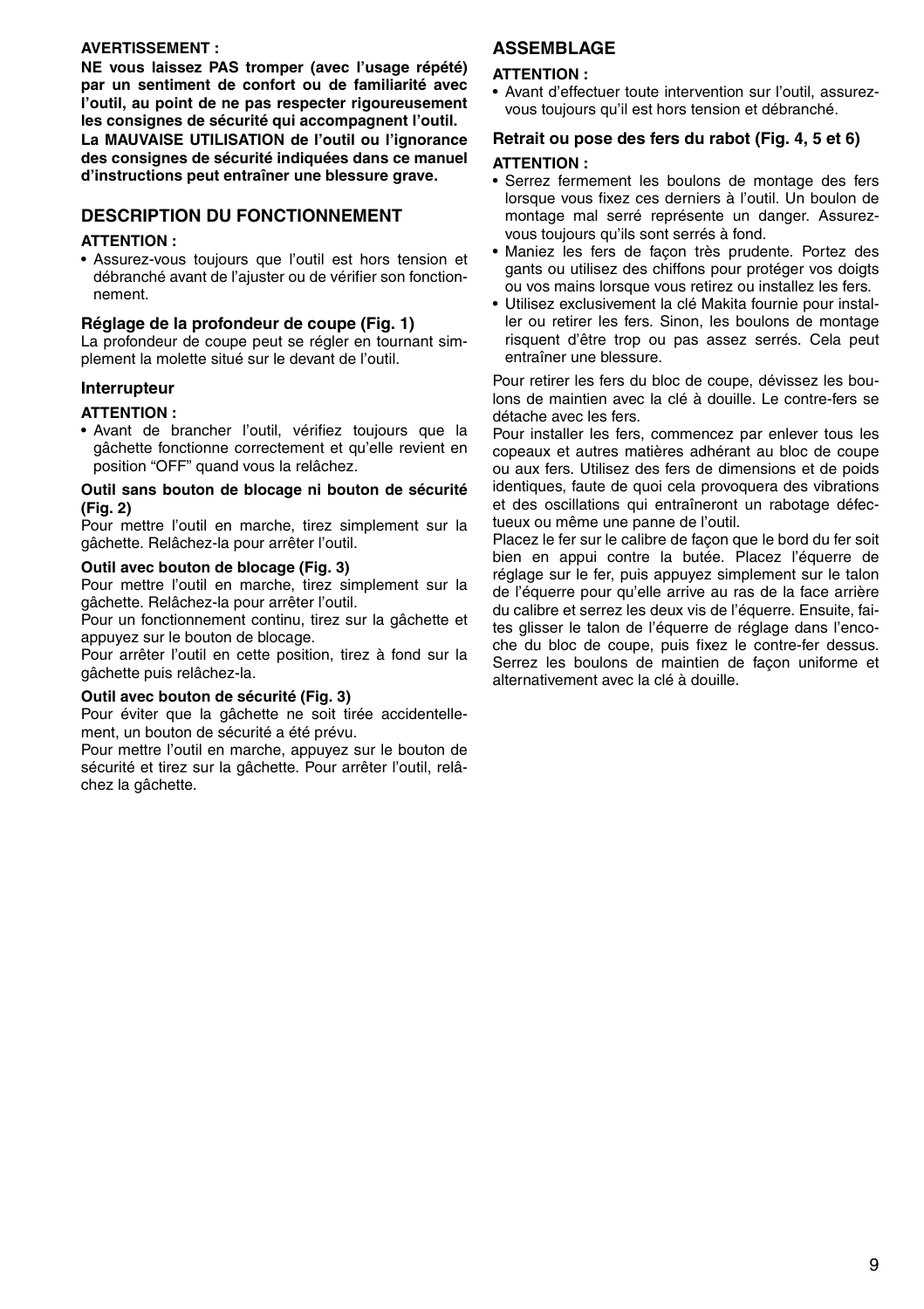**AVERTISSEMENT :**

**NE vous laissez PAS tromper (avec l'usage répété) par un sentiment de confort ou de familiarité avec l'outil, au point de ne pas respecter rigoureusement les consignes de sécurité qui accompagnent l'outil.**
**La MAUVAISE UTILISATION de l'outil ou l'ignorance des consignes de sécurité indiquées dans ce manuel d'instructions peut entraîner une blessure grave.**

## DESCRIPTION DU FONCTIONNEMENT

**ATTENTION :**

- Assurez-vous toujours que l'outil est hors tension et débranché avant de l'ajuster ou de vérifier son fonctionnement.

### Réglage de la profondeur de coupe (Fig. 1)

La profondeur de coupe peut se régler en tournant simplement la molette situé sur le devant de l'outil.

### Interrupteur

**ATTENTION :**

- Avant de brancher l'outil, vérifiez toujours que la gâchette fonctionne correctement et qu'elle revient en position "OFF" quand vous la relâchez.

**Outil sans bouton de blocage ni bouton de sécurité (Fig. 2)**

Pour mettre l'outil en marche, tirez simplement sur la gâchette. Relâchez-la pour arrêter l'outil.

**Outil avec bouton de blocage (Fig. 3)**

Pour mettre l'outil en marche, tirez simplement sur la gâchette. Relâchez-la pour arrêter l'outil.
Pour un fonctionnement continu, tirez sur la gâchette et appuyez sur le bouton de blocage.
Pour arrêter l'outil en cette position, tirez à fond sur la gâchette puis relâchez-la.

**Outil avec bouton de sécurité (Fig. 3)**

Pour éviter que la gâchette ne soit tirée accidentellement, un bouton de sécurité a été prévu.
Pour mettre l'outil en marche, appuyez sur le bouton de sécurité et tirez sur la gâchette. Pour arrêter l'outil, relâchez la gâchette.

## ASSEMBLAGE

**ATTENTION :**

- Avant d'effectuer toute intervention sur l'outil, assurez-vous toujours qu'il est hors tension et débranché.

### Retrait ou pose des fers du rabot (Fig. 4, 5 et 6)

**ATTENTION :**

- Serrez fermement les boulons de montage des fers lorsque vous fixez ces derniers à l'outil. Un boulon de montage mal serré représente un danger. Assurez-vous toujours qu'ils sont serrés à fond.
- Maniez les fers de façon très prudente. Portez des gants ou utilisez des chiffons pour protéger vos doigts ou vos mains lorsque vous retirez ou installez les fers.
- Utilisez exclusivement la clé Makita fournie pour installer ou retirer les fers. Sinon, les boulons de montage risquent d'être trop ou pas assez serrés. Cela peut entraîner une blessure.

Pour retirer les fers du bloc de coupe, dévissez les boulons de maintien avec la clé à douille. Le contre-fers se détache avec les fers.
Pour installer les fers, commencez par enlever tous les copeaux et autres matières adhérant au bloc de coupe ou aux fers. Utilisez des fers de dimensions et de poids identiques, faute de quoi cela provoquera des vibrations et des oscillations qui entraîneront un rabotage défectueux ou même une panne de l'outil.
Placez le fer sur le calibre de façon que le bord du fer soit bien en appui contre la butée. Placez l'équerre de réglage sur le fer, puis appuyez simplement sur le talon de l'équerre pour qu'elle arrive au ras de la face arrière du calibre et serrez les deux vis de l'équerre. Ensuite, faites glisser le talon de l'équerre de réglage dans l'encoche du bloc de coupe, puis fixez le contre-fer dessus. Serrez les boulons de maintien de façon uniforme et alternativement avec la clé à douille.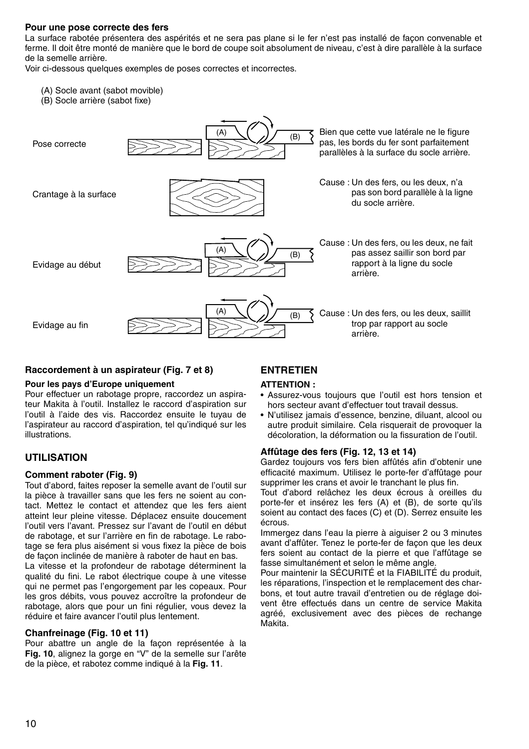**Pour une pose correcte des fers**

La surface rabotée présentera des aspérités et ne sera pas plane si le fer n'est pas installé de façon convenable et ferme. Il doit être monté de manière que le bord de coupe soit absolument de niveau, c'est à dire parallèle à la surface de la semelle arrière.

Voir ci-dessous quelques exemples de poses correctes et incorrectes.

(A) Socle avant (sabot movible)
(B) Socle arrière (sabot fixe)

Pose correcte — Bien que cette vue latérale ne le figure pas, les bords du fer sont parfaitement parallèles à la surface du socle arrière.

Crantage à la surface — Cause : Un des fers, ou les deux, n'a pas son bord parallèle à la ligne du socle arrière.

Evidage au début — Cause : Un des fers, ou les deux, ne fait pas assez saillir son bord par rapport à la ligne du socle arrière.

Evidage au fin — Cause : Un des fers, ou les deux, saillit trop par rapport au socle arrière.

**Raccordement à un aspirateur (Fig. 7 et 8)**

**Pour les pays d'Europe uniquement**

Pour effectuer un rabotage propre, raccordez un aspirateur Makita à l'outil. Installez le raccord d'aspiration sur l'outil à l'aide des vis. Raccordez ensuite le tuyau de l'aspirateur au raccord d'aspiration, tel qu'indiqué sur les illustrations.

## UTILISATION

**Comment raboter (Fig. 9)**

Tout d'abord, faites reposer la semelle avant de l'outil sur la pièce à travailler sans que les fers ne soient au contact. Mettez le contact et attendez que les fers aient atteint leur pleine vitesse. Déplacez ensuite doucement l'outil vers l'avant. Pressez sur l'avant de l'outil en début de rabotage, et sur l'arrière en fin de rabotage. Le rabotage se fera plus aisément si vous fixez la pièce de bois de façon inclinée de manière à raboter de haut en bas.

La vitesse et la profondeur de rabotage déterminent la qualité du fini. Le rabot électrique coupe à une vitesse qui ne permet pas l'engorgement par les copeaux. Pour les gros débits, vous pouvez accroître la profondeur de rabotage, alors que pour un fini régulier, vous devez la réduire et faire avancer l'outil plus lentement.

**Chanfreinage (Fig. 10 et 11)**

Pour abattre un angle de la façon représentée à la **Fig. 10**, alignez la gorge en "V" de la semelle sur l'arête de la pièce, et rabotez comme indiqué à la **Fig. 11**.

## ENTRETIEN

**ATTENTION :**

- Assurez-vous toujours que l'outil est hors tension et hors secteur avant d'effectuer tout travail dessus.
- N'utilisez jamais d'essence, benzine, diluant, alcool ou autre produit similaire. Cela risquerait de provoquer la décoloration, la déformation ou la fissuration de l'outil.

**Affûtage des fers (Fig. 12, 13 et 14)**

Gardez toujours vos fers bien affûtés afin d'obtenir une efficacité maximum. Utilisez le porte-fer d'affûtage pour supprimer les crans et avoir le tranchant le plus fin.

Tout d'abord relâchez les deux écrous à oreilles du porte-fer et insérez les fers (A) et (B), de sorte qu'ils soient au contact des faces (C) et (D). Serrez ensuite les écrous.

Immergez dans l'eau la pierre à aiguiser 2 ou 3 minutes avant d'affûter. Tenez le porte-fer de façon que les deux fers soient au contact de la pierre et que l'affûtage se fasse simultanément et selon le même angle.

Pour maintenir la SÉCURITÉ et la FIABILITÉ du produit, les réparations, l'inspection et le remplacement des charbons, et tout autre travail d'entretien ou de réglage doivent être effectués dans un centre de service Makita agréé, exclusivement avec des pièces de rechange Makita.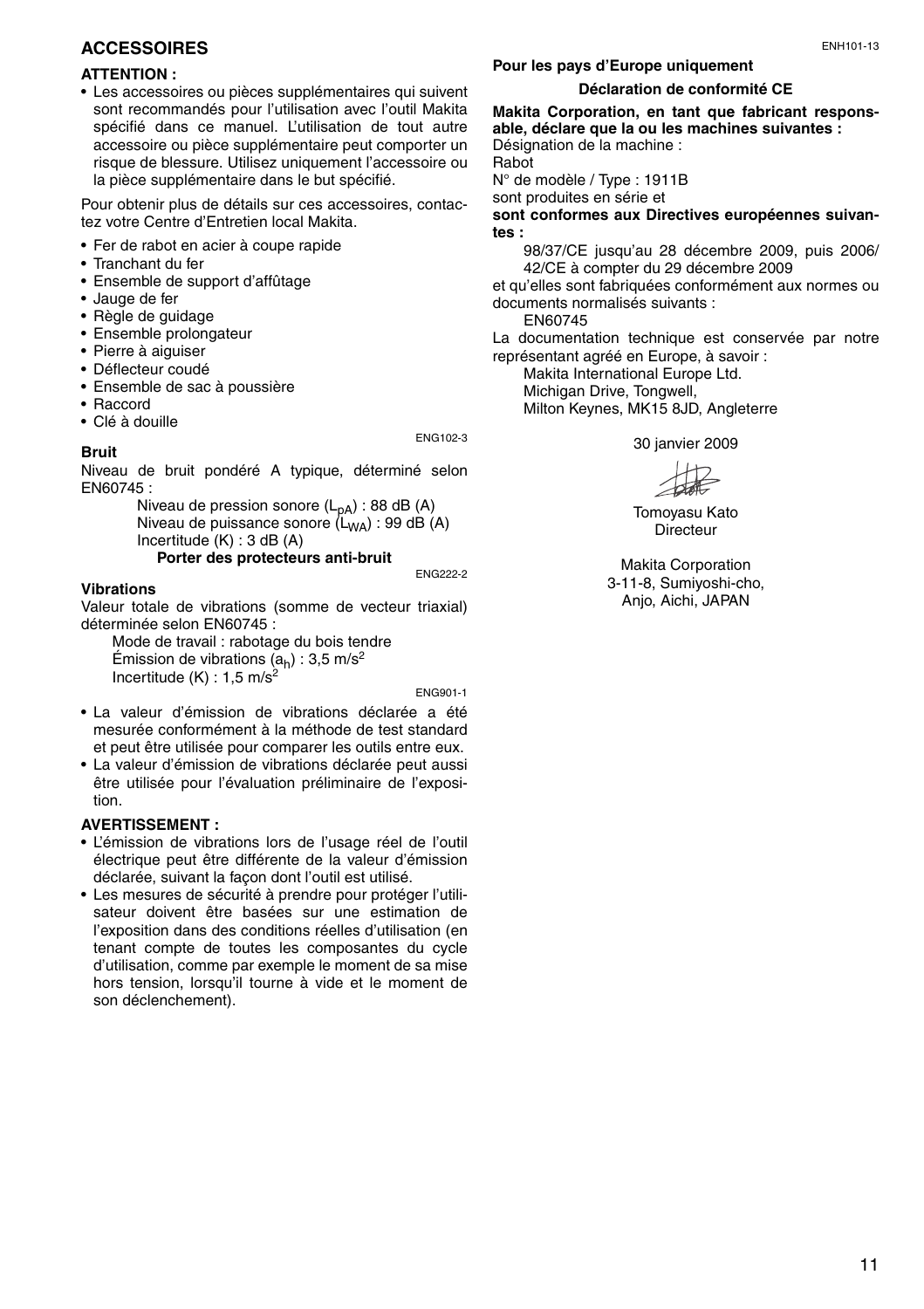## ACCESSOIRES

**ATTENTION :**

- Les accessoires ou pièces supplémentaires qui suivent sont recommandés pour l'utilisation avec l'outil Makita spécifié dans ce manuel. L'utilisation de tout autre accessoire ou pièce supplémentaire peut comporter un risque de blessure. Utilisez uniquement l'accessoire ou la pièce supplémentaire dans le but spécifié.

Pour obtenir plus de détails sur ces accessoires, contactez votre Centre d'Entretien local Makita.

- Fer de rabot en acier à coupe rapide
- Tranchant du fer
- Ensemble de support d'affûtage
- Jauge de fer
- Règle de guidage
- Ensemble prolongateur
- Pierre à aiguiser
- Déflecteur coudé
- Ensemble de sac à poussière
- Raccord
- Clé à douille

ENG102-3

**Bruit**

Niveau de bruit pondéré A typique, déterminé selon EN60745 :

Niveau de pression sonore ($L_{pA}$) : 88 dB (A)
Niveau de puissance sonore ($L_{WA}$) : 99 dB (A)
Incertitude (K) : 3 dB (A)

**Porter des protecteurs anti-bruit**

ENG222-2

**Vibrations**

Valeur totale de vibrations (somme de vecteur triaxial) déterminée selon EN60745 :

Mode de travail : rabotage du bois tendre
Émission de vibrations ($a_h$) : 3,5 m/s$^2$
Incertitude (K) : 1,5 m/s$^2$

ENG901-1

- La valeur d'émission de vibrations déclarée a été mesurée conformément à la méthode de test standard et peut être utilisée pour comparer les outils entre eux.
- La valeur d'émission de vibrations déclarée peut aussi être utilisée pour l'évaluation préliminaire de l'exposition.

**AVERTISSEMENT :**

- L'émission de vibrations lors de l'usage réel de l'outil électrique peut être différente de la valeur d'émission déclarée, suivant la façon dont l'outil est utilisé.
- Les mesures de sécurité à prendre pour protéger l'utilisateur doivent être basées sur une estimation de l'exposition dans des conditions réelles d'utilisation (en tenant compte de toutes les composantes du cycle d'utilisation, comme par exemple le moment de sa mise hors tension, lorsqu'il tourne à vide et le moment de son déclenchement).

ENH101-13

**Pour les pays d'Europe uniquement**

**Déclaration de conformité CE**

**Makita Corporation, en tant que fabricant responsable, déclare que la ou les machines suivantes :**

Désignation de la machine :
Rabot
N° de modèle / Type : 1911B
sont produites en série et
**sont conformes aux Directives européennes suivantes :**

98/37/CE jusqu'au 28 décembre 2009, puis 2006/42/CE à compter du 29 décembre 2009

et qu'elles sont fabriquées conformément aux normes ou documents normalisés suivants :

EN60745

La documentation technique est conservée par notre représentant agréé en Europe, à savoir :

Makita International Europe Ltd.
Michigan Drive, Tongwell,
Milton Keynes, MK15 8JD, Angleterre

30 janvier 2009

Tomoyasu Kato
Directeur

Makita Corporation
3-11-8, Sumiyoshi-cho,
Anjo, Aichi, JAPAN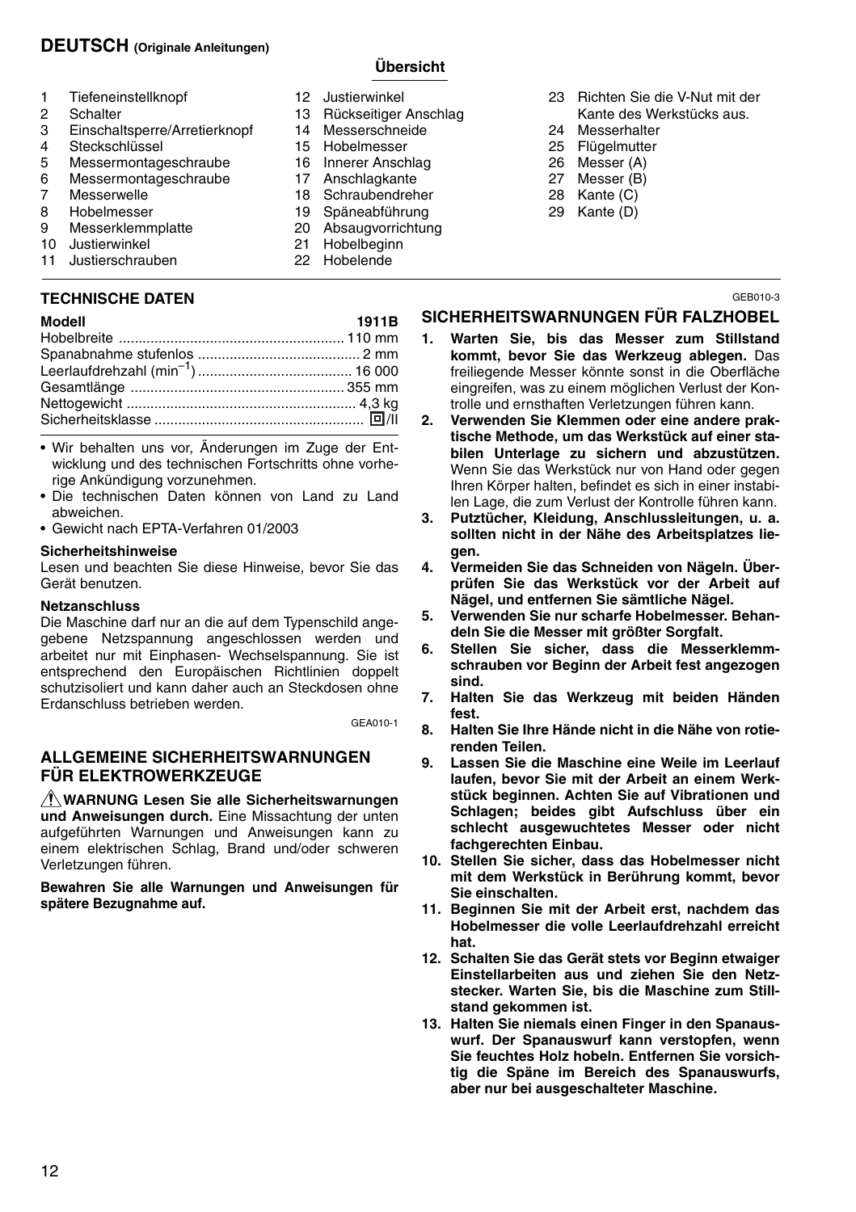# DEUTSCH (Originale Anleitungen)

## Übersicht

1. Tiefeneinstellknopf
2. Schalter
3. Einschaltsperre/Arretierknopf
4. Steckschlüssel
5. Messermontageschraube
6. Messermontageschraube
7. Messerwelle
8. Hobelmesser
9. Messerklemmplatte
10. Justierwinkel
11. Justierschrauben
12. Justierwinkel
13. Rückseitiger Anschlag
14. Messerschneide
15. Hobelmesser
16. Innerer Anschlag
17. Anschlagkante
18. Schraubendreher
19. Späneabführung
20. Absaugvorrichtung
21. Hobelbeginn
22. Hobelende
23. Richten Sie die V-Nut mit der Kante des Werkstücks aus.
24. Messerhalter
25. Flügelmutter
26. Messer (A)
27. Messer (B)
28. Kante (C)
29. Kante (D)

## TECHNISCHE DATEN

| Modell | 1911B |
|---|---|
| Hobelbreite | 110 mm |
| Spanabnahme stufenlos | 2 mm |
| Leerlaufdrehzahl ($min^{-1}$) | 16 000 |
| Gesamtlänge | 355 mm |
| Nettogewicht | 4,3 kg |
| Sicherheitsklasse | ⧈/II |

- Wir behalten uns vor, Änderungen im Zuge der Entwicklung und des technischen Fortschritts ohne vorherige Ankündigung vorzunehmen.
- Die technischen Daten können von Land zu Land abweichen.
- Gewicht nach EPTA-Verfahren 01/2003

**Sicherheitshinweise**

Lesen und beachten Sie diese Hinweise, bevor Sie das Gerät benutzen.

**Netzanschluss**

Die Maschine darf nur an die auf dem Typenschild angegebene Netzspannung angeschlossen werden und arbeitet nur mit Einphasen- Wechselspannung. Sie ist entsprechend den Europäischen Richtlinien doppelt schutzisoliert und kann daher auch an Steckdosen ohne Erdanschluss betrieben werden.

GEA010-1

## ALLGEMEINE SICHERHEITSWARNUNGEN FÜR ELEKTROWERKZEUGE

⚠ **WARNUNG Lesen Sie alle Sicherheitswarnungen und Anweisungen durch.** Eine Missachtung der unten aufgeführten Warnungen und Anweisungen kann zu einem elektrischen Schlag, Brand und/oder schweren Verletzungen führen.

**Bewahren Sie alle Warnungen und Anweisungen für spätere Bezugnahme auf.**

GEB010-3

## SICHERHEITSWARNUNGEN FÜR FALZHOBEL

1. **Warten Sie, bis das Messer zum Stillstand kommt, bevor Sie das Werkzeug ablegen.** Das freiliegende Messer könnte sonst in die Oberfläche eingreifen, was zu einem möglichen Verlust der Kontrolle und ernsthaften Verletzungen führen kann.
2. **Verwenden Sie Klemmen oder eine andere praktische Methode, um das Werkstück auf einer stabilen Unterlage zu sichern und abzustützen.** Wenn Sie das Werkstück nur von Hand oder gegen Ihren Körper halten, befindet es sich in einer instabilen Lage, die zum Verlust der Kontrolle führen kann.
3. **Putztücher, Kleidung, Anschlussleitungen, u. a. sollten nicht in der Nähe des Arbeitsplatzes liegen.**
4. **Vermeiden Sie das Schneiden von Nägeln. Überprüfen Sie das Werkstück vor der Arbeit auf Nägel, und entfernen Sie sämtliche Nägel.**
5. **Verwenden Sie nur scharfe Hobelmesser. Behandeln Sie die Messer mit größter Sorgfalt.**
6. **Stellen Sie sicher, dass die Messerklemmschrauben vor Beginn der Arbeit fest angezogen sind.**
7. **Halten Sie das Werkzeug mit beiden Händen fest.**
8. **Halten Sie Ihre Hände nicht in die Nähe von rotierenden Teilen.**
9. **Lassen Sie die Maschine eine Weile im Leerlauf laufen, bevor Sie mit der Arbeit an einem Werkstück beginnen. Achten Sie auf Vibrationen und Schlagen; beides gibt Aufschluss über ein schlecht ausgewuchtetes Messer oder nicht fachgerechten Einbau.**
10. **Stellen Sie sicher, dass das Hobelmesser nicht mit dem Werkstück in Berührung kommt, bevor Sie einschalten.**
11. **Beginnen Sie mit der Arbeit erst, nachdem das Hobelmesser die volle Leerlaufdrehzahl erreicht hat.**
12. **Schalten Sie das Gerät stets vor Beginn etwaiger Einstellarbeiten aus und ziehen Sie den Netzstecker. Warten Sie, bis die Maschine zum Stillstand gekommen ist.**
13. **Halten Sie niemals einen Finger in den Spanauswurf. Der Spanauswurf kann verstopfen, wenn Sie feuchtes Holz hobeln. Entfernen Sie vorsichtig die Späne im Bereich des Spanauswurfs, aber nur bei ausgeschalteter Maschine.**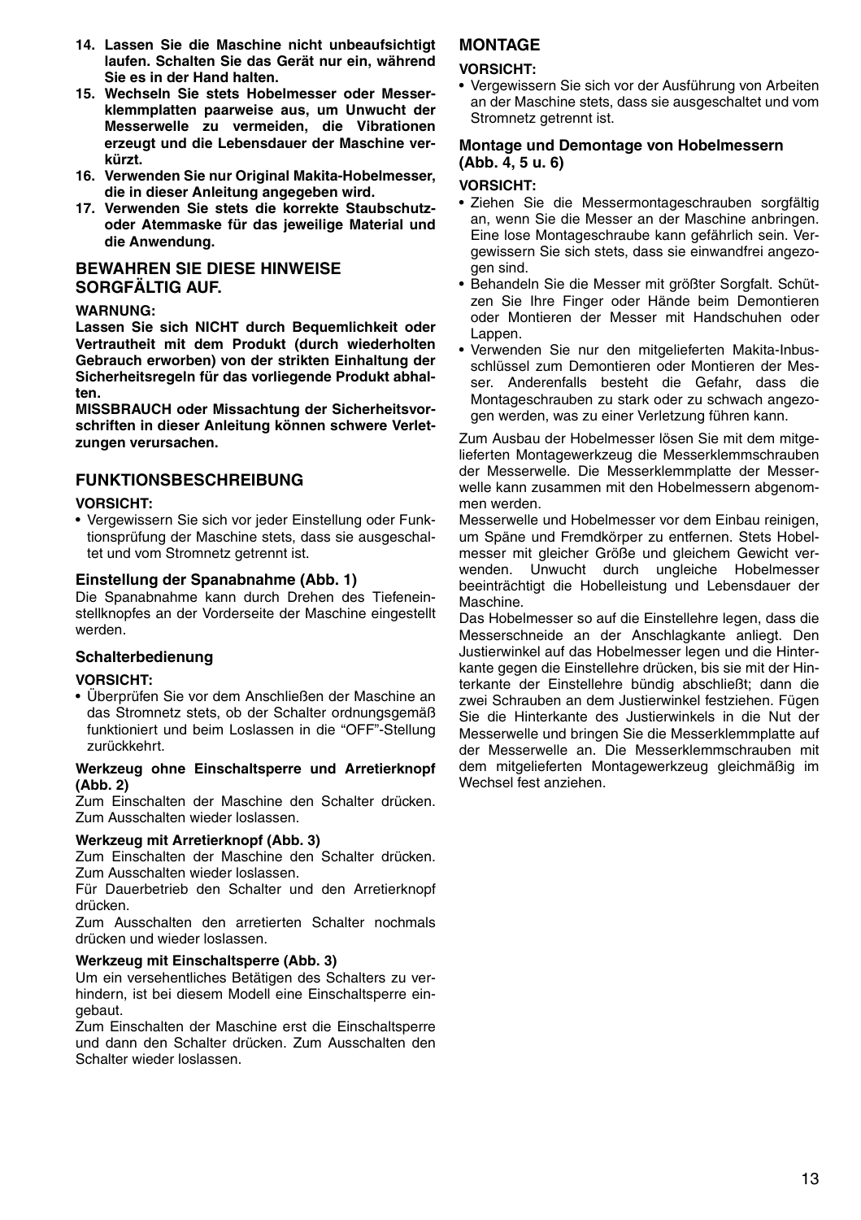**14. Lassen Sie die Maschine nicht unbeaufsichtigt laufen. Schalten Sie das Gerät nur ein, während Sie es in der Hand halten.**

**15. Wechseln Sie stets Hobelmesser oder Messerklemmplatten paarweise aus, um Unwucht der Messerwelle zu vermeiden, die Vibrationen erzeugt und die Lebensdauer der Maschine verkürzt.**

**16. Verwenden Sie nur Original Makita-Hobelmesser, die in dieser Anleitung angegeben wird.**

**17. Verwenden Sie stets die korrekte Staubschutz- oder Atemmaske für das jeweilige Material und die Anwendung.**

## BEWAHREN SIE DIESE HINWEISE SORGFÄLTIG AUF.

**WARNUNG:**

**Lassen Sie sich NICHT durch Bequemlichkeit oder Vertrautheit mit dem Produkt (durch wiederholten Gebrauch erworben) von der strikten Einhaltung der Sicherheitsregeln für das vorliegende Produkt abhalten.**

**MISSBRAUCH oder Missachtung der Sicherheitsvorschriften in dieser Anleitung können schwere Verletzungen verursachen.**

## FUNKTIONSBESCHREIBUNG

**VORSICHT:**

- Vergewissern Sie sich vor jeder Einstellung oder Funktionsprüfung der Maschine stets, dass sie ausgeschaltet und vom Stromnetz getrennt ist.

### Einstellung der Spanabnahme (Abb. 1)

Die Spanabnahme kann durch Drehen des Tiefeneinstellknopfes an der Vorderseite der Maschine eingestellt werden.

### Schalterbedienung

**VORSICHT:**

- Überprüfen Sie vor dem Anschließen der Maschine an das Stromnetz stets, ob der Schalter ordnungsgemäß funktioniert und beim Loslassen in die "OFF"-Stellung zurückkehrt.

#### Werkzeug ohne Einschaltsperre und Arretierknopf (Abb. 2)

Zum Einschalten der Maschine den Schalter drücken. Zum Ausschalten wieder loslassen.

#### Werkzeug mit Arretierknopf (Abb. 3)

Zum Einschalten der Maschine den Schalter drücken. Zum Ausschalten wieder loslassen.

Für Dauerbetrieb den Schalter und den Arretierknopf drücken.

Zum Ausschalten den arretierten Schalter nochmals drücken und wieder loslassen.

#### Werkzeug mit Einschaltsperre (Abb. 3)

Um ein versehentliches Betätigen des Schalters zu verhindern, ist bei diesem Modell eine Einschaltsperre eingebaut.

Zum Einschalten der Maschine erst die Einschaltsperre und dann den Schalter drücken. Zum Ausschalten den Schalter wieder loslassen.

## MONTAGE

**VORSICHT:**

- Vergewissern Sie sich vor der Ausführung von Arbeiten an der Maschine stets, dass sie ausgeschaltet und vom Stromnetz getrennt ist.

### Montage und Demontage von Hobelmessern (Abb. 4, 5 u. 6)

**VORSICHT:**

- Ziehen Sie die Messermontageschrauben sorgfältig an, wenn Sie die Messer an der Maschine anbringen. Eine lose Montageschraube kann gefährlich sein. Vergewissern Sie sich stets, dass sie einwandfrei angezogen sind.
- Behandeln Sie die Messer mit größter Sorgfalt. Schützen Sie Ihre Finger oder Hände beim Demontieren oder Montieren der Messer mit Handschuhen oder Lappen.
- Verwenden Sie nur den mitgelieferten Makita-Inbusschlüssel zum Demontieren oder Montieren der Messer. Anderenfalls besteht die Gefahr, dass die Montageschrauben zu stark oder zu schwach angezogen werden, was zu einer Verletzung führen kann.

Zum Ausbau der Hobelmesser lösen Sie mit dem mitgelieferten Montagewerkzeug die Messerklemmschrauben der Messerwelle. Die Messerklemmplatte der Messerwelle kann zusammen mit den Hobelmessern abgenommen werden.

Messerwelle und Hobelmesser vor dem Einbau reinigen, um Späne und Fremdkörper zu entfernen. Stets Hobelmesser mit gleicher Größe und gleichem Gewicht verwenden. Unwucht durch ungleiche Hobelmesser beeinträchtigt die Hobelleistung und Lebensdauer der Maschine.

Das Hobelmesser so auf die Einstellehre legen, dass die Messerschneide an der Anschlagkante anliegt. Den Justierwinkel auf das Hobelmesser legen und die Hinterkante gegen die Einstellehre drücken, bis sie mit der Hinterkante der Einstellehre bündig abschließt; dann die zwei Schrauben an dem Justierwinkel festziehen. Fügen Sie die Hinterkante des Justierwinkels in die Nut der Messerwelle und bringen Sie die Messerklemmplatte auf der Messerwelle an. Die Messerklemmschrauben mit dem mitgelieferten Montagewerkzeug gleichmäßig im Wechsel fest anziehen.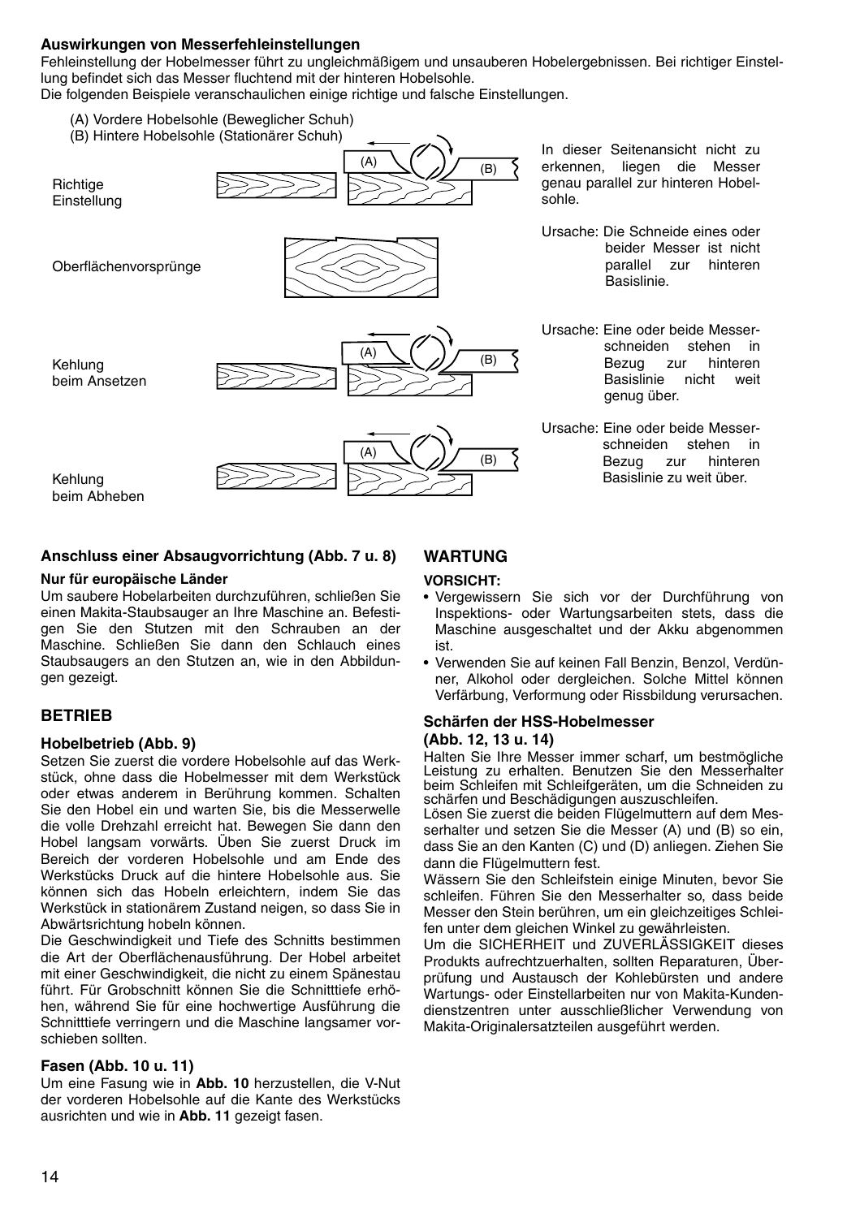### Auswirkungen von Messerfehleinstellungen

Fehleinstellung der Hobelmesser führt zu ungleichmäßigem und unsauberen Hobelergebnissen. Bei richtiger Einstellung befindet sich das Messer fluchtend mit der hinteren Hobelsohle.
Die folgenden Beispiele veranschaulichen einige richtige und falsche Einstellungen.

(A) Vordere Hobelsohle (Beweglicher Schuh)
(B) Hintere Hobelsohle (Stationärer Schuh)

Richtige Einstellung — In dieser Seitenansicht nicht zu erkennen, liegen die Messer genau parallel zur hinteren Hobelsohle.

Oberflächenvorsprünge — Ursache: Die Schneide eines oder beider Messer ist nicht parallel zur hinteren Basislinie.

Kehlung beim Ansetzen — Ursache: Eine oder beide Messerschneiden stehen in Bezug zur hinteren Basislinie nicht weit genug über.

Kehlung beim Abheben — Ursache: Eine oder beide Messerschneiden stehen in Bezug zur hinteren Basislinie zu weit über.

### Anschluss einer Absaugvorrichtung (Abb. 7 u. 8)

**Nur für europäische Länder**

Um saubere Hobelarbeiten durchzuführen, schließen Sie einen Makita-Staubsauger an Ihre Maschine an. Befestigen Sie den Stutzen mit den Schrauben an der Maschine. Schließen Sie dann den Schlauch eines Staubsaugers an den Stutzen an, wie in den Abbildungen gezeigt.

## BETRIEB

### Hobelbetrieb (Abb. 9)

Setzen Sie zuerst die vordere Hobelsohle auf das Werkstück, ohne dass die Hobelmesser mit dem Werkstück oder etwas anderem in Berührung kommen. Schalten Sie den Hobel ein und warten Sie, bis die Messerwelle die volle Drehzahl erreicht hat. Bewegen Sie dann den Hobel langsam vorwärts. Üben Sie zuerst Druck im Bereich der vorderen Hobelsohle und am Ende des Werkstücks Druck auf die hintere Hobelsohle aus. Sie können sich das Hobeln erleichtern, indem Sie das Werkstück in stationärem Zustand neigen, so dass Sie in Abwärtsrichtung hobeln können.

Die Geschwindigkeit und Tiefe des Schnitts bestimmen die Art der Oberflächenausführung. Der Hobel arbeitet mit einer Geschwindigkeit, die nicht zu einem Spänestau führt. Für Grobschnitt können Sie die Schnitttiefe erhöhen, während Sie für eine hochwertige Ausführung die Schnitttiefe verringern und die Maschine langsamer vorschieben sollten.

### Fasen (Abb. 10 u. 11)

Um eine Fasung wie in **Abb. 10** herzustellen, die V-Nut der vorderen Hobelsohle auf die Kante des Werkstücks ausrichten und wie in **Abb. 11** gezeigt fasen.

## WARTUNG

**VORSICHT:**

- Vergewissern Sie sich vor der Durchführung von Inspektions- oder Wartungsarbeiten stets, dass die Maschine ausgeschaltet und der Akku abgenommen ist.
- Verwenden Sie auf keinen Fall Benzin, Benzol, Verdünner, Alkohol oder dergleichen. Solche Mittel können Verfärbung, Verformung oder Rissbildung verursachen.

### Schärfen der HSS-Hobelmesser (Abb. 12, 13 u. 14)

Halten Sie Ihre Messer immer scharf, um bestmögliche Leistung zu erhalten. Benutzen Sie den Messerhalter beim Schleifen mit Schleifgeräten, um die Schneiden zu schärfen und Beschädigungen auszuschleifen.

Lösen Sie zuerst die beiden Flügelmuttern auf dem Messerhalter und setzen Sie die Messer (A) und (B) so ein, dass Sie an den Kanten (C) und (D) anliegen. Ziehen Sie dann die Flügelmuttern fest.

Wässern Sie den Schleifstein einige Minuten, bevor Sie schleifen. Führen Sie den Messerhalter so, dass beide Messer den Stein berühren, um ein gleichzeitiges Schleifen unter dem gleichen Winkel zu gewährleisten.

Um die SICHERHEIT und ZUVERLÄSSIGKEIT dieses Produkts aufrechtzuerhalten, sollten Reparaturen, Überprüfung und Austausch der Kohlebürsten und andere Wartungs- oder Einstellarbeiten nur von Makita-Kundendienstzentren unter ausschließlicher Verwendung von Makita-Originalersatzteilen ausgeführt werden.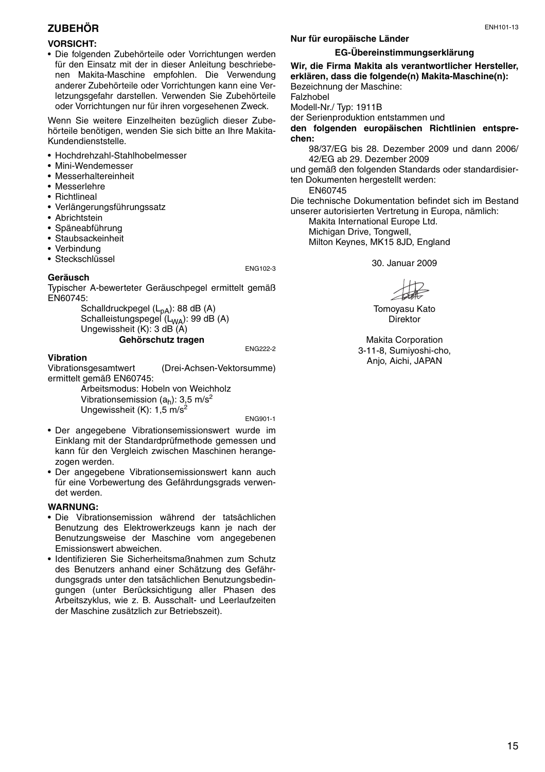## ZUBEHÖR

**VORSICHT:**

- Die folgenden Zubehörteile oder Vorrichtungen werden für den Einsatz mit der in dieser Anleitung beschriebenen Makita-Maschine empfohlen. Die Verwendung anderer Zubehörteile oder Vorrichtungen kann eine Verletzungsgefahr darstellen. Verwenden Sie Zubehörteile oder Vorrichtungen nur für ihren vorgesehenen Zweck.

Wenn Sie weitere Einzelheiten bezüglich dieser Zubehörteile benötigen, wenden Sie sich bitte an Ihre Makita-Kundendienststelle.

- Hochdrehzahl-Stahlhobelmesser
- Mini-Wendemesser
- Messerhaltereinheit
- Messerlehre
- Richtlineal
- Verlängerungsführungssatz
- Abrichtstein
- Späneabführung
- Staubsackeinheit
- Verbindung
- Steckschlüssel

ENG102-3

**Geräusch**

Typischer A-bewerteter Geräuschpegel ermittelt gemäß EN60745:

Schalldruckpegel ($L_{pA}$): 88 dB (A)
Schalleistungspegel ($L_{WA}$): 99 dB (A)
Ungewissheit (K): 3 dB (A)

**Gehörschutz tragen**

ENG222-2

**Vibration**

Vibrationsgesamtwert (Drei-Achsen-Vektorsumme) ermittelt gemäß EN60745:

Arbeitsmodus: Hobeln von Weichholz
Vibrationsemission ($a_h$): 3,5 $m/s^2$
Ungewissheit (K): 1,5 $m/s^2$

ENG901-1

- Der angegebene Vibrationsemissionswert wurde im Einklang mit der Standardprüfmethode gemessen und kann für den Vergleich zwischen Maschinen herangezogen werden.
- Der angegebene Vibrationsemissionswert kann auch für eine Vorbewertung des Gefährdungsgrads verwendet werden.

**WARNUNG:**

- Die Vibrationsemission während der tatsächlichen Benutzung des Elektrowerkzeugs kann je nach der Benutzungsweise der Maschine vom angegebenen Emissionswert abweichen.
- Identifizieren Sie Sicherheitsmaßnahmen zum Schutz des Benutzers anhand einer Schätzung des Gefährdungsgrads unter den tatsächlichen Benutzungsbedingungen (unter Berücksichtigung aller Phasen des Arbeitszyklus, wie z. B. Ausschalt- und Leerlaufzeiten der Maschine zusätzlich zur Betriebszeit).

ENH101-13

**Nur für europäische Länder**

**EG-Übereinstimmungserklärung**

**Wir, die Firma Makita als verantwortlicher Hersteller, erklären, dass die folgende(n) Makita-Maschine(n):**

Bezeichnung der Maschine:
Falzhobel
Modell-Nr./ Typ: 1911B
der Serienproduktion entstammen und
**den folgenden europäischen Richtlinien entsprechen:**

98/37/EG bis 28. Dezember 2009 und dann 2006/42/EG ab 29. Dezember 2009

und gemäß den folgenden Standards oder standardisierten Dokumenten hergestellt werden:

EN60745

Die technische Dokumentation befindet sich im Bestand unserer autorisierten Vertretung in Europa, nämlich:

Makita International Europe Ltd.
Michigan Drive, Tongwell,
Milton Keynes, MK15 8JD, England

30. Januar 2009

Tomoyasu Kato
Direktor

Makita Corporation
3-11-8, Sumiyoshi-cho,
Anjo, Aichi, JAPAN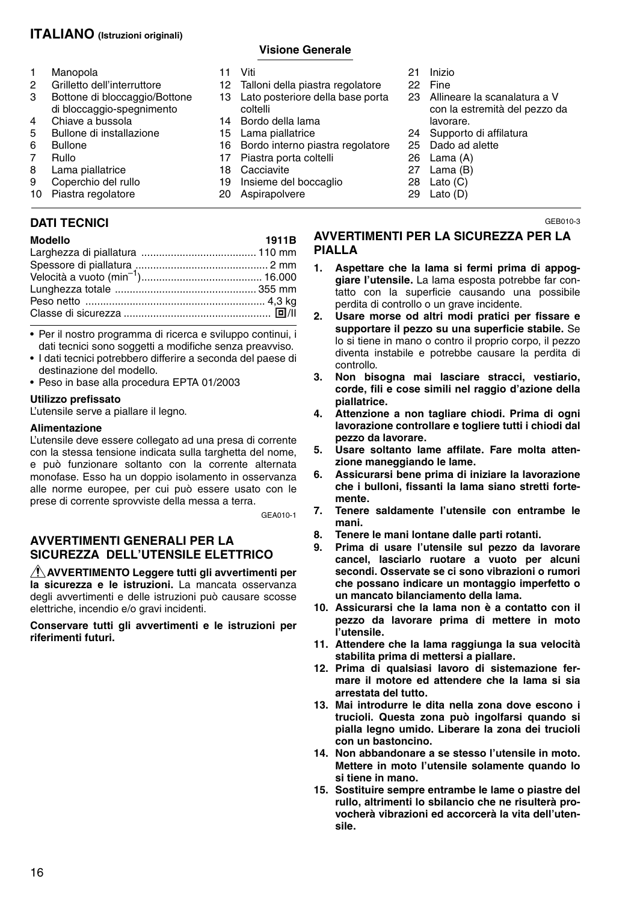# ITALIANO (Istruzioni originali)

### Visione Generale

1. Manopola
2. Grilletto dell'interruttore
3. Bottone di bloccaggio/Bottone di bloccaggio-spegnimento
4. Chiave a bussola
5. Bullone di installazione
6. Bullone
7. Rullo
8. Lama piallatrice
9. Coperchio del rullo
10. Piastra regolatore
11. Viti
12. Talloni della piastra regolatore
13. Lato posteriore della base porta coltelli
14. Bordo della lama
15. Lama piallatrice
16. Bordo interno piastra regolatore
17. Piastra porta coltelli
18. Cacciavite
19. Insieme del boccaglio
20. Aspirapolvere
21. Inizio
22. Fine
23. Allineare la scanalatura a V con la estremità del pezzo da lavorare.
24. Supporto di affilatura
25. Dado ad alette
26. Lama (A)
27. Lama (B)
28. Lato (C)
29. Lato (D)

## DATI TECNICI

| Modello | 1911B |
|---|---|
| Larghezza di piallatura | 110 mm |
| Spessore di piallatura | 2 mm |
| Velocità a vuoto ($min^{-1}$) | 16.000 |
| Lunghezza totale | 355 mm |
| Peso netto | 4,3 kg |
| Classe di sicurezza | ⧈/II |

- Per il nostro programma di ricerca e sviluppo continui, i dati tecnici sono soggetti a modifiche senza preavviso.
- I dati tecnici potrebbero differire a seconda del paese di destinazione del modello.
- Peso in base alla procedura EPTA 01/2003

**Utilizzo prefissato**

L'utensile serve a piallare il legno.

**Alimentazione**

L'utensile deve essere collegato ad una presa di corrente con la stessa tensione indicata sulla targhetta del nome, e può funzionare soltanto con la corrente alternata monofase. Esso ha un doppio isolamento in osservanza alle norme europee, per cui può essere usato con le prese di corrente sprovviste della messa a terra.

GEA010-1

## AVVERTIMENTI GENERALI PER LA SICUREZZA DELL'UTENSILE ELETTRICO

⚠ **AVVERTIMENTO Leggere tutti gli avvertimenti per la sicurezza e le istruzioni.** La mancata osservanza degli avvertimenti e delle istruzioni può causare scosse elettriche, incendio e/o gravi incidenti.

**Conservare tutti gli avvertimenti e le istruzioni per riferimenti futuri.**

GEB010-3

## AVVERTIMENTI PER LA SICUREZZA PER LA PIALLA

1. **Aspettare che la lama si fermi prima di appoggiare l'utensile.** La lama esposta potrebbe far contatto con la superficie causando una possibile perdita di controllo o un grave incidente.
2. **Usare morse od altri modi pratici per fissare e supportare il pezzo su una superficie stabile.** Se lo si tiene in mano o contro il proprio corpo, il pezzo diventa instabile e potrebbe causare la perdita di controllo.
3. **Non bisogna mai lasciare stracci, vestiario, corde, fili e cose simili nel raggio d'azione della piallatrice.**
4. **Attenzione a non tagliare chiodi. Prima di ogni lavorazione controllare e togliere tutti i chiodi dal pezzo da lavorare.**
5. **Usare soltanto lame affilate. Fare molta attenzione maneggiando le lame.**
6. **Assicurarsi bene prima di iniziare la lavorazione che i bulloni, fissanti la lama siano stretti fortemente.**
7. **Tenere saldamente l'utensile con entrambe le mani.**
8. **Tenere le mani lontane dalle parti rotanti.**
9. **Prima di usare l'utensile sul pezzo da lavorare cancel, lasciarlo ruotare a vuoto per alcuni secondi. Osservate se ci sono vibrazioni o rumori che possano indicare un montaggio imperfetto o un mancato bilanciamento della lama.**
10. **Assicurarsi che la lama non è a contatto con il pezzo da lavorare prima di mettere in moto l'utensile.**
11. **Attendere che la lama raggiunga la sua velocità stabilita prima di mettersi a piallare.**
12. **Prima di qualsiasi lavoro di sistemazione fermare il motore ed attendere che la lama si sia arrestata del tutto.**
13. **Mai introdurre le dita nella zona dove escono i trucioli. Questa zona può ingolfarsi quando si pialla legno umido. Liberare la zona dei trucioli con un bastoncino.**
14. **Non abbandonare a se stesso l'utensile in moto. Mettere in moto l'utensile solamente quando lo si tiene in mano.**
15. **Sostituire sempre entrambe le lame o piastre del rullo, altrimenti lo sbilancio che ne risulterà provocherà vibrazioni ed accorcerà la vita dell'utensile.**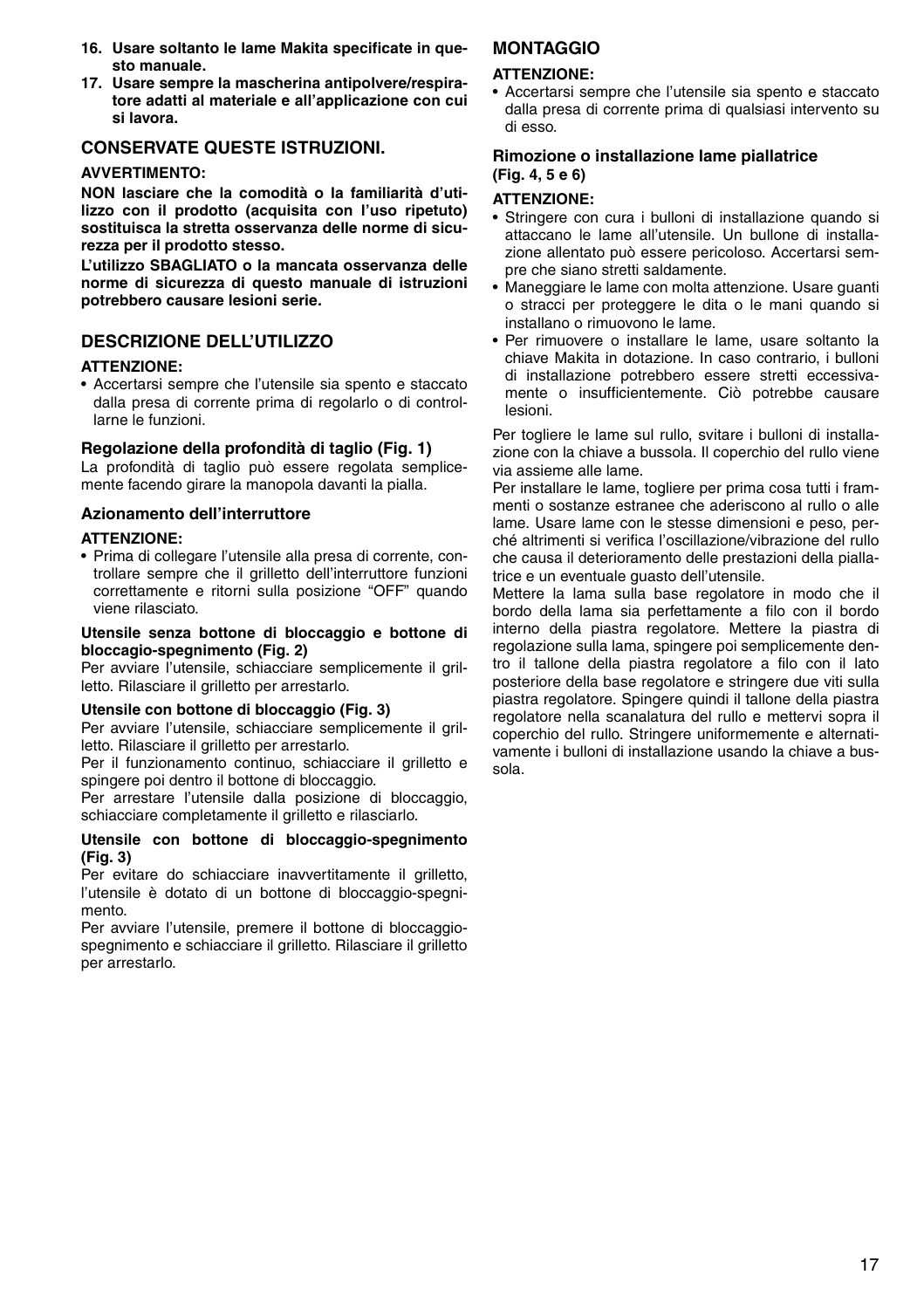16. **Usare soltanto le lame Makita specificate in questo manuale.**
17. **Usare sempre la mascherina antipolvere/respiratore adatti al materiale e all'applicazione con cui si lavora.**

## CONSERVATE QUESTE ISTRUZIONI.

**AVVERTIMENTO:**

**NON lasciare che la comodità o la familiarità d'utilizzo con il prodotto (acquisita con l'uso ripetuto) sostituisca la stretta osservanza delle norme di sicurezza per il prodotto stesso.**

**L'utilizzo SBAGLIATO o la mancata osservanza delle norme di sicurezza di questo manuale di istruzioni potrebbero causare lesioni serie.**

## DESCRIZIONE DELL'UTILIZZO

**ATTENZIONE:**

- Accertarsi sempre che l'utensile sia spento e staccato dalla presa di corrente prima di regolarlo o di controllarne le funzioni.

### Regolazione della profondità di taglio (Fig. 1)

La profondità di taglio può essere regolata semplicemente facendo girare la manopola davanti la pialla.

### Azionamento dell'interruttore

**ATTENZIONE:**

- Prima di collegare l'utensile alla presa di corrente, controllare sempre che il grilletto dell'interruttore funzioni correttamente e ritorni sulla posizione "OFF" quando viene rilasciato.

#### Utensile senza bottone di bloccaggio e bottone di bloccagio-spegnimento (Fig. 2)

Per avviare l'utensile, schiacciare semplicemente il grilletto. Rilasciare il grilletto per arrestarlo.

#### Utensile con bottone di bloccaggio (Fig. 3)

Per avviare l'utensile, schiacciare semplicemente il grilletto. Rilasciare il grilletto per arrestarlo.

Per il funzionamento continuo, schiacciare il grilletto e spingere poi dentro il bottone di bloccaggio.

Per arrestare l'utensile dalla posizione di bloccaggio, schiacciare completamente il grilletto e rilasciarlo.

#### Utensile con bottone di bloccaggio-spegnimento (Fig. 3)

Per evitare do schiacciare inavvertitamente il grilletto, l'utensile è dotato di un bottone di bloccaggio-spegnimento.

Per avviare l'utensile, premere il bottone di bloccaggio-spegnimento e schiacciare il grilletto. Rilasciare il grilletto per arrestarlo.

## MONTAGGIO

**ATTENZIONE:**

- Accertarsi sempre che l'utensile sia spento e staccato dalla presa di corrente prima di qualsiasi intervento su di esso.

### Rimozione o installazione lame piallatrice (Fig. 4, 5 e 6)

**ATTENZIONE:**

- Stringere con cura i bulloni di installazione quando si attaccano le lame all'utensile. Un bullone di installazione allentato può essere pericoloso. Accertarsi sempre che siano stretti saldamente.
- Maneggiare le lame con molta attenzione. Usare guanti o stracci per proteggere le dita o le mani quando si installano o rimuovono le lame.
- Per rimuovere o installare le lame, usare soltanto la chiave Makita in dotazione. In caso contrario, i bulloni di installazione potrebbero essere stretti eccessivamente o insufficientemente. Ciò potrebbe causare lesioni.

Per togliere le lame sul rullo, svitare i bulloni di installazione con la chiave a bussola. Il coperchio del rullo viene via assieme alle lame.

Per installare le lame, togliere per prima cosa tutti i frammenti o sostanze estranee che aderiscono al rullo o alle lame. Usare lame con le stesse dimensioni e peso, perché altrimenti si verifica l'oscillazione/vibrazione del rullo che causa il deterioramento delle prestazioni della piallatrice e un eventuale guasto dell'utensile.

Mettere la lama sulla base regolatore in modo che il bordo della lama sia perfettamente a filo con il bordo interno della piastra regolatore. Mettere la piastra di regolazione sulla lama, spingere poi semplicemente dentro il tallone della piastra regolatore a filo con il lato posteriore della base regolatore e stringere due viti sulla piastra regolatore. Spingere quindi il tallone della piastra regolatore nella scanalatura del rullo e mettervi sopra il coperchio del rullo. Stringere uniformemente e alternativamente i bulloni di installazione usando la chiave a bussola.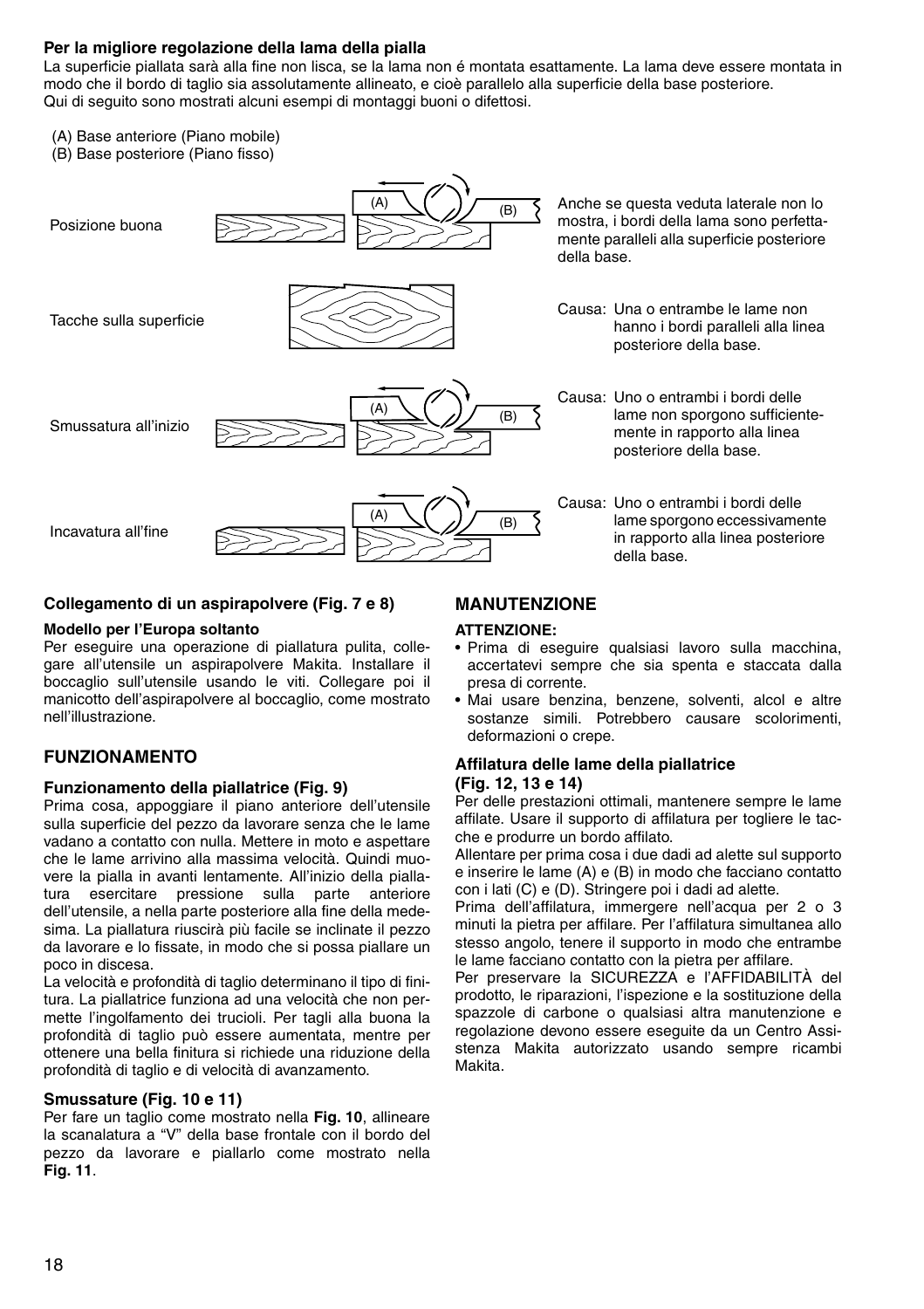### Per la migliore regolazione della lama della pialla

La superficie piallata sarà alla fine non lisca, se la lama non é montata esattamente. La lama deve essere montata in modo che il bordo di taglio sia assolutamente allineato, e cioè parallelo alla superficie della base posteriore.
Qui di seguito sono mostrati alcuni esempi di montaggi buoni o difettosi.

(A) Base anteriore (Piano mobile)
(B) Base posteriore (Piano fisso)

Posizione buona

Anche se questa veduta laterale non lo mostra, i bordi della lama sono perfettamente paralleli alla superficie posteriore della base.

Tacche sulla superficie

Causa: Una o entrambe le lame non hanno i bordi paralleli alla linea posteriore della base.

Smussatura all'inizio

Causa: Uno o entrambi i bordi delle lame non sporgono sufficientemente in rapporto alla linea posteriore della base.

Incavatura all'fine

Causa: Uno o entrambi i bordi delle lame sporgono eccessivamente in rapporto alla linea posteriore della base.

### Collegamento di un aspirapolvere (Fig. 7 e 8)

**Modello per l'Europa soltanto**

Per eseguire una operazione di piallatura pulita, collegare all'utensile un aspirapolvere Makita. Installare il boccaglio sull'utensile usando le viti. Collegare poi il manicotto dell'aspirapolvere al boccaglio, come mostrato nell'illustrazione.

## FUNZIONAMENTO

### Funzionamento della piallatrice (Fig. 9)

Prima cosa, appoggiare il piano anteriore dell'utensile sulla superficie del pezzo da lavorare senza che le lame vadano a contatto con nulla. Mettere in moto e aspettare che le lame arrivino alla massima velocità. Quindi muovere la pialla in avanti lentamente. All'inizio della piallatura esercitare pressione sulla parte anteriore dell'utensile, a nella parte posteriore alla fine della medesima. La piallatura riuscirà più facile se inclinate il pezzo da lavorare e lo fissate, in modo che si possa piallare un poco in discesa.

La velocità e profondità di taglio determinano il tipo di finitura. La piallatrice funziona ad una velocità che non permette l'ingolfamento dei trucioli. Per tagli alla buona la profondità di taglio può essere aumentata, mentre per ottenere una bella finitura si richiede una riduzione della profondità di taglio e di velocità di avanzamento.

### Smussature (Fig. 10 e 11)

Per fare un taglio come mostrato nella **Fig. 10**, allineare la scanalatura a "V" della base frontale con il bordo del pezzo da lavorare e piallarlo come mostrato nella **Fig. 11**.

## MANUTENZIONE

**ATTENZIONE:**

- Prima di eseguire qualsiasi lavoro sulla macchina, accertatevi sempre che sia spenta e staccata dalla presa di corrente.
- Mai usare benzina, benzene, solventi, alcol e altre sostanze simili. Potrebbero causare scolorimenti, deformazioni o crepe.

### Affilatura delle lame della piallatrice (Fig. 12, 13 e 14)

Per delle prestazioni ottimali, mantenere sempre le lame affilate. Usare il supporto di affilatura per togliere le tacche e produrre un bordo affilato.

Allentare per prima cosa i due dadi ad alette sul supporto e inserire le lame (A) e (B) in modo che facciano contatto con i lati (C) e (D). Stringere poi i dadi ad alette.

Prima dell'affilatura, immergere nell'acqua per 2 o 3 minuti la pietra per affilare. Per l'affilatura simultanea allo stesso angolo, tenere il supporto in modo che entrambe le lame facciano contatto con la pietra per affilare.

Per preservare la SICUREZZA e l'AFFIDABILITÀ del prodotto, le riparazioni, l'ispezione e la sostituzione della spazzole di carbone o qualsiasi altra manutenzione e regolazione devono essere eseguite da un Centro Assistenza Makita autorizzato usando sempre ricambi Makita.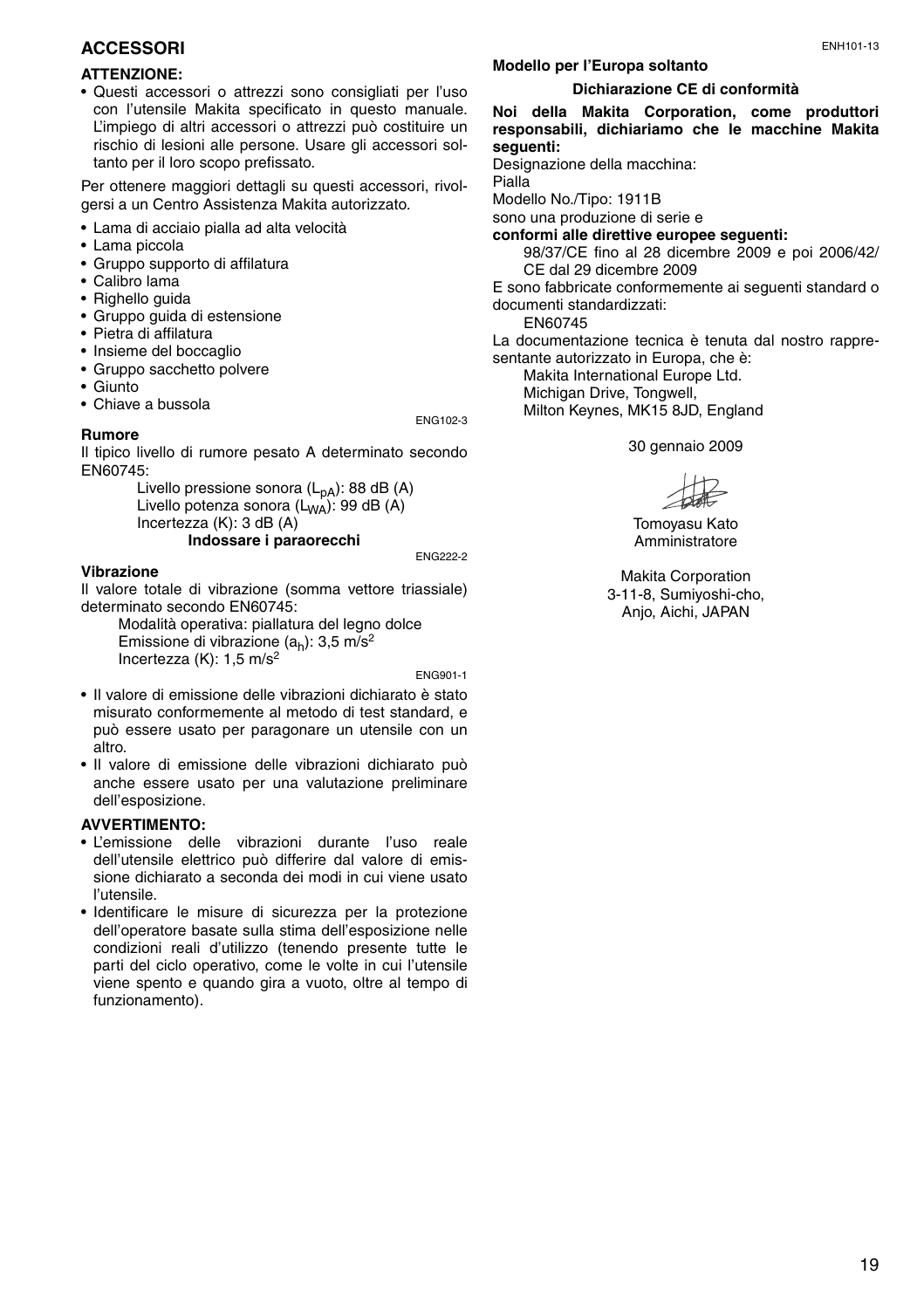## ACCESSORI

**ATTENZIONE:**

- Questi accessori o attrezzi sono consigliati per l'uso con l'utensile Makita specificato in questo manuale. L'impiego di altri accessori o attrezzi può costituire un rischio di lesioni alle persone. Usare gli accessori soltanto per il loro scopo prefissato.

Per ottenere maggiori dettagli su questi accessori, rivolgersi a un Centro Assistenza Makita autorizzato.

- Lama di acciaio pialla ad alta velocità
- Lama piccola
- Gruppo supporto di affilatura
- Calibro lama
- Righello guida
- Gruppo guida di estensione
- Pietra di affilatura
- Insieme del boccaglio
- Gruppo sacchetto polvere
- Giunto
- Chiave a bussola

ENG102-3

**Rumore**

Il tipico livello di rumore pesato A determinato secondo EN60745:

Livello pressione sonora ($L_{pA}$): 88 dB (A)
Livello potenza sonora ($L_{WA}$): 99 dB (A)
Incertezza (K): 3 dB (A)

**Indossare i paraorecchi**

ENG222-2

**Vibrazione**

Il valore totale di vibrazione (somma vettore triassiale) determinato secondo EN60745:

Modalità operativa: piallatura del legno dolce
Emissione di vibrazione ($a_h$): 3,5 $m/s^2$
Incertezza (K): 1,5 $m/s^2$

ENG901-1

- Il valore di emissione delle vibrazioni dichiarato è stato misurato conformemente al metodo di test standard, e può essere usato per paragonare un utensile con un altro.
- Il valore di emissione delle vibrazioni dichiarato può anche essere usato per una valutazione preliminare dell'esposizione.

**AVVERTIMENTO:**

- L'emissione delle vibrazioni durante l'uso reale dell'utensile elettrico può differire dal valore di emissione dichiarato a seconda dei modi in cui viene usato l'utensile.
- Identificare le misure di sicurezza per la protezione dell'operatore basate sulla stima dell'esposizione nelle condizioni reali d'utilizzo (tenendo presente tutte le parti del ciclo operativo, come le volte in cui l'utensile viene spento e quando gira a vuoto, oltre al tempo di funzionamento).

ENH101-13

**Modello per l'Europa soltanto**

**Dichiarazione CE di conformità**

**Noi della Makita Corporation, come produttori responsabili, dichiariamo che le macchine Makita seguenti:**

Designazione della macchina:
Pialla
Modello No./Tipo: 1911B
sono una produzione di serie e
**conformi alle direttive europee seguenti:**

98/37/CE fino al 28 dicembre 2009 e poi 2006/42/CE dal 29 dicembre 2009

E sono fabbricate conformemente ai seguenti standard o documenti standardizzati:

EN60745

La documentazione tecnica è tenuta dal nostro rappresentante autorizzato in Europa, che è:

Makita International Europe Ltd.
Michigan Drive, Tongwell,
Milton Keynes, MK15 8JD, England

30 gennaio 2009

Tomoyasu Kato
Amministratore

Makita Corporation
3-11-8, Sumiyoshi-cho,
Anjo, Aichi, JAPAN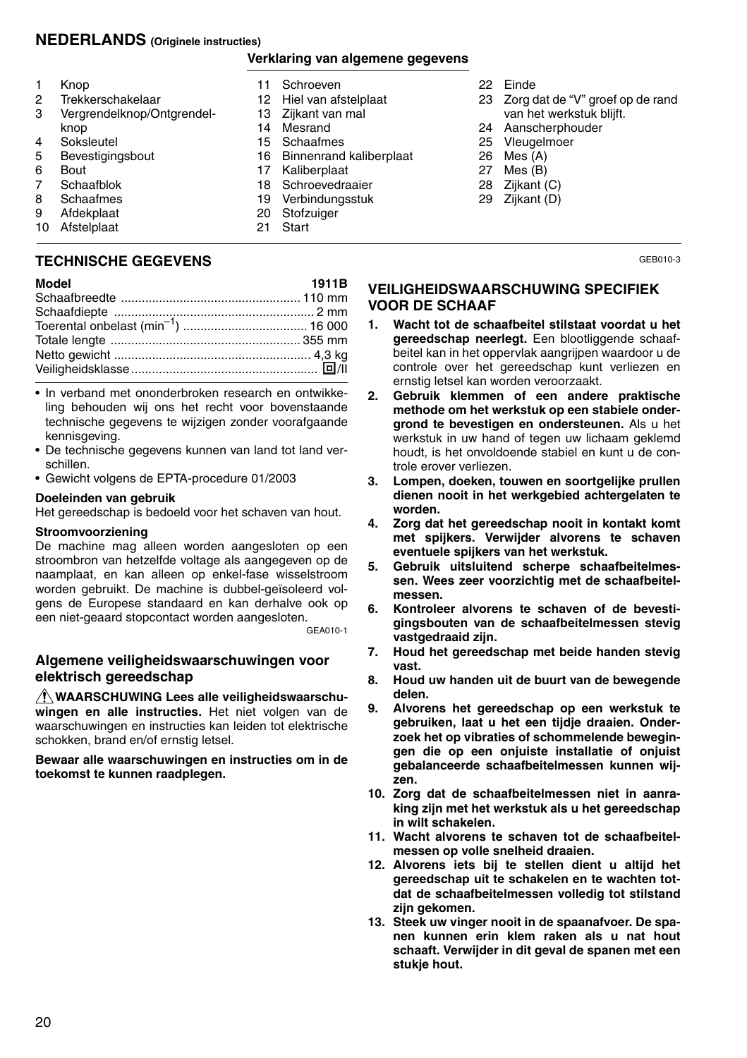## NEDERLANDS (Originele instructies)

### Verklaring van algemene gegevens

1. Knop
2. Trekkerschakelaar
3. Vergrendelknop/Ontgrendelknop
4. Soksleutel
5. Bevestigingsbout
6. Bout
7. Schaafblok
8. Schaafmes
9. Afdekplaat
10. Afstelplaat
11. Schroeven
12. Hiel van afstelplaat
13. Zijkant van mal
14. Mesrand
15. Schaafmes
16. Binnenrand kaliberplaat
17. Kaliberplaat
18. Schroevedraaier
19. Verbindungsstuk
20. Stofzuiger
21. Start
22. Einde
23. Zorg dat de "V" groef op de rand van het werkstuk blijft.
24. Aanscherphouder
25. Vleugelmoer
26. Mes (A)
27. Mes (B)
28. Zijkant (C)
29. Zijkant (D)

## TECHNISCHE GEGEVENS

| Model | 1911B |
|---|---|
| Schaafbreedte | 110 mm |
| Schaafdiepte | 2 mm |
| Toerental onbelast ($min^{-1}$) | 16 000 |
| Totale lengte | 355 mm |
| Netto gewicht | 4,3 kg |
| Veiligheidsklasse | ⧈/II |

- In verband met ononderbroken research en ontwikkeling behouden wij ons het recht voor bovenstaande technische gegevens te wijzigen zonder voorafgaande kennisgeving.
- De technische gegevens kunnen van land tot land verschillen.
- Gewicht volgens de EPTA-procedure 01/2003

**Doeleinden van gebruik**
Het gereedschap is bedoeld voor het schaven van hout.

**Stroomvoorziening**
De machine mag alleen worden aangesloten op een stroombron van hetzelfde voltage als aangegeven op de naamplaat, en kan alleen op enkel-fase wisselstroom worden gebruikt. De machine is dubbel-geïsoleerd volgens de Europese standaard en kan derhalve ook op een niet-geaard stopcontact worden aangesloten.

GEA010-1

### Algemene veiligheidswaarschuwingen voor elektrisch gereedschap

⚠ **WAARSCHUWING Lees alle veiligheidswaarschuwingen en alle instructies.** Het niet volgen van de waarschuwingen en instructies kan leiden tot elektrische schokken, brand en/of ernstig letsel.

**Bewaar alle waarschuwingen en instructies om in de toekomst te kunnen raadplegen.**

GEB010-3

### VEILIGHEIDSWAARSCHUWING SPECIFIEK VOOR DE SCHAAF

1. **Wacht tot de schaafbeitel stilstaat voordat u het gereedschap neerlegt.** Een blootliggende schaafbeitel kan in het oppervlak aangrijpen waardoor u de controle over het gereedschap kunt verliezen en ernstig letsel kan worden veroorzaakt.
2. **Gebruik klemmen of een andere praktische methode om het werkstuk op een stabiele ondergrond te bevestigen en ondersteunen.** Als u het werkstuk in uw hand of tegen uw lichaam geklemd houdt, is het onvoldoende stabiel en kunt u de controle erover verliezen.
3. **Lompen, doeken, touwen en soortgelijke prullen dienen nooit in het werkgebied achtergelaten te worden.**
4. **Zorg dat het gereedschap nooit in kontakt komt met spijkers. Verwijder alvorens te schaven eventuele spijkers van het werkstuk.**
5. **Gebruik uitsluitend scherpe schaafbeitelmessen. Wees zeer voorzichtig met de schaafbeitelmessen.**
6. **Kontroleer alvorens te schaven of de bevestigingsbouten van de schaafbeitelmessen stevig vastgedraaid zijn.**
7. **Houd het gereedschap met beide handen stevig vast.**
8. **Houd uw handen uit de buurt van de bewegende delen.**
9. **Alvorens het gereedschap op een werkstuk te gebruiken, laat u het een tijdje draaien. Onderzoek het op vibraties of schommelende bewegingen die op een onjuiste installatie of onjuist gebalanceerde schaafbeitelmessen kunnen wijzen.**
10. **Zorg dat de schaafbeitelmessen niet in aanraking zijn met het werkstuk als u het gereedschap in wilt schakelen.**
11. **Wacht alvorens te schaven tot de schaafbeitelmessen op volle snelheid draaien.**
12. **Alvorens iets bij te stellen dient u altijd het gereedschap uit te schakelen en te wachten totdat de schaafbeitelmessen volledig tot stilstand zijn gekomen.**
13. **Steek uw vinger nooit in de spaanafvoer. De spanen kunnen erin klem raken als u nat hout schaaft. Verwijder in dit geval de spanen met een stukje hout.**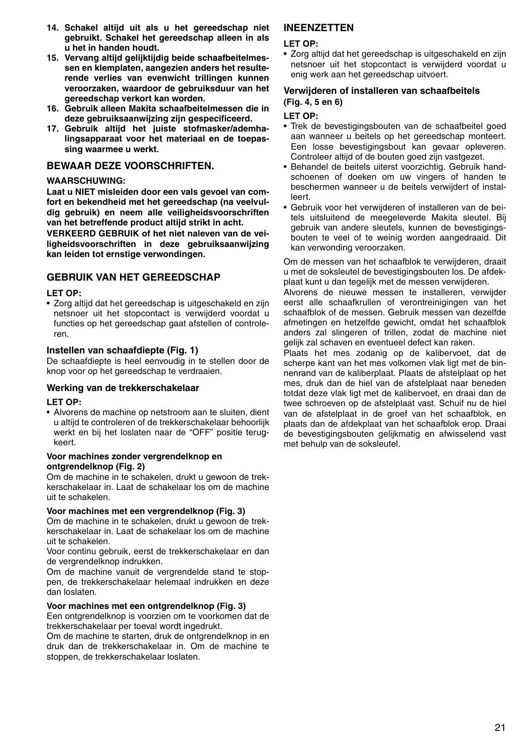**14. Schakel altijd uit als u het gereedschap niet gebruikt. Schakel het gereedschap alleen in als u het in handen houdt.**

**15. Vervang altijd gelijktijdig beide schaafbeitelmessen en klemplaten, aangezien anders het resulterende verlies van evenwicht trillingen kunnen veroorzaken, waardoor de gebruiksduur van het gereedschap verkort kan worden.**

**16. Gebruik alleen Makita schaafbeitelmessen die in deze gebruiksaanwijzing zijn gespecificeerd.**

**17. Gebruik altijd het juiste stofmasker/ademhalingsapparaat voor het materiaal en de toepassing waarmee u werkt.**

## BEWAAR DEZE VOORSCHRIFTEN.

**WAARSCHUWING:**

**Laat u NIET misleiden door een vals gevoel van comfort en bekendheid met het gereedschap (na veelvuldig gebruik) en neem alle veiligheidsvoorschriften van het betreffende product altijd strikt in acht.**

**VERKEERD GEBRUIK of het niet naleven van de veiligheidsvoorschriften in deze gebruiksaanwijzing kan leiden tot ernstige verwondingen.**

## GEBRUIK VAN HET GEREEDSCHAP

**LET OP:**

- Zorg altijd dat het gereedschap is uitgeschakeld en zijn netsnoer uit het stopcontact is verwijderd voordat u functies op het gereedschap gaat afstellen of controleren.

### Instellen van schaafdiepte (Fig. 1)

De schaafdiepte is heel eenvoudig in te stellen door de knop voor op het gereedschap te verdraaien.

### Werking van de trekkerschakelaar

**LET OP:**

- Alvorens de machine op netstroom aan te sluiten, dient u altijd te controleren of de trekkerschakelaar behoorlijk werkt en bij het loslaten naar de "OFF" positie terugkeert.

#### Voor machines zonder vergrendelknop en ontgrendelknop (Fig. 2)

Om de machine in te schakelen, drukt u gewoon de trekkerschakelaar in. Laat de schakelaar los om de machine uit te schakelen.

#### Voor machines met een vergrendelknop (Fig. 3)

Om de machine in te schakelen, drukt u gewoon de trekkerschakelaar in. Laat de schakelaar los om de machine uit te schakelen.

Voor continu gebruik, eerst de trekkerschakelaar en dan de vergrendelknop indrukken.

Om de machine vanuit de vergrendelde stand te stoppen, de trekkerschakelaar helemaal indrukken en deze dan loslaten.

#### Voor machines met een ontgrendelknop (Fig. 3)

Een ontgrendelknop is voorzien om te voorkomen dat de trekkerschakelaar per toeval wordt ingedrukt.

Om de machine te starten, druk de ontgrendelknop in en druk dan de trekkerschakelaar in. Om de machine te stoppen, de trekkerschakelaar loslaten.

## INEENZETTEN

**LET OP:**

- Zorg altijd dat het gereedschap is uitgeschakeld en zijn netsnoer uit het stopcontact is verwijderd voordat u enig werk aan het gereedschap uitvoert.

### Verwijderen of installeren van schaafbeitels (Fig. 4, 5 en 6)

**LET OP:**

- Trek de bevestigingsbouten van de schaafbeitel goed aan wanneer u beitels op het gereedschap monteert. Een losse bevestigingsbout kan gevaar opleveren. Controleer altijd of de bouten goed zijn vastgezet.
- Behandel de beitels uiterst voorzichtig. Gebruik handschoenen of doeken om uw vingers of handen te beschermen wanneer u de beitels verwijdert of installeert.
- Gebruik voor het verwijderen of installeren van de beitels uitsluitend de meegeleverde Makita sleutel. Bij gebruik van andere sleutels, kunnen de bevestigingsbouten te veel of te weinig worden aangedraaid. Dit kan verwonding veroorzaken.

Om de messen van het schaafblok te verwijderen, draait u met de soksleutel de bevestigingsbouten los. De afdekplaat kunt u dan tegelijk met de messen verwijderen.

Alvorens de nieuwe messen te installeren, verwijder eerst alle schaafkrullen of verontreinigingen van het schaafblok of de messen. Gebruik messen van dezelfde afmetingen en hetzelfde gewicht, omdat het schaafblok anders zal slingeren of trillen, zodat de machine niet gelijk zal schaven en eventueel defect kan raken.

Plaats het mes zodanig op de kalibervoet, dat de scherpe kant van het mes volkomen vlak ligt met de binnenrand van de kaliberplaat. Plaats de afstelplaat op het mes, druk dan de hiel van de afstelplaat naar beneden totdat deze vlak ligt met de kalibervoet, en draai dan de twee schroeven op de afstelplaat vast. Schuif nu de hiel van de afstelplaat in de groef van het schaafblok, en plaats dan de afdekplaat van het schaafblok erop. Draai de bevestigingsbouten gelijkmatig en afwisselend vast met behulp van de soksleutel.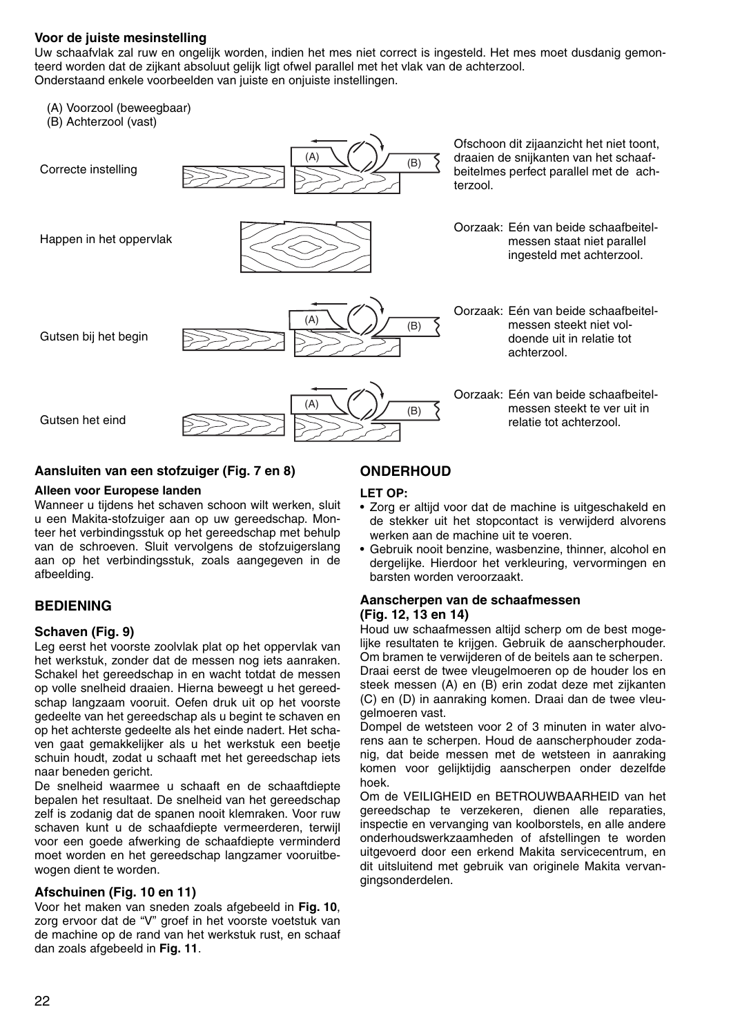### Voor de juiste mesinstelling

Uw schaafvlak zal ruw en ongelijk worden, indien het mes niet correct is ingesteld. Het mes moet dusdanig gemonteerd worden dat de zijkant absoluut gelijk ligt ofwel parallel met het vlak van de achterzool.
Onderstaand enkele voorbeelden van juiste en onjuiste instellingen.

(A) Voorzool (beweegbaar)
(B) Achterzool (vast)

Correcte instelling

Ofschoon dit zijaanzicht het niet toont, draaien de snijkanten van het schaafbeitelmes perfect parallel met de achterzool.

Happen in het oppervlak

Oorzaak: Eén van beide schaafbeitelmessen staat niet parallel ingesteld met achterzool.

Gutsen bij het begin

Oorzaak: Eén van beide schaafbeitelmessen steekt niet voldoende uit in relatie tot achterzool.

Gutsen het eind

Oorzaak: Eén van beide schaafbeitelmessen steekt te ver uit in relatie tot achterzool.

### Aansluiten van een stofzuiger (Fig. 7 en 8)

**Alleen voor Europese landen**

Wanneer u tijdens het schaven schoon wilt werken, sluit u een Makita-stofzuiger aan op uw gereedschap. Monteer het verbindingsstuk op het gereedschap met behulp van de schroeven. Sluit vervolgens de stofzuigerslang aan op het verbindingsstuk, zoals aangegeven in de afbeelding.

## BEDIENING

### Schaven (Fig. 9)

Leg eerst het voorste zoolvlak plat op het oppervlak van het werkstuk, zonder dat de messen nog iets aanraken. Schakel het gereedschap in en wacht totdat de messen op volle snelheid draaien. Hierna beweegt u het gereedschap langzaam vooruit. Oefen druk uit op het voorste gedeelte van het gereedschap als u begint te schaven en op het achterste gedeelte als het einde nadert. Het schaven gaat gemakkelijker als u het werkstuk een beetje schuin houdt, zodat u schaaft met het gereedschap iets naar beneden gericht.

De snelheid waarmee u schaaft en de schaaftdiepte bepalen het resultaat. De snelheid van het gereedschap zelf is zodanig dat de spanen nooit klemraken. Voor ruw schaven kunt u de schaafdiepte vermeerderen, terwijl voor een goede afwerking de schaafdiepte verminderd moet worden en het gereedschap langzamer vooruitbewogen dient te worden.

### Afschuinen (Fig. 10 en 11)

Voor het maken van sneden zoals afgebeeld in **Fig. 10**, zorg ervoor dat de "V" groef in het voorste voetstuk van de machine op de rand van het werkstuk rust, en schaaf dan zoals afgebeeld in **Fig. 11**.

## ONDERHOUD

**LET OP:**

- Zorg er altijd voor dat de machine is uitgeschakeld en de stekker uit het stopcontact is verwijderd alvorens werken aan de machine uit te voeren.
- Gebruik nooit benzine, wasbenzine, thinner, alcohol en dergelijke. Hierdoor het verkleuring, vervormingen en barsten worden veroorzaakt.

### Aanscherpen van de schaafmessen (Fig. 12, 13 en 14)

Houd uw schaafmessen altijd scherp om de best mogelijke resultaten te krijgen. Gebruik de aanscherphouder. Om bramen te verwijderen of de beitels aan te scherpen.

Draai eerst de twee vleugelmoeren op de houder los en steek messen (A) en (B) erin zodat deze met zijkanten (C) en (D) in aanraking komen. Draai dan de twee vleugelmoeren vast.

Dompel de wetsteen voor 2 of 3 minuten in water alvorens aan te scherpen. Houd de aanscherphouder zodanig, dat beide messen met de wetsteen in aanraking komen voor gelijktijdig aanscherpen onder dezelfde hoek.

Om de VEILIGHEID en BETROUWBAARHEID van het gereedschap te verzekeren, dienen alle reparaties, inspectie en vervanging van koolborstels, en alle andere onderhoudswerkzaamheden of afstellingen te worden uitgevoerd door een erkend Makita servicecentrum, en dit uitsluitend met gebruik van originele Makita vervangingsonderdelen.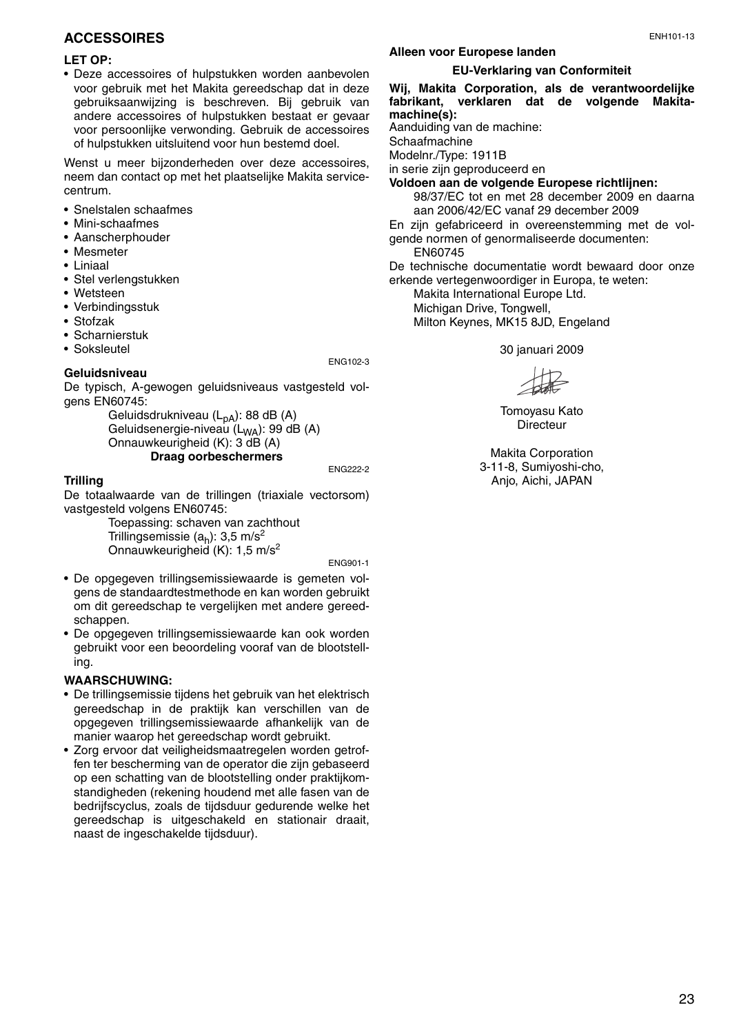## ACCESSOIRES

**LET OP:**

- Deze accessoires of hulpstukken worden aanbevolen voor gebruik met het Makita gereedschap dat in deze gebruiksaanwijzing is beschreven. Bij gebruik van andere accessoires of hulpstukken bestaat er gevaar voor persoonlijke verwonding. Gebruik de accessoires of hulpstukken uitsluitend voor hun bestemd doel.

Wenst u meer bijzonderheden over deze accessoires, neem dan contact op met het plaatselijke Makita servicecentrum.

- Snelstalen schaafmes
- Mini-schaafmes
- Aanscherphouder
- Mesmeter
- Liniaal
- Stel verlengstukken
- Wetsteen
- Verbindingsstuk
- Stofzak
- Scharnierstuk
- Soksleutel

ENG102-3

**Geluidsniveau**

De typisch, A-gewogen geluidsniveaus vastgesteld volgens EN60745:

Geluidsdrukniveau ($L_{pA}$): 88 dB (A)
Geluidsenergie-niveau ($L_{WA}$): 99 dB (A)
Onnauwkeurigheid (K): 3 dB (A)

**Draag oorbeschermers**

ENG222-2

**Trilling**

De totaalwaarde van de trillingen (triaxiale vectorsom) vastgesteld volgens EN60745:

Toepassing: schaven van zachthout
Trillingsemissie ($a_h$): 3,5 m/s$^2$
Onnauwkeurigheid (K): 1,5 m/s$^2$

ENG901-1

- De opgegeven trillingsemissiewaarde is gemeten volgens de standaardtestmethode en kan worden gebruikt om dit gereedschap te vergelijken met andere gereedschappen.
- De opgegeven trillingsemissiewaarde kan ook worden gebruikt voor een beoordeling vooraf van de blootstelling.

**WAARSCHUWING:**

- De trillingsemissie tijdens het gebruik van het elektrisch gereedschap in de praktijk kan verschillen van de opgegeven trillingsemissiewaarde afhankelijk van de manier waarop het gereedschap wordt gebruikt.
- Zorg ervoor dat veiligheidsmaatregelen worden getroffen ter bescherming van de operator die zijn gebaseerd op een schatting van de blootstelling onder praktijkomstandigheden (rekening houdend met alle fasen van de bedrijfscyclus, zoals de tijdsduur gedurende welke het gereedschap is uitgeschakeld en stationair draait, naast de ingeschakelde tijdsduur).

ENH101-13

**Alleen voor Europese landen**

**EU-Verklaring van Conformiteit**

**Wij, Makita Corporation, als de verantwoordelijke fabrikant, verklaren dat de volgende Makita-machine(s):**

Aanduiding van de machine:
Schaafmachine
Modelnr./Type: 1911B
in serie zijn geproduceerd en

**Voldoen aan de volgende Europese richtlijnen:**

98/37/EC tot en met 28 december 2009 en daarna aan 2006/42/EC vanaf 29 december 2009

En zijn gefabriceerd in overeenstemming met de volgende normen of genormaliseerde documenten:

EN60745

De technische documentatie wordt bewaard door onze erkende vertegenwoordiger in Europa, te weten:

Makita International Europe Ltd.
Michigan Drive, Tongwell,
Milton Keynes, MK15 8JD, Engeland

30 januari 2009

Tomoyasu Kato
Directeur

Makita Corporation
3-11-8, Sumiyoshi-cho,
Anjo, Aichi, JAPAN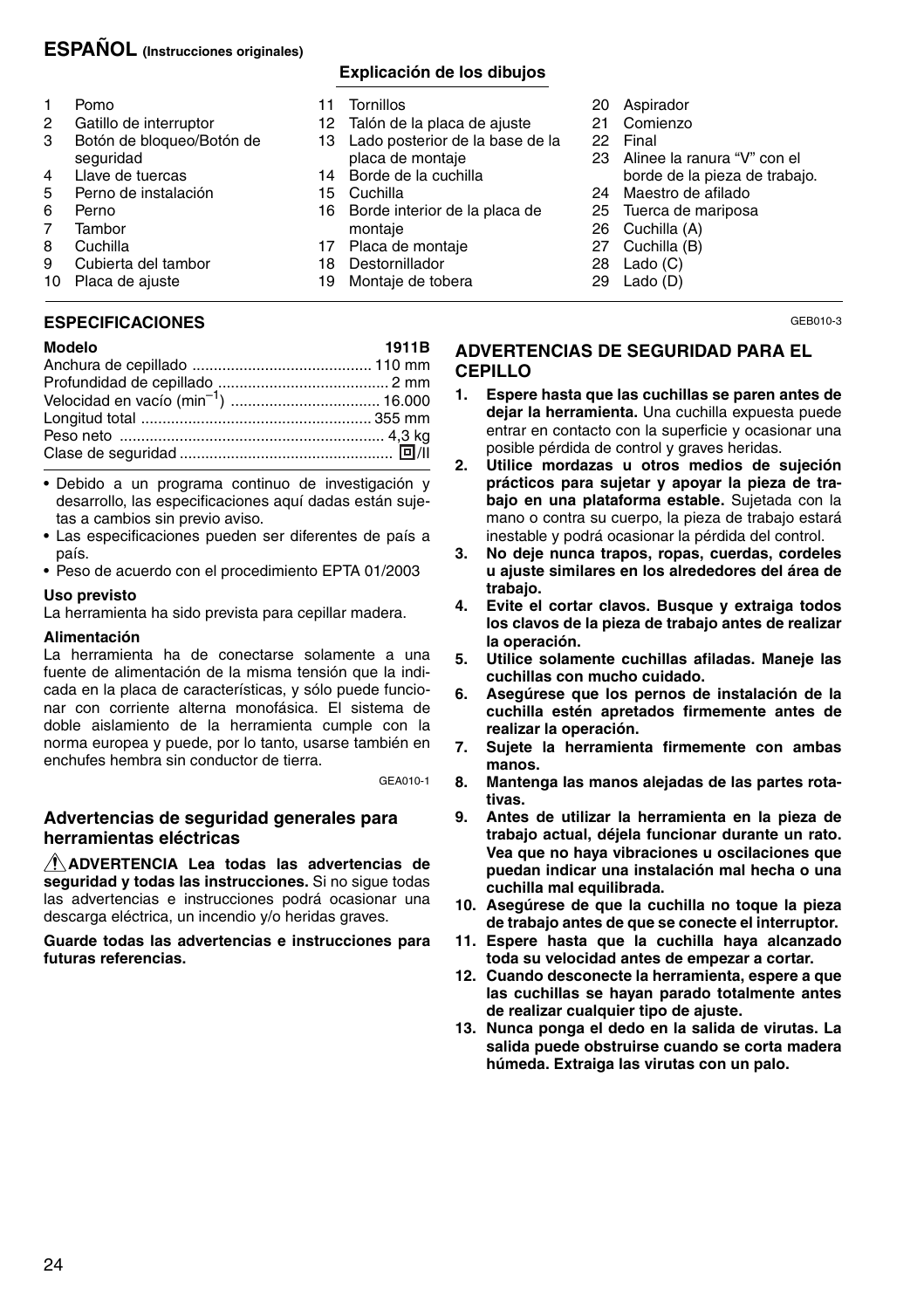# ESPAÑOL (Instrucciones originales)

## Explicación de los dibujos

1. Pomo
2. Gatillo de interruptor
3. Botón de bloqueo/Botón de seguridad
4. Llave de tuercas
5. Perno de instalación
6. Perno
7. Tambor
8. Cuchilla
9. Cubierta del tambor
10. Placa de ajuste
11. Tornillos
12. Talón de la placa de ajuste
13. Lado posterior de la base de la placa de montaje
14. Borde de la cuchilla
15. Cuchilla
16. Borde interior de la placa de montaje
17. Placa de montaje
18. Destornillador
19. Montaje de tobera
20. Aspirador
21. Comienzo
22. Final
23. Alinee la ranura "V" con el borde de la pieza de trabajo.
24. Maestro de afilado
25. Tuerca de mariposa
26. Cuchilla (A)
27. Cuchilla (B)
28. Lado (C)
29. Lado (D)

## ESPECIFICACIONES

| Modelo | 1911B |
|---|---|
| Anchura de cepillado | 110 mm |
| Profundidad de cepillado | 2 mm |
| Velocidad en vacío ($min^{-1}$) | 16.000 |
| Longitud total | 355 mm |
| Peso neto | 4,3 kg |
| Clase de seguridad | ⧈/II |

- Debido a un programa continuo de investigación y desarrollo, las especificaciones aquí dadas están sujetas a cambios sin previo aviso.
- Las especificaciones pueden ser diferentes de país a país.
- Peso de acuerdo con el procedimiento EPTA 01/2003

**Uso previsto**

La herramienta ha sido prevista para cepillar madera.

**Alimentación**

La herramienta ha de conectarse solamente a una fuente de alimentación de la misma tensión que la indicada en la placa de características, y sólo puede funcionar con corriente alterna monofásica. El sistema de doble aislamiento de la herramienta cumple con la norma europea y puede, por lo tanto, usarse también en enchufes hembra sin conductor de tierra.

GEA010-1

### Advertencias de seguridad generales para herramientas eléctricas

⚠ **ADVERTENCIA Lea todas las advertencias de seguridad y todas las instrucciones.** Si no sigue todas las advertencias e instrucciones podrá ocasionar una descarga eléctrica, un incendio y/o heridas graves.

**Guarde todas las advertencias e instrucciones para futuras referencias.**

GEB010-3

### ADVERTENCIAS DE SEGURIDAD PARA EL CEPILLO

1. **Espere hasta que las cuchillas se paren antes de dejar la herramienta.** Una cuchilla expuesta puede entrar en contacto con la superficie y ocasionar una posible pérdida de control y graves heridas.
2. **Utilice mordazas u otros medios de sujeción prácticos para sujetar y apoyar la pieza de trabajo en una plataforma estable.** Sujetada con la mano o contra su cuerpo, la pieza de trabajo estará inestable y podrá ocasionar la pérdida del control.
3. **No deje nunca trapos, ropas, cuerdas, cordeles u ajuste similares en los alrededores del área de trabajo.**
4. **Evite el cortar clavos. Busque y extraiga todos los clavos de la pieza de trabajo antes de realizar la operación.**
5. **Utilice solamente cuchillas afiladas. Maneje las cuchillas con mucho cuidado.**
6. **Asegúrese que los pernos de instalación de la cuchilla estén apretados firmemente antes de realizar la operación.**
7. **Sujete la herramienta firmemente con ambas manos.**
8. **Mantenga las manos alejadas de las partes rotativas.**
9. **Antes de utilizar la herramienta en la pieza de trabajo actual, déjela funcionar durante un rato. Vea que no haya vibraciones u oscilaciones que puedan indicar una instalación mal hecha o una cuchilla mal equilibrada.**
10. **Asegúrese de que la cuchilla no toque la pieza de trabajo antes de que se conecte el interruptor.**
11. **Espere hasta que la cuchilla haya alcanzado toda su velocidad antes de empezar a cortar.**
12. **Cuando desconecte la herramienta, espere a que las cuchillas se hayan parado totalmente antes de realizar cualquier tipo de ajuste.**
13. **Nunca ponga el dedo en la salida de virutas. La salida puede obstruirse cuando se corta madera húmeda. Extraiga las virutas con un palo.**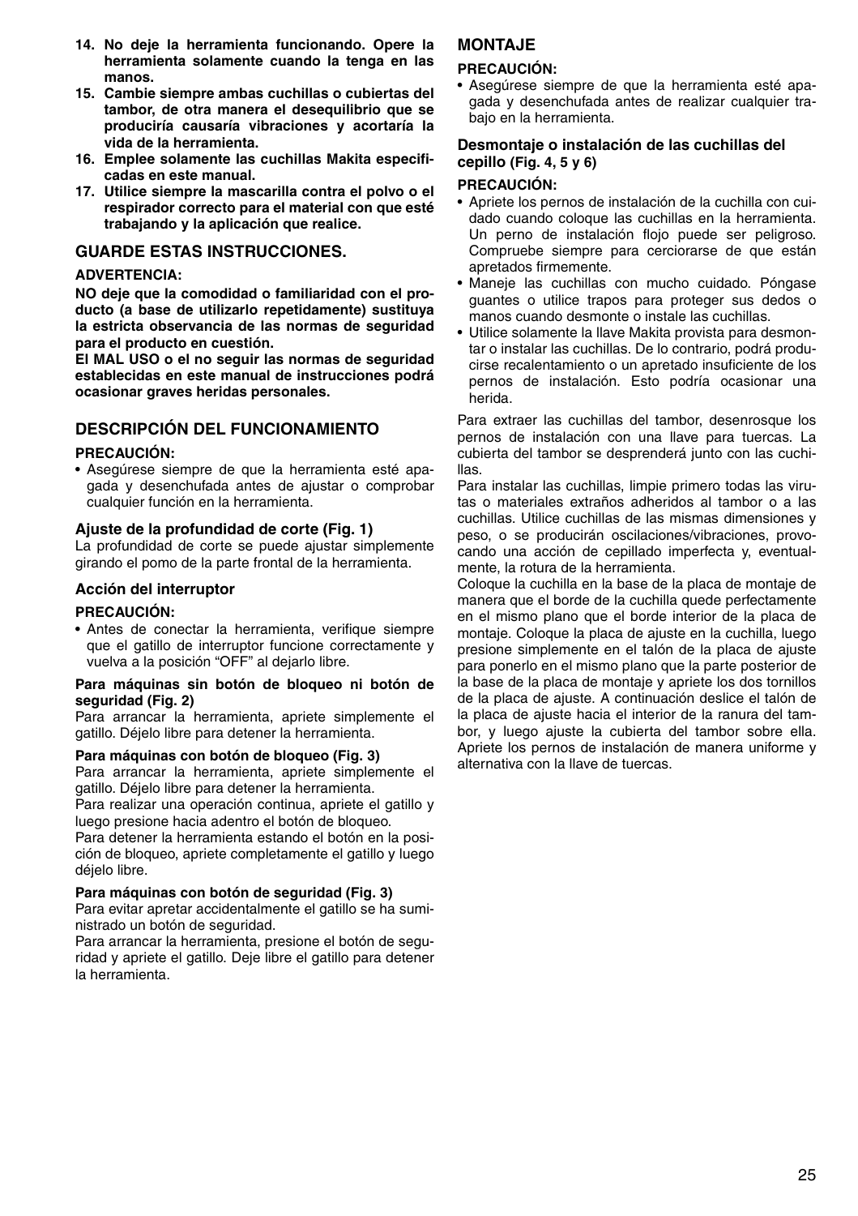**14. No deje la herramienta funcionando. Opere la herramienta solamente cuando la tenga en las manos.**

**15. Cambie siempre ambas cuchillas o cubiertas del tambor, de otra manera el desequilibrio que se produciría causaría vibraciones y acortaría la vida de la herramienta.**

**16. Emplee solamente las cuchillas Makita especificadas en este manual.**

**17. Utilice siempre la mascarilla contra el polvo o el respirador correcto para el material con que esté trabajando y la aplicación que realice.**

## GUARDE ESTAS INSTRUCCIONES.

**ADVERTENCIA:**

**NO deje que la comodidad o familiaridad con el producto (a base de utilizarlo repetidamente) sustituya la estricta observancia de las normas de seguridad para el producto en cuestión.**

**El MAL USO o el no seguir las normas de seguridad establecidas en este manual de instrucciones podrá ocasionar graves heridas personales.**

## DESCRIPCIÓN DEL FUNCIONAMIENTO

**PRECAUCIÓN:**

- Asegúrese siempre de que la herramienta esté apagada y desenchufada antes de ajustar o comprobar cualquier función en la herramienta.

### Ajuste de la profundidad de corte (Fig. 1)

La profundidad de corte se puede ajustar simplemente girando el pomo de la parte frontal de la herramienta.

### Acción del interruptor

**PRECAUCIÓN:**

- Antes de conectar la herramienta, verifique siempre que el gatillo de interruptor funcione correctamente y vuelva a la posición "OFF" al dejarlo libre.

**Para máquinas sin botón de bloqueo ni botón de seguridad (Fig. 2)**

Para arrancar la herramienta, apriete simplemente el gatillo. Déjelo libre para detener la herramienta.

**Para máquinas con botón de bloqueo (Fig. 3)**

Para arrancar la herramienta, apriete simplemente el gatillo. Déjelo libre para detener la herramienta.

Para realizar una operación continua, apriete el gatillo y luego presione hacia adentro el botón de bloqueo.

Para detener la herramienta estando el botón en la posición de bloqueo, apriete completamente el gatillo y luego déjelo libre.

**Para máquinas con botón de seguridad (Fig. 3)**

Para evitar apretar accidentalmente el gatillo se ha suministrado un botón de seguridad.

Para arrancar la herramienta, presione el botón de seguridad y apriete el gatillo. Deje libre el gatillo para detener la herramienta.

## MONTAJE

**PRECAUCIÓN:**

- Asegúrese siempre de que la herramienta esté apagada y desenchufada antes de realizar cualquier trabajo en la herramienta.

### Desmontaje o instalación de las cuchillas del cepillo (Fig. 4, 5 y 6)

**PRECAUCIÓN:**

- Apriete los pernos de instalación de la cuchilla con cuidado cuando coloque las cuchillas en la herramienta. Un perno de instalación flojo puede ser peligroso. Compruebe siempre para cerciorarse de que están apretados firmemente.
- Maneje las cuchillas con mucho cuidado. Póngase guantes o utilice trapos para proteger sus dedos o manos cuando desmonte o instale las cuchillas.
- Utilice solamente la llave Makita provista para desmontar o instalar las cuchillas. De lo contrario, podrá producirse recalentamiento o un apretado insuficiente de los pernos de instalación. Esto podría ocasionar una herida.

Para extraer las cuchillas del tambor, desenrosque los pernos de instalación con una llave para tuercas. La cubierta del tambor se desprenderá junto con las cuchillas.

Para instalar las cuchillas, limpie primero todas las virutas o materiales extraños adheridos al tambor o a las cuchillas. Utilice cuchillas de las mismas dimensiones y peso, o se producirán oscilaciones/vibraciones, provocando una acción de cepillado imperfecta y, eventualmente, la rotura de la herramienta.

Coloque la cuchilla en la base de la placa de montaje de manera que el borde de la cuchilla quede perfectamente en el mismo plano que el borde interior de la placa de montaje. Coloque la placa de ajuste en la cuchilla, luego presione simplemente en el talón de la placa de ajuste para ponerlo en el mismo plano que la parte posterior de la base de la placa de montaje y apriete los dos tornillos de la placa de ajuste. A continuación deslice el talón de la placa de ajuste hacia el interior de la ranura del tambor, y luego ajuste la cubierta del tambor sobre ella. Apriete los pernos de instalación de manera uniforme y alternativa con la llave de tuercas.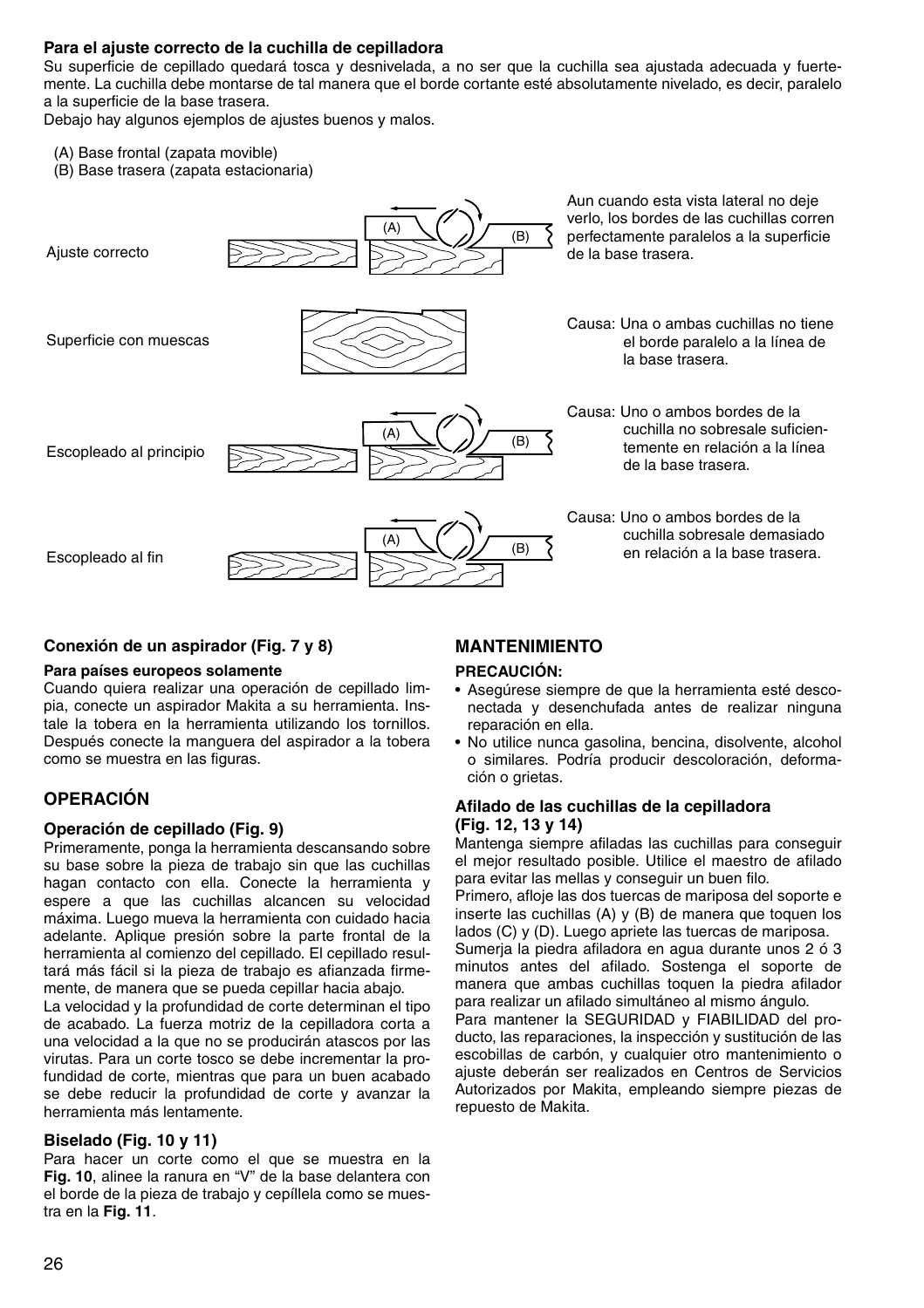**Para el ajuste correcto de la cuchilla de cepilladora**

Su superficie de cepillado quedará tosca y desnivelada, a no ser que la cuchilla sea ajustada adecuada y fuertemente. La cuchilla debe montarse de tal manera que el borde cortante esté absolutamente nivelado, es decir, paralelo a la superficie de la base trasera.

Debajo hay algunos ejemplos de ajustes buenos y malos.

(A) Base frontal (zapata movible)
(B) Base trasera (zapata estacionaria)

Ajuste correcto

Aun cuando esta vista lateral no deje verlo, los bordes de las cuchillas corren perfectamente paralelos a la superficie de la base trasera.

Superficie con muescas

Causa: Una o ambas cuchillas no tiene el borde paralelo a la línea de la base trasera.

Escopleado al principio

Causa: Uno o ambos bordes de la cuchilla no sobresale suficientemente en relación a la línea de la base trasera.

Escopleado al fin

Causa: Uno o ambos bordes de la cuchilla sobresale demasiado en relación a la base trasera.

**Conexión de un aspirador (Fig. 7 y 8)**

**Para países europeos solamente**

Cuando quiera realizar una operación de cepillado limpia, conecte un aspirador Makita a su herramienta. Instale la tobera en la herramienta utilizando los tornillos. Después conecte la manguera del aspirador a la tobera como se muestra en las figuras.

## OPERACIÓN

**Operación de cepillado (Fig. 9)**

Primeramente, ponga la herramienta descansando sobre su base sobre la pieza de trabajo sin que las cuchillas hagan contacto con ella. Conecte la herramienta y espere a que las cuchillas alcancen su velocidad máxima. Luego mueva la herramienta con cuidado hacia adelante. Aplique presión sobre la parte frontal de la herramienta al comienzo del cepillado. El cepillado resultará más fácil si la pieza de trabajo es afianzada firmemente, de manera que se pueda cepillar hacia abajo.

La velocidad y la profundidad de corte determinan el tipo de acabado. La fuerza motriz de la cepilladora corta a una velocidad a la que no se producirán atascos por las virutas. Para un corte tosco se debe incrementar la profundidad de corte, mientras que para un buen acabado se debe reducir la profundidad de corte y avanzar la herramienta más lentamente.

**Biselado (Fig. 10 y 11)**

Para hacer un corte como el que se muestra en la **Fig. 10**, alinee la ranura en “V” de la base delantera con el borde de la pieza de trabajo y cepíllela como se muestra en la **Fig. 11**.

## MANTENIMIENTO

**PRECAUCIÓN:**

- Asegúrese siempre de que la herramienta esté desconectada y desenchufada antes de realizar ninguna reparación en ella.
- No utilice nunca gasolina, bencina, disolvente, alcohol o similares. Podría producir descoloración, deformación o grietas.

**Afilado de las cuchillas de la cepilladora (Fig. 12, 13 y 14)**

Mantenga siempre afiladas las cuchillas para conseguir el mejor resultado posible. Utilice el maestro de afilado para evitar las mellas y conseguir un buen filo.

Primero, afloje las dos tuercas de mariposa del soporte e inserte las cuchillas (A) y (B) de manera que toquen los lados (C) y (D). Luego apriete las tuercas de mariposa.

Sumerja la piedra afiladora en agua durante unos 2 ó 3 minutos antes del afilado. Sostenga el soporte de manera que ambas cuchillas toquen la piedra afilador para realizar un afilado simultáneo al mismo ángulo.

Para mantener la SEGURIDAD y FIABILIDAD del producto, las reparaciones, la inspección y sustitución de las escobillas de carbón, y cualquier otro mantenimiento o ajuste deberán ser realizados en Centros de Servicios Autorizados por Makita, empleando siempre piezas de repuesto de Makita.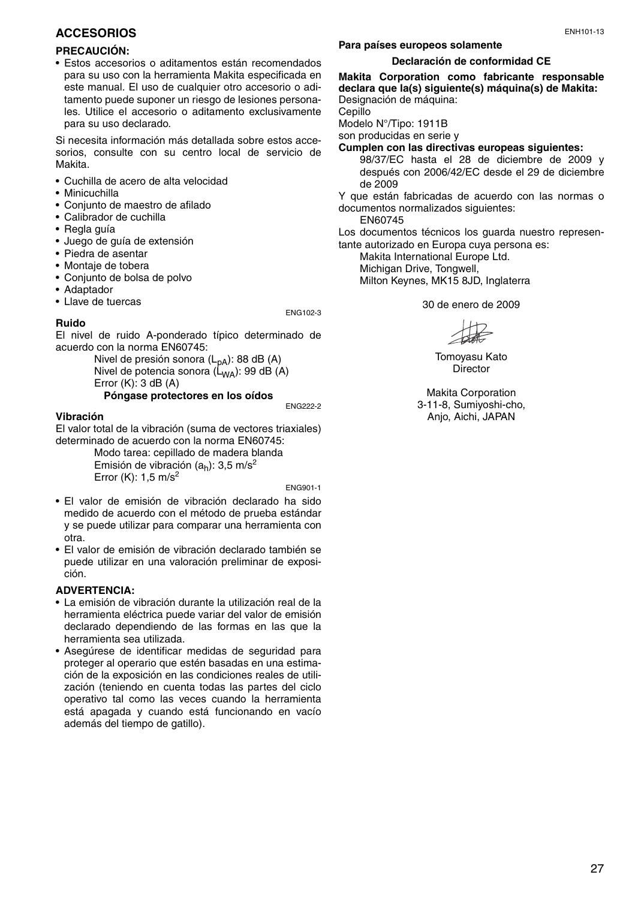## ACCESORIOS

**PRECAUCIÓN:**

- Estos accesorios o aditamentos están recomendados para su uso con la herramienta Makita especificada en este manual. El uso de cualquier otro accesorio o aditamento puede suponer un riesgo de lesiones personales. Utilice el accesorio o aditamento exclusivamente para su uso declarado.

Si necesita información más detallada sobre estos accesorios, consulte con su centro local de servicio de Makita.

- Cuchilla de acero de alta velocidad
- Minicuchilla
- Conjunto de maestro de afilado
- Calibrador de cuchilla
- Regla guía
- Juego de guía de extensión
- Piedra de asentar
- Montaje de tobera
- Conjunto de bolsa de polvo
- Adaptador
- Llave de tuercas

ENG102-3

**Ruido**

El nivel de ruido A-ponderado típico determinado de acuerdo con la norma EN60745:

Nivel de presión sonora ($L_{pA}$): 88 dB (A)
Nivel de potencia sonora ($L_{WA}$): 99 dB (A)
Error (K): 3 dB (A)

**Póngase protectores en los oídos**

ENG222-2

**Vibración**

El valor total de la vibración (suma de vectores triaxiales) determinado de acuerdo con la norma EN60745:

Modo tarea: cepillado de madera blanda
Emisión de vibración ($a_h$): 3,5 $m/s^2$
Error (K): 1,5 $m/s^2$

ENG901-1

- El valor de emisión de vibración declarado ha sido medido de acuerdo con el método de prueba estándar y se puede utilizar para comparar una herramienta con otra.
- El valor de emisión de vibración declarado también se puede utilizar en una valoración preliminar de exposición.

**ADVERTENCIA:**

- La emisión de vibración durante la utilización real de la herramienta eléctrica puede variar del valor de emisión declarado dependiendo de las formas en las que la herramienta sea utilizada.
- Asegúrese de identificar medidas de seguridad para proteger al operario que estén basadas en una estimación de la exposición en las condiciones reales de utilización (teniendo en cuenta todas las partes del ciclo operativo tal como las veces cuando la herramienta está apagada y cuando está funcionando en vacío además del tiempo de gatillo).

ENH101-13

**Para países europeos solamente**

**Declaración de conformidad CE**

**Makita Corporation como fabricante responsable declara que la(s) siguiente(s) máquina(s) de Makita:**
Designación de máquina:
Cepillo
Modelo N°/Tipo: 1911B
son producidas en serie y

**Cumplen con las directivas europeas siguientes:**

98/37/EC hasta el 28 de diciembre de 2009 y después con 2006/42/EC desde el 29 de diciembre de 2009

Y que están fabricadas de acuerdo con las normas o documentos normalizados siguientes:

EN60745

Los documentos técnicos los guarda nuestro representante autorizado en Europa cuya persona es:

Makita International Europe Ltd.
Michigan Drive, Tongwell,
Milton Keynes, MK15 8JD, Inglaterra

30 de enero de 2009

Tomoyasu Kato
Director

Makita Corporation
3-11-8, Sumiyoshi-cho,
Anjo, Aichi, JAPAN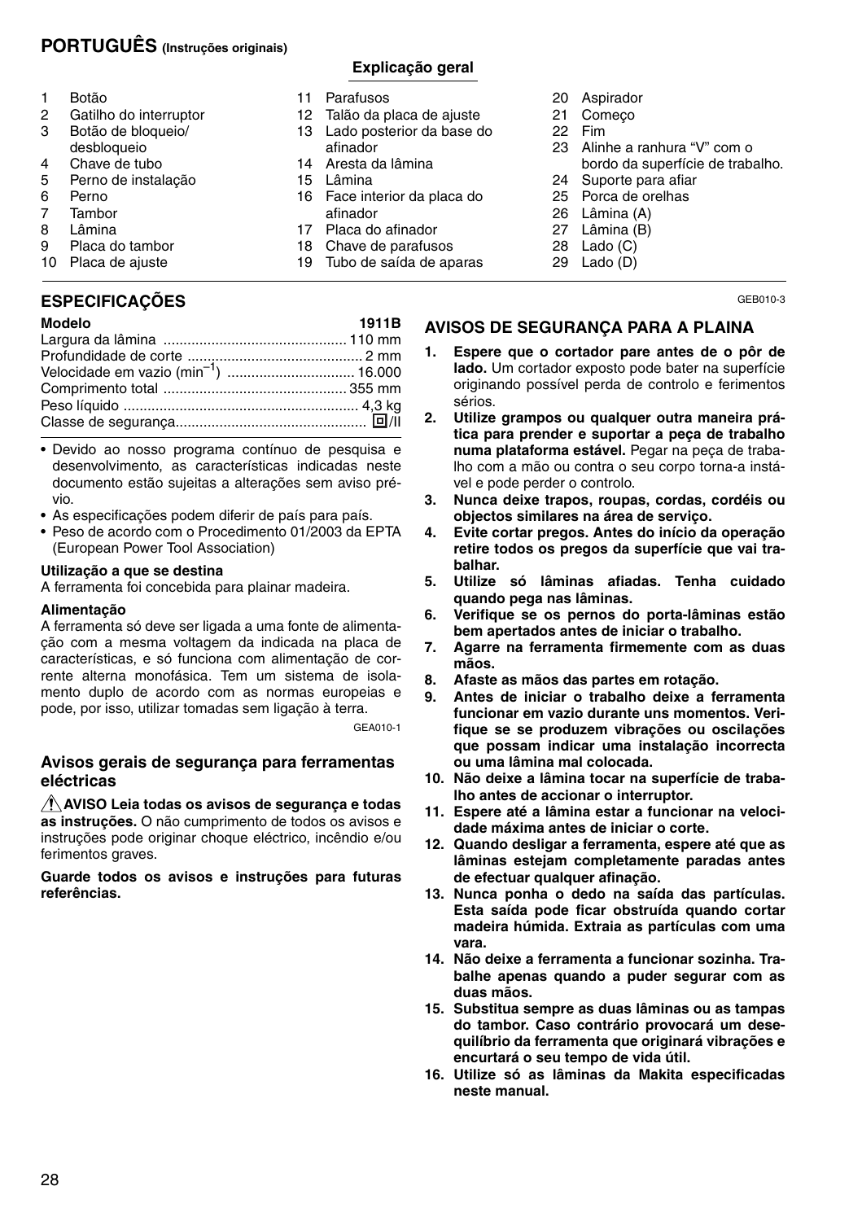## PORTUGUÊS (Instruções originais)

### Explicação geral

1. Botão
2. Gatilho do interruptor
3. Botão de bloqueio/desbloqueio
4. Chave de tubo
5. Perno de instalação
6. Perno
7. Tambor
8. Lâmina
9. Placa do tambor
10. Placa de ajuste
11. Parafusos
12. Talão da placa de ajuste
13. Lado posterior da base do afinador
14. Aresta da lâmina
15. Lâmina
16. Face interior da placa do afinador
17. Placa do afinador
18. Chave de parafusos
19. Tubo de saída de aparas
20. Aspirador
21. Começo
22. Fim
23. Alinhe a ranhura "V" com o bordo da superfície de trabalho.
24. Suporte para afiar
25. Porca de orelhas
26. Lâmina (A)
27. Lâmina (B)
28. Lado (C)
29. Lado (D)

## ESPECIFICAÇÕES

| Modelo | 1911B |
|---|---|
| Largura da lâmina | 110 mm |
| Profundidade de corte | 2 mm |
| Velocidade em vazio ($min^{-1}$) | 16.000 |
| Comprimento total | 355 mm |
| Peso líquido | 4,3 kg |
| Classe de segurança | ⧈/II |

- Devido ao nosso programa contínuo de pesquisa e desenvolvimento, as características indicadas neste documento estão sujeitas a alterações sem aviso prévio.
- As especificações podem diferir de país para país.
- Peso de acordo com o Procedimento 01/2003 da EPTA (European Power Tool Association)

**Utilização a que se destina**

A ferramenta foi concebida para plainar madeira.

**Alimentação**

A ferramenta só deve ser ligada a uma fonte de alimentação com a mesma voltagem da indicada na placa de características, e só funciona com alimentação de corrente alternada monofásica. Tem um sistema de isolamento duplo de acordo com as normas europeias e pode, por isso, utilizar tomadas sem ligação à terra.

GEA010-1

### Avisos gerais de segurança para ferramentas eléctricas

⚠ **AVISO Leia todas os avisos de segurança e todas as instruções.** O não cumprimento de todos os avisos e instruções pode originar choque eléctrico, incêndio e/ou ferimentos graves.

**Guarde todos os avisos e instruções para futuras referências.**

GEB010-3

### AVISOS DE SEGURANÇA PARA A PLAINA

1. **Espere que o cortador pare antes de o pôr de lado.** Um cortador exposto pode bater na superfície originando possível perda de controlo e ferimentos sérios.
2. **Utilize grampos ou qualquer outra maneira prática para prender e suportar a peça de trabalho numa plataforma estável.** Pegar na peça de trabalho com a mão ou contra o seu corpo torna-a instável e pode perder o controlo.
3. **Nunca deixe trapos, roupas, cordas, cordéis ou objectos similares na área de serviço.**
4. **Evite cortar pregos. Antes do início da operação retire todos os pregos da superfície que vai trabalhar.**
5. **Utilize só lâminas afiadas. Tenha cuidado quando pega nas lâminas.**
6. **Verifique se os pernos do porta-lâminas estão bem apertados antes de iniciar o trabalho.**
7. **Agarre na ferramenta firmemente com as duas mãos.**
8. **Afaste as mãos das partes em rotação.**
9. **Antes de iniciar o trabalho deixe a ferramenta funcionar em vazio durante uns momentos. Verifique se se produzem vibrações ou oscilações que possam indicar uma instalação incorrecta ou uma lâmina mal colocada.**
10. **Não deixe a lâmina tocar na superfície de trabalho antes de accionar o interruptor.**
11. **Espere até a lâmina estar a funcionar na velocidade máxima antes de iniciar o corte.**
12. **Quando desligar a ferramenta, espere até que as lâminas estejam completamente paradas antes de efectuar qualquer afinação.**
13. **Nunca ponha o dedo na saída das partículas. Esta saída pode ficar obstruída quando cortar madeira húmida. Extraia as partículas com uma vara.**
14. **Não deixe a ferramenta a funcionar sozinha. Trabalhe apenas quando a puder segurar com as duas mãos.**
15. **Substitua sempre as duas lâminas ou as tampas do tambor. Caso contrário provocará um desequilíbrio da ferramenta que originará vibrações e encurtará o seu tempo de vida útil.**
16. **Utilize só as lâminas da Makita especificadas neste manual.**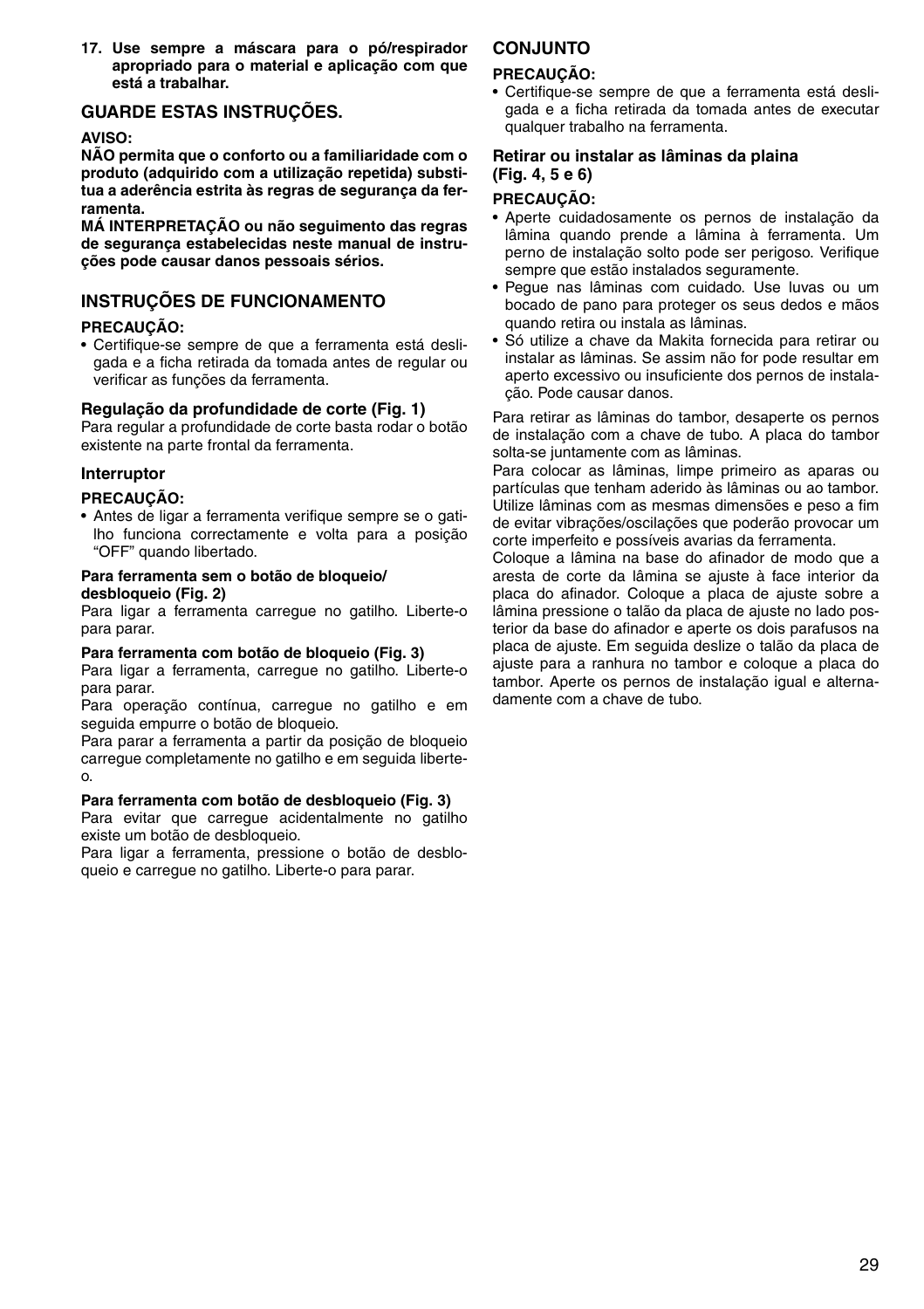**17. Use sempre a máscara para o pó/respirador apropriado para o material e aplicação com que está a trabalhar.**

## GUARDE ESTAS INSTRUÇÕES.

**AVISO:**

**NÃO permita que o conforto ou a familiaridade com o produto (adquirido com a utilização repetida) substitua a aderência estrita às regras de segurança da ferramenta.**

**MÁ INTERPRETAÇÃO ou não seguimento das regras de segurança estabelecidas neste manual de instruções pode causar danos pessoais sérios.**

## INSTRUÇÕES DE FUNCIONAMENTO

**PRECAUÇÃO:**

- Certifique-se sempre de que a ferramenta está desligada e a ficha retirada da tomada antes de regular ou verificar as funções da ferramenta.

### Regulação da profundidade de corte (Fig. 1)

Para regular a profundidade de corte basta rodar o botão existente na parte frontal da ferramenta.

### Interruptor

**PRECAUÇÃO:**

- Antes de ligar a ferramenta verifique sempre se o gatilho funciona correctamente e volta para a posição “OFF” quando libertado.

#### Para ferramenta sem o botão de bloqueio/desbloqueio (Fig. 2)

Para ligar a ferramenta carregue no gatilho. Liberte-o para parar.

#### Para ferramenta com botão de bloqueio (Fig. 3)

Para ligar a ferramenta, carregue no gatilho. Liberte-o para parar.

Para operação contínua, carregue no gatilho e em seguida empurre o botão de bloqueio.

Para parar a ferramenta a partir da posição de bloqueio carregue completamente no gatilho e em seguida liberte-o.

#### Para ferramenta com botão de desbloqueio (Fig. 3)

Para evitar que carregue acidentalmente no gatilho existe um botão de desbloqueio.

Para ligar a ferramenta, pressione o botão de desbloqueio e carregue no gatilho. Liberte-o para parar.

## CONJUNTO

**PRECAUÇÃO:**

- Certifique-se sempre de que a ferramenta está desligada e a ficha retirada da tomada antes de executar qualquer trabalho na ferramenta.

### Retirar ou instalar as lâminas da plaina (Fig. 4, 5 e 6)

**PRECAUÇÃO:**

- Aperte cuidadosamente os pernos de instalação da lâmina quando prende a lâmina à ferramenta. Um perno de instalação solto pode ser perigoso. Verifique sempre que estão instalados seguramente.
- Pegue nas lâminas com cuidado. Use luvas ou um bocado de pano para proteger os seus dedos e mãos quando retira ou instala as lâminas.
- Só utilize a chave da Makita fornecida para retirar ou instalar as lâminas. Se assim não for pode resultar em aperto excessivo ou insuficiente dos pernos de instalação. Pode causar danos.

Para retirar as lâminas do tambor, desaperte os pernos de instalação com a chave de tubo. A placa do tambor solta-se juntamente com as lâminas.

Para colocar as lâminas, limpe primeiro as aparas ou partículas que tenham aderido às lâminas ou ao tambor. Utilize lâminas com as mesmas dimensões e peso a fim de evitar vibrações/oscilações que poderão provocar um corte imperfeito e possíveis avarias da ferramenta.

Coloque a lâmina na base do afinador de modo que a aresta de corte da lâmina se ajuste à face interior da placa do afinador. Coloque a placa de ajuste sobre a lâmina pressione o talão da placa de ajuste no lado posterior da base do afinador e aperte os dois parafusos na placa de ajuste. Em seguida deslize o talão da placa de ajuste para a ranhura no tambor e coloque a placa do tambor. Aperte os pernos de instalação igual e alternadamente com a chave de tubo.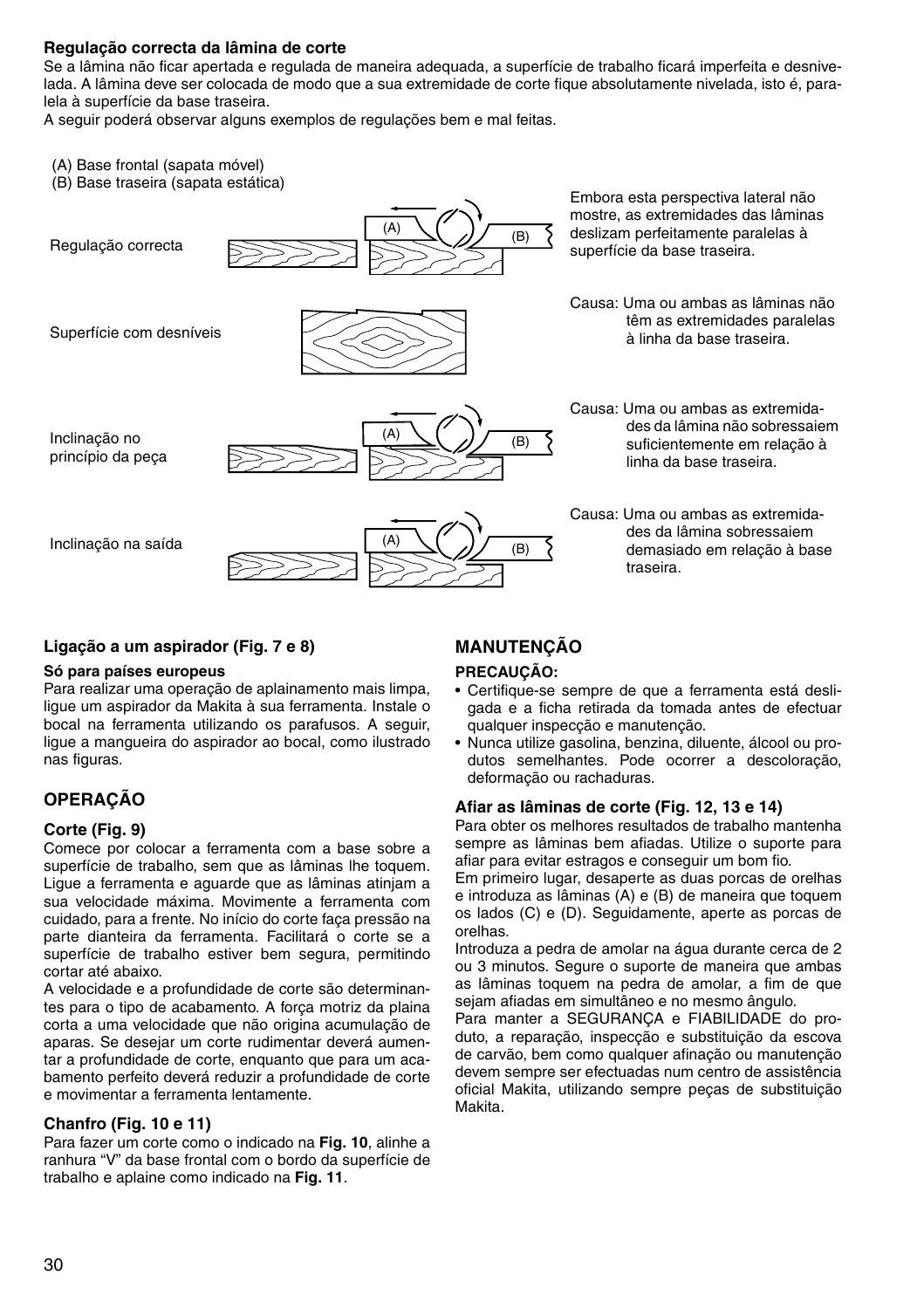**Regulação correcta da lâmina de corte**

Se a lâmina não ficar apertada e regulada de maneira adequada, a superfície de trabalho ficará imperfeita e desnivelada. A lâmina deve ser colocada de modo que a sua extremidade de corte fique absolutamente nivelada, isto é, paralela à superfície da base traseira.

A seguir poderá observar alguns exemplos de regulações bem e mal feitas.

(A) Base frontal (sapata móvel)
(B) Base traseira (sapata estática)

Regulação correcta — Embora esta perspectiva lateral não mostre, as extremidades das lâminas deslizam perfeitamente paralelas à superfície da base traseira.

Superfície com desníveis — Causa: Uma ou ambas as lâminas não têm as extremidades paralelas à linha da base traseira.

Inclinação no princípio da peça — Causa: Uma ou ambas as extremidades da lâmina não sobressaiem suficientemente em relação à linha da base traseira.

Inclinação na saída — Causa: Uma ou ambas as extremidades da lâmina sobressaiem demasiado em relação à base traseira.

**Ligação a um aspirador (Fig. 7 e 8)**

**Só para países europeus**

Para realizar uma operação de aplainamento mais limpa, ligue um aspirador da Makita à sua ferramenta. Instale o bocal na ferramenta utilizando os parafusos. A seguir, ligue a mangueira do aspirador ao bocal, como ilustrado nas figuras.

## OPERAÇÃO

**Corte (Fig. 9)**

Comece por colocar a ferramenta com a base sobre a superfície de trabalho, sem que as lâminas lhe toquem. Ligue a ferramenta e aguarde que as lâminas atinjam a sua velocidade máxima. Movimente a ferramenta com cuidado, para a frente. No início do corte faça pressão na parte dianteira da ferramenta. Facilitará o corte se a superfície de trabalho estiver bem segura, permitindo cortar até abaixo.

A velocidade e a profundidade de corte são determinantes para o tipo de acabamento. A força motriz da plaina corta a uma velocidade que não origina acumulação de aparas. Se desejar um corte rudimentar deverá aumentar a profundidade de corte, enquanto que para um acabamento perfeito deverá reduzir a profundidade de corte e movimentar a ferramenta lentamente.

**Chanfro (Fig. 10 e 11)**

Para fazer um corte como o indicado na **Fig. 10**, alinhe a ranhura "V" da base frontal com o bordo da superfície de trabalho e aplaine como indicado na **Fig. 11**.

## MANUTENÇÃO

**PRECAUÇÃO:**

- Certifique-se sempre de que a ferramenta está desligada e a ficha retirada da tomada antes de efectuar qualquer inspecção e manutenção.
- Nunca utilize gasolina, benzina, diluente, álcool ou produtos semelhantes. Pode ocorrer a descoloração, deformação ou rachaduras.

**Afiar as lâminas de corte (Fig. 12, 13 e 14)**

Para obter os melhores resultados de trabalho mantenha sempre as lâminas bem afiadas. Utilize o suporte para afiar para evitar estragos e conseguir um bom fio.

Em primeiro lugar, desaperte as duas porcas de orelhas e introduza as lâminas (A) e (B) de maneira que toquem os lados (C) e (D). Seguidamente, aperte as porcas de orelhas.

Introduza a pedra de amolar na água durante cerca de 2 ou 3 minutos. Segure o suporte de maneira que ambas as lâminas toquem na pedra de amolar, a fim de que sejam afiadas em simultâneo e no mesmo ângulo.

Para manter a SEGURANÇA e FIABILIDADE do produto, a reparação, inspecção e substituição da escova de carvão, bem como qualquer afinação ou manutenção devem sempre ser efectuadas num centro de assistência oficial Makita, utilizando sempre peças de substituição Makita.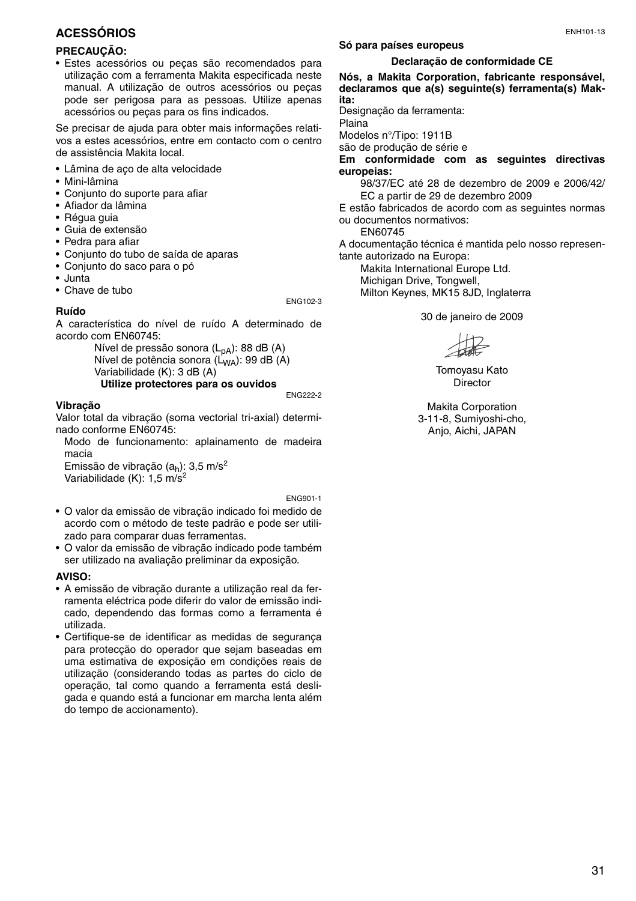## ACESSÓRIOS

**PRECAUÇÃO:**

- Estes acessórios ou peças são recomendados para utilização com a ferramenta Makita especificada neste manual. A utilização de outros acessórios ou peças pode ser perigosa para as pessoas. Utilize apenas acessórios ou peças para os fins indicados.

Se precisar de ajuda para obter mais informações relativos a estes acessórios, entre em contacto com o centro de assistência Makita local.

- Lâmina de aço de alta velocidade
- Mini-lâmina
- Conjunto do suporte para afiar
- Afiador da lâmina
- Régua guia
- Guia de extensão
- Pedra para afiar
- Conjunto do tubo de saída de aparas
- Conjunto do saco para o pó
- Junta
- Chave de tubo

ENG102-3

**Ruído**

A característica do nível de ruído A determinado de acordo com EN60745:

Nível de pressão sonora ($L_{pA}$): 88 dB (A)
Nível de potência sonora ($L_{WA}$): 99 dB (A)
Variabilidade (K): 3 dB (A)

**Utilize protectores para os ouvidos**

ENG222-2

**Vibração**

Valor total da vibração (soma vectorial tri-axial) determinado conforme EN60745:

Modo de funcionamento: aplainamento de madeira macia
Emissão de vibração ($a_h$): 3,5 m/s$^2$
Variabilidade (K): 1,5 m/s$^2$

ENG901-1

- O valor da emissão de vibração indicado foi medido de acordo com o método de teste padrão e pode ser utilizado para comparar duas ferramentas.
- O valor da emissão de vibração indicado pode também ser utilizado na avaliação preliminar da exposição.

**AVISO:**

- A emissão de vibração durante a utilização real da ferramenta eléctrica pode diferir do valor de emissão indicado, dependendo das formas como a ferramenta é utilizada.
- Certifique-se de identificar as medidas de segurança para protecção do operador que sejam baseadas em uma estimativa de exposição em condições reais de utilização (considerando todas as partes do ciclo de operação, tal como quando a ferramenta está desligada e quando está a funcionar em marcha lenta além do tempo de accionamento).

ENH101-13

**Só para países europeus**

**Declaração de conformidade CE**

**Nós, a Makita Corporation, fabricante responsável, declaramos que a(s) seguinte(s) ferramenta(s) Makita:**

Designação da ferramenta:
Plaina
Modelos n°/Tipo: 1911B
são de produção de série e

**Em conformidade com as seguintes directivas europeias:**

98/37/EC até 28 de dezembro de 2009 e 2006/42/EC a partir de 29 de dezembro 2009

E estão fabricados de acordo com as seguintes normas ou documentos normativos:

EN60745

A documentação técnica é mantida pelo nosso representante autorizado na Europa:

Makita International Europe Ltd.
Michigan Drive, Tongwell,
Milton Keynes, MK15 8JD, Inglaterra

30 de janeiro de 2009

Tomoyasu Kato
Director

Makita Corporation
3-11-8, Sumiyoshi-cho,
Anjo, Aichi, JAPAN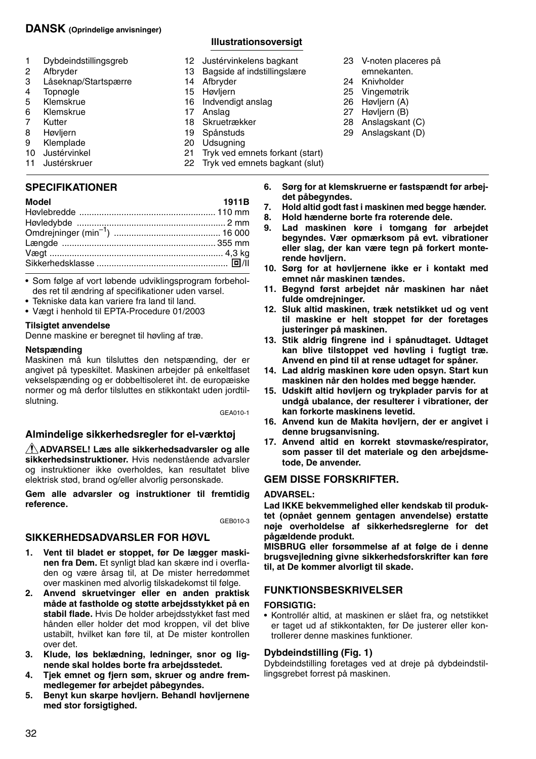# DANSK (Oprindelige anvisninger)

### Illustrationsoversigt

1. Dybdeindstillingsgreb
2. Afbryder
3. Låseknap/Startspærre
4. Topnøgle
5. Klemskrue
6. Klemskrue
7. Kutter
8. Høvljern
9. Klemplade
10. Justérvinkel
11. Justérskruer
12. Justérvinkelens bagkant
13. Bagside af indstillingslære
14. Afbryder
15. Høvljern
16. Indvendigt anslag
17. Anslag
18. Skruetrækker
19. Spånstuds
20. Udsugning
21. Tryk ved emnets forkant (start)
22. Tryk ved emnets bagkant (slut)
23. V-noten placeres på emnekanten.
24. Knivholder
25. Vingemøtrik
26. Høvljern (A)
27. Høvljern (B)
28. Anslagskant (C)
29. Anslagskant (D)

## SPECIFIKATIONER

| Model | 1911B |
|---|---|
| Høvlebredde | 110 mm |
| Høvledybde | 2 mm |
| Omdrejninger (min$^{-1}$) | 16 000 |
| Længde | 355 mm |
| Vægt | 4,3 kg |
| Sikkerhedsklasse | ⧈/II |

- Som følge af vort løbende udviklingsprogram forbeholdes ret til ændring af specifikationer uden varsel.
- Tekniske data kan variere fra land til land.
- Vægt i henhold til EPTA-Procedure 01/2003

**Tilsigtet anvendelse**

Denne maskine er beregnet til høvling af træ.

**Netspænding**

Maskinen må kun tilsluttes den netspænding, der er angivet på typeskiltet. Maskinen arbejder på enkeltfaset vekselspænding og er dobbeltisoleret iht. de europæiske normer og må derfor tilsluttes en stikkontakt uden jordtilslutning.

GEA010-1

### Almindelige sikkerhedsregler for el-værktøj

⚠ **ADVARSEL! Læs alle sikkerhedsadvarsler og alle sikkerhedsinstruktioner.** Hvis nedenstående advarsler og instruktioner ikke overholdes, kan resultatet blive elektrisk stød, brand og/eller alvorlig personskade.

**Gem alle advarsler og instruktioner til fremtidig reference.**

GEB010-3

### SIKKERHEDSADVARSLER FOR HØVL

1. **Vent til bladet er stoppet, før De lægger maskinen fra Dem.** Et synligt blad kan skære ind i overfladen og være årsag til, at De mister herredømmet over maskinen med alvorlig tilskadekomst til følge.
2. **Anvend skruetvinger eller en anden praktisk måde at fastholde og støtte arbejdsstykket på en stabil flade.** Hvis De holder arbejdsstykket fast med hånden eller holder det mod kroppen, vil det blive ustabilt, hvilket kan føre til, at De mister kontrollen over det.
3. **Klude, løs beklædning, ledninger, snor og lignende skal holdes borte fra arbejdsstedet.**
4. **Tjek emnet og fjern søm, skruer og andre fremmedlegemer før arbejdet påbegyndes.**
5. **Benyt kun skarpe høvljern. Behandl høvljernene med stor forsigtighed.**
6. **Sørg for at klemskruerne er fastspændt før arbejdet påbegyndes.**
7. **Hold altid godt fast i maskinen med begge hænder.**
8. **Hold hænderne borte fra roterende dele.**
9. **Lad maskinen køre i tomgang før arbejdet begyndes. Vær opmærksom på evt. vibrationer eller slag, der kan være tegn på forkert monterende høvljern.**
10. **Sørg for at høvljernene ikke er i kontakt med emnet når maskinen tændes.**
11. **Begynd først arbejdet når maskinen har nået fulde omdrejninger.**
12. **Sluk altid maskinen, træk netstikket ud og vent til maskine er helt stoppet før der foretages justeringer på maskinen.**
13. **Stik aldrig fingrene ind i spånudtaget. Udtaget kan blive tilstoppet ved høvling i fugtigt træ. Anvend en pind til at rense udtaget for spåner.**
14. **Lad aldrig maskinen køre uden opsyn. Start kun maskinen når den holdes med begge hænder.**
15. **Udskift altid høvljern og trykplader parvis for at undgå ubalance, der resulterer i vibrationer, der kan forkorte maskinens levetid.**
16. **Anvend kun de Makita høvljern, der er angivet i denne brugsanvisning.**
17. **Anvend altid en korrekt støvmaske/respirator, som passer til det materiale og den arbejdsmetode, De anvender.**

### GEM DISSE FORSKRIFTER.

**ADVARSEL:**

**Lad IKKE bekvemmelighed eller kendskab til produktet (opnået gennem gentagen anvendelse) erstatte nøje overholdelse af sikkerhedsreglerne for det pågældende produkt.**

**MISBRUG eller forsømmelse af at følge de i denne brugsvejledning givne sikkerhedsforskrifter kan føre til, at De kommer alvorligt til skade.**

## FUNKTIONSBESKRIVELSER

**FORSIGTIG:**

- Kontrollér altid, at maskinen er slået fra, og netstikket er taget ud af stikkontakten, før De justerer eller kontrollerer denne maskines funktioner.

**Dybdeindstilling (Fig. 1)**

Dybdeindstilling foretages ved at dreje på dybdeindstillingsgrebet forrest på maskinen.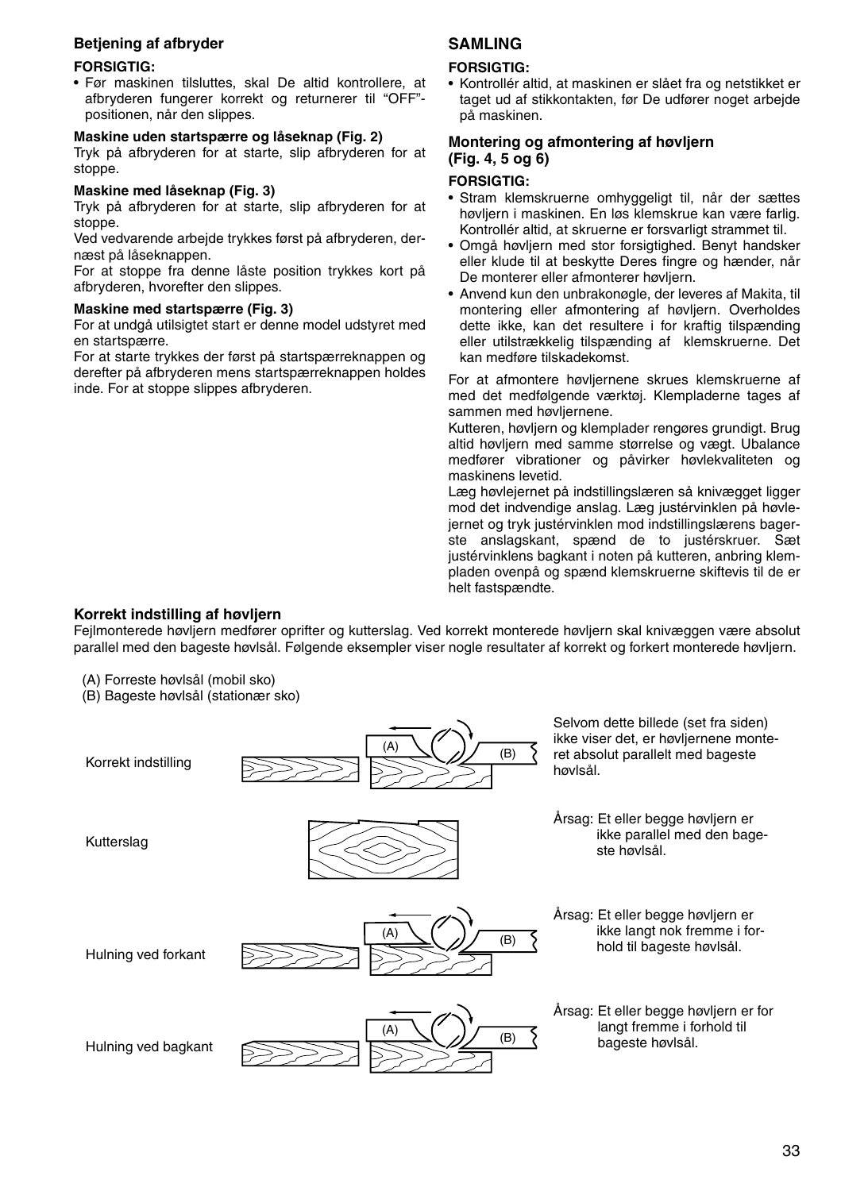### Betjening af afbryder

**FORSIGTIG:**

- Før maskinen tilsluttes, skal De altid kontrollere, at afbryderen fungerer korrekt og returnerer til "OFF"-positionen, når den slippes.

**Maskine uden startspærre og låseknap (Fig. 2)**

Tryk på afbryderen for at starte, slip afbryderen for at stoppe.

**Maskine med låseknap (Fig. 3)**

Tryk på afbryderen for at starte, slip afbryderen for at stoppe.

Ved vedvarende arbejde trykkes først på afbryderen, dernæst på låseknappen.

For at stoppe fra denne låste position trykkes kort på afbryderen, hvorefter den slippes.

**Maskine med startspærre (Fig. 3)**

For at undgå utilsigtet start er denne model udstyret med en startspærre.

For at starte trykkes der først på startspærreknappen og derefter på afbryderen mens startspærreknappen holdes inde. For at stoppe slippes afbryderen.

## SAMLING

**FORSIGTIG:**

- Kontrollér altid, at maskinen er slået fra og netstikket er taget ud af stikkontakten, før De udfører noget arbejde på maskinen.

### Montering og afmontering af høvljern (Fig. 4, 5 og 6)

**FORSIGTIG:**

- Stram klemskruerne omhyggeligt til, når der sættes høvljern i maskinen. En løs klemskrue kan være farlig. Kontrollér altid, at skruerne er forsvarligt strammet til.
- Omgå høvljern med stor forsigtighed. Benyt handsker eller klude til at beskytte Deres fingre og hænder, når De monterer eller afmonterer høvljern.
- Anvend kun den unbrakonøgle, der leveres af Makita, til montering eller afmontering af høvljern. Overholdes dette ikke, kan det resultere i for kraftig tilspænding eller utilstrækkelig tilspænding af klemskruerne. Det kan medføre tilskadekomst.

For at afmontere høvljernene skrues klemskruerne af med det medfølgende værktøj. Klempladerne tages af sammen med høvljernene.

Kutteren, høvljern og klemplader rengøres grundigt. Brug altid høvljern med samme størrelse og vægt. Ubalance medfører vibrationer og påvirker høvlekvaliteten og maskinens levetid.

Læg høvlejernet på indstillingslæren så knivægget ligger mod det indvendige anslag. Læg justérvinklen på høvlejernet og tryk justérvinklen mod indstillingslærens bagerste anslagskant, spænd de to justérskruer. Sæt justérvinklens bagkant i noten på kutteren, anbring klempladen ovenpå og spænd klemskruerne skiftevis til de er helt fastspændte.

### Korrekt indstilling af høvljern

Fejlmonterede høvljern medfører oprifter og kutterslag. Ved korrekt monterede høvljern skal knivæggen være absolut parallel med den bageste høvlsål. Følgende eksempler viser nogle resultater af korrekt og forkert monterede høvljern.

(A) Forreste høvlsål (mobil sko)
(B) Bageste høvlsål (stationær sko)

Korrekt indstilling — Selvom dette billede (set fra siden) ikke viser det, er høvljernene monteret absolut parallelt med bageste høvlsål.

Kutterslag — Årsag: Et eller begge høvljern er ikke parallel med den bageste høvlsål.

Hulning ved forkant — Årsag: Et eller begge høvljern er ikke langt nok fremme i forhold til bageste høvlsål.

Hulning ved bagkant — Årsag: Et eller begge høvljern er for langt fremme i forhold til bageste høvlsål.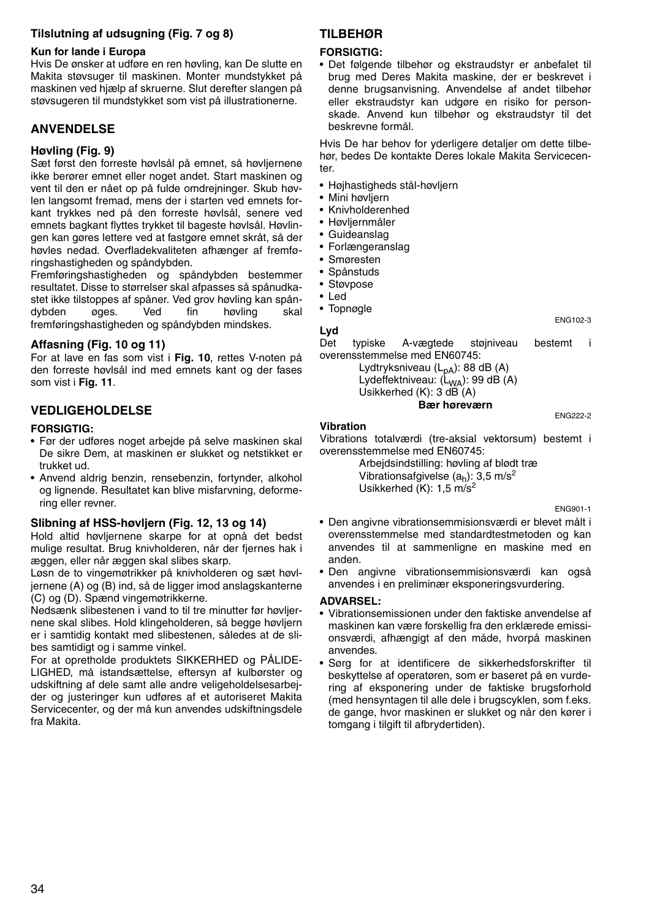### Tilslutning af udsugning (Fig. 7 og 8)

**Kun for lande i Europa**

Hvis De ønsker at udføre en ren høvling, kan De slutte en Makita støvsuger til maskinen. Monter mundstykket på maskinen ved hjælp af skruerne. Slut derefter slangen på støvsugeren til mundstykket som vist på illustrationerne.

## ANVENDELSE

### Høvling (Fig. 9)

Sæt først den forreste høvlsål på emnet, så høvljernene ikke berører emnet eller noget andet. Start maskinen og vent til den er nået op på fulde omdrejninger. Skub høvlen langsomt fremad, mens der i starten ved emnets forkant trykkes ned på den forreste høvlsål, senere ved emnets bagkant flyttes trykket til bageste høvlsål. Høvlingen kan gøres lettere ved at fastgøre emnet skråt, så der høvles nedad. Overfladekvaliteten afhænger af fremføringshastigheden og spåndybden.

Fremføringshastigheden og spåndybden bestemmer resultatet. Disse to størrelser skal afpasses så spånudkastet ikke tilstoppes af spåner. Ved grov høvling kan spåndybden øges. Ved fin høvling skal fremføringshastigheden og spåndybden mindskes.

### Affasning (Fig. 10 og 11)

For at lave en fas som vist i **Fig. 10**, rettes V-noten på den forreste høvlsål ind med emnets kant og der fases som vist i **Fig. 11**.

## VEDLIGEHOLDELSE

**FORSIGTIG:**

- Før der udføres noget arbejde på selve maskinen skal De sikre Dem, at maskinen er slukket og netstikket er trukket ud.
- Anvend aldrig benzin, rensebenzin, fortynder, alkohol og lignende. Resultatet kan blive misfarvning, deformering eller revner.

### Slibning af HSS-høvljern (Fig. 12, 13 og 14)

Hold altid høvljernene skarpe for at opnå det bedst mulige resultat. Brug knivholderen, når der fjernes hak i æggen, eller når æggen skal slibes skarp.

Løsn de to vingemøtrikker på knivholderen og sæt høvljernene (A) og (B) ind, så de ligger imod anslagskanterne (C) og (D). Spænd vingemøtrikkerne.

Nedsænk slibestenen i vand to til tre minutter før høvljernene skal slibes. Hold klingeholderen, så begge høvljern er i samtidig kontakt med slibestenen, således at de slibes samtidigt og i samme vinkel.

For at opretholde produktets SIKKERHED og PÅLIDELIGHED, må istandsættelse, eftersyn af kulbørster og udskiftning af dele samt alle andre veligeholdelsesarbejder og justeringer kun udføres af et autoriseret Makita Servicecenter, og der må kun anvendes udskiftningsdele fra Makita.

## TILBEHØR

**FORSIGTIG:**

- Det følgende tilbehør og ekstraudstyr er anbefalet til brug med Deres Makita maskine, der er beskrevet i denne brugsanvisning. Anvendelse af andet tilbehør eller ekstraudstyr kan udgøre en risiko for personskade. Anvend kun tilbehør og ekstraudstyr til det beskrevne formål.

Hvis De har behov for yderligere detaljer om dette tilbehør, bedes De kontakte Deres lokale Makita Servicecenter.

- Højhastigheds stål-høvljern
- Mini høvljern
- Knivholderenhed
- Høvljernmåler
- Guideanslag
- Forlængeranslag
- Smøresten
- Spånstuds
- Støvpose
- Led
- Topnøgle

ENG102-3

**Lyd**

Det typiske A-vægtede støjniveau bestemt i overensstemmelse med EN60745:

Lydtryksniveau ($L_{pA}$): 88 dB (A)
Lydeffektniveau: ($L_{WA}$): 99 dB (A)
Usikkerhed (K): 3 dB (A)

**Bær høreværn**

ENG222-2

**Vibration**

Vibrations totalværdi (tre-aksial vektorsum) bestemt i overensstemmelse med EN60745:

Arbejdsindstilling: høvling af blødt træ
Vibrationsafgivelse ($a_h$): 3,5 m/s$^2$
Usikkerhed (K): 1,5 m/s$^2$

ENG901-1

- Den angivne vibrationsemmisionsværdi er blevet målt i overensstemmelse med standardtestmetoden og kan anvendes til at sammenligne en maskine med en anden.
- Den angivne vibrationsemmisionsværdi kan også anvendes i en preliminær eksponeringsvurdering.

**ADVARSEL:**

- Vibrationsemissionen under den faktiske anvendelse af maskinen kan være forskellig fra den erklærede emissionsværdi, afhængigt af den måde, hvorpå maskinen anvendes.
- Sørg for at identificere de sikkerhedsforskrifter til beskyttelse af operatøren, som er baseret på en vurdering af eksponering under de faktiske brugsforhold (med hensyntagen til alle dele i brugscyklen, som f.eks. de gange, hvor maskinen er slukket og når den kører i tomgang i tilgift til afbrydertiden).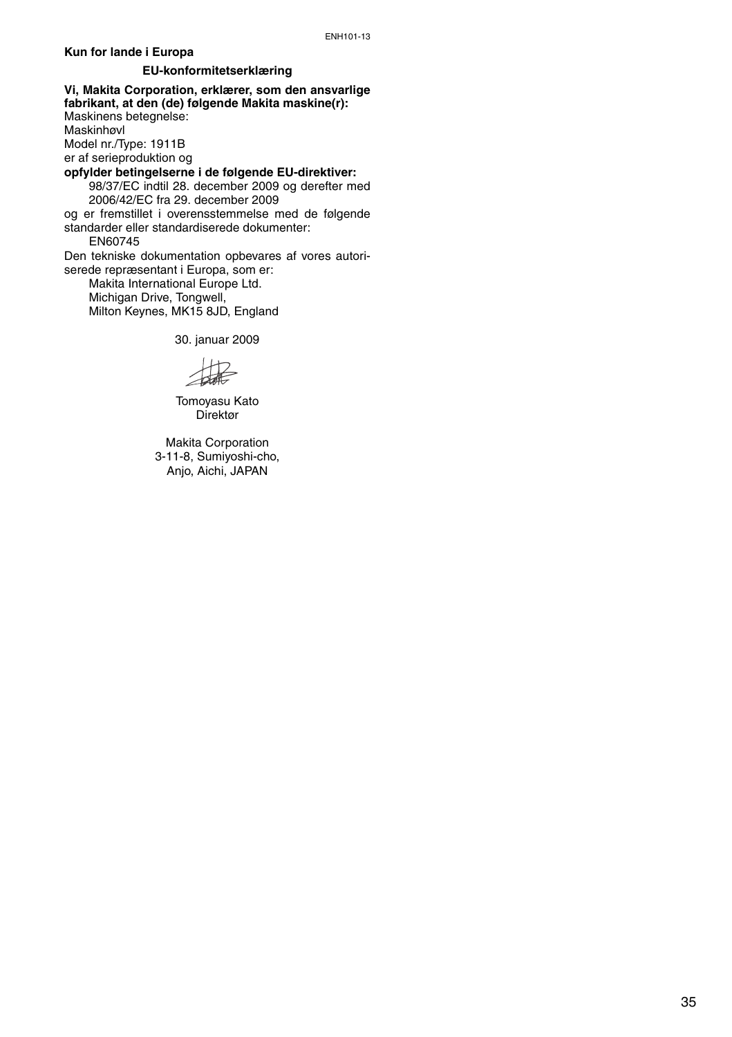ENH101-13

**Kun for lande i Europa**

**EU-konformitetserklæring**

**Vi, Makita Corporation, erklærer, som den ansvarlige fabrikant, at den (de) følgende Makita maskine(r):**
Maskinens betegnelse:
Maskinhøvl
Model nr./Type: 1911B
er af serieproduktion og
**opfylder betingelserne i de følgende EU-direktiver:**
98/37/EC indtil 28. december 2009 og derefter med 2006/42/EC fra 29. december 2009
og er fremstillet i overensstemmelse med de følgende standarder eller standardiserede dokumenter:
EN60745
Den tekniske dokumentation opbevares af vores autoriserede repræsentant i Europa, som er:
Makita International Europe Ltd.
Michigan Drive, Tongwell,
Milton Keynes, MK15 8JD, England

30. januar 2009

Tomoyasu Kato
Direktør

Makita Corporation
3-11-8, Sumiyoshi-cho,
Anjo, Aichi, JAPAN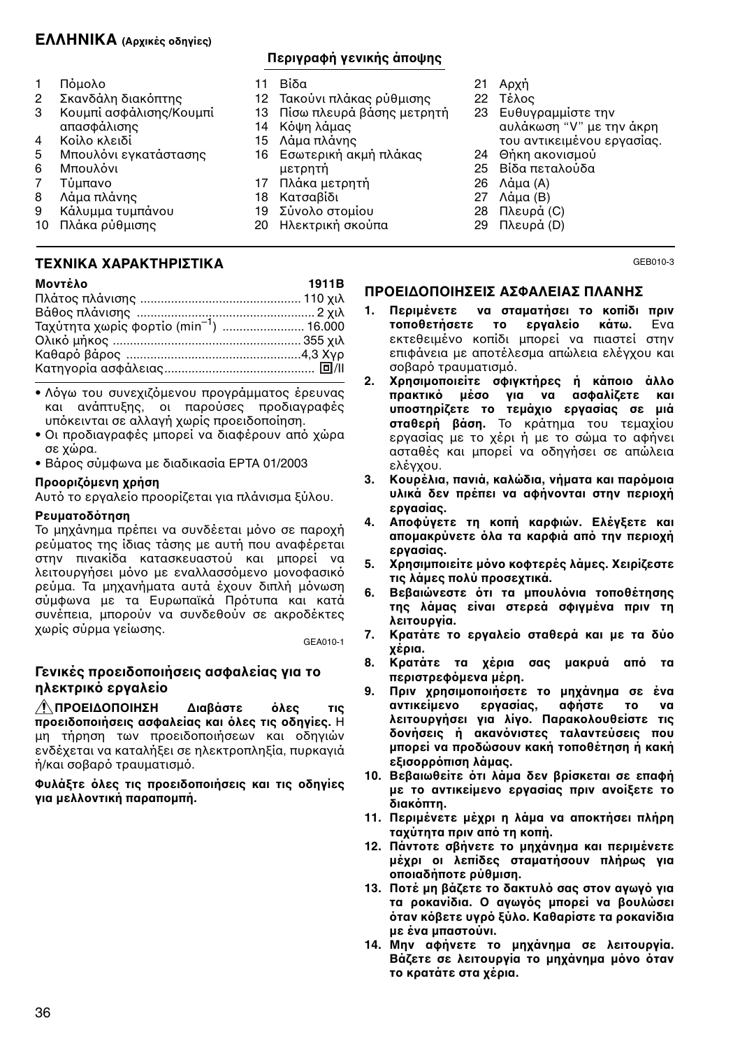# ΕΛΛΗΝΙΚΑ (Αρχικές οδηγίες)

## Περιγραφή γενικής άποψης

1. Πόμολο
2. Σκανδάλη διακόπτης
3. Κουμπί ασφάλισης/Κουμπί απασφάλισης
4. Κοίλο κλειδί
5. Μπουλόνι εγκατάστασης
6. Μπουλόνι
7. Τύμπανο
8. Λάμα πλάνης
9. Κάλυμμα τυμπάνου
10. Πλάκα ρύθμισης
11. Βίδα
12. Τακούνι πλάκας ρύθμισης
13. Πίσω πλευρά βάσης μετρητή
14. Κόψη λάμας
15. Λάμα πλάνης
16. Εσωτερική ακμή πλάκας μετρητή
17. Πλάκα μετρητή
18. Κατσαβίδι
19. Σύνολο στομίου
20. Ηλεκτρική σκούπα
21. Αρχή
22. Τέλος
23. Ευθυγραμμίστε την αυλάκωση "V" με την άκρη του αντικειμένου εργασίας.
24. Θήκη ακονισμού
25. Βίδα πεταλούδα
26. Λάμα (A)
27. Λάμα (B)
28. Πλευρά (C)
29. Πλευρά (D)

## ΤΕΧΝΙΚΑ ΧΑΡΑΚΤΗΡΙΣΤΙΚΑ

| Μοντέλο | 1911B |
|---|---|
| Πλάτος πλάνισης | 110 χιλ |
| Βάθος πλάνισης | 2 χιλ |
| Ταχύτητα χωρίς φορτίο (min$^{-1}$) | 16.000 |
| Ολικό μήκος | 355 χιλ |
| Καθαρό βάρος | 4,3 Χγρ |
| Κατηγορία ασφάλειας | ⧈/II |

- Λόγω του συνεχιζόμενου προγράμματος έρευνας και ανάπτυξης, οι παρούσες προδιαγραφές υπόκεινται σε αλλαγή χωρίς προειδοποίηση.
- Οι προδιαγραφές μπορεί να διαφέρουν από χώρα σε χώρα.
- Βάρος σύμφωνα με διαδικασία EPTA 01/2003

**Προοριζόμενη χρήση**

Αυτό το εργαλείο προορίζεται για πλάνισμα ξύλου.

**Ρευματοδότηση**

Το μηχάνημα πρέπει να συνδέεται μόνο σε παροχή ρεύματος της ίδιας τάσης με αυτή που αναφέρεται στην πινακίδα κατασκευαστού και μπορεί να λειτουργήσει μόνο με εναλλασσόμενο μονοφασικό ρεύμα. Τα μηχανήματα αυτά έχουν διπλή μόνωση σύμφωνα με τα Ευρωπαϊκά Πρότυπα και κατά συνέπεια, μπορούν να συνδεθούν σε ακροδέκτες χωρίς σύρμα γείωσης.

GEA010-1

### Γενικές προειδοποιήσεις ασφαλείας για το ηλεκτρικό εργαλείο

⚠ **ΠΡΟΕΙΔΟΠΟΙΗΣΗ Διαβάστε όλες τις προειδοποιήσεις ασφαλείας και όλες τις οδηγίες.** Η μη τήρηση των προειδοποιήσεων και οδηγιών ενδέχεται να καταλήξει σε ηλεκτροπληξία, πυρκαγιά ή/και σοβαρό τραυματισμό.

**Φυλάξτε όλες τις προειδοποιήσεις και τις οδηγίες για μελλοντική παραπομπή.**

GEB010-3

### ΠΡΟΕΙΔΟΠΟΙΗΣΕΙΣ ΑΣΦΑΛΕΙΑΣ ΠΛΑΝΗΣ

1. **Περιμένετε να σταματήσει το κοπίδι πριν τοποθετήσετε το εργαλείο κάτω.** Ενα εκτεθειμένο κοπίδι μπορεί να πιαστεί στην επιφάνεια με αποτέλεσμα απώλεια ελέγχου και σοβαρό τραυματισμό.
2. **Χρησιμοποιείτε σφιγκτήρες ή κάποιο άλλο πρακτικό μέσο για να ασφαλίζετε και υποστηρίζετε το τεμάχιο εργασίας σε μιά σταθερή βάση.** Το κράτημα του τεμαχίου εργασίας με το χέρι ή με το σώμα το αφήνει ασταθές και μπορεί να οδηγήσει σε απώλεια ελέγχου.
3. **Κουρέλια, πανιά, καλώδια, νήματα και παρόμοια υλικά δεν πρέπει να αφήνονται στην περιοχή εργασίας.**
4. **Αποφύγετε τη κοπή καρφιών. Ελέγξετε και απομακρύνετε όλα τα καρφιά από την περιοχή εργασίας.**
5. **Χρησιμοποιείτε μόνο κοφτερές λάμες. Χειρίζεστε τις λάμες πολύ προσεχτικά.**
6. **Βεβαιώνεστε ότι τα μπουλόνια τοποθέτησης της λάμας είναι στερεά σφιγμένα πριν τη λειτουργία.**
7. **Κρατάτε το εργαλείο σταθερά και με τα δύο χέρια.**
8. **Κρατάτε τα χέρια σας μακρυά από τα περιστρεφόμενα μέρη.**
9. **Πριν χρησιμοποιήσετε το μηχάνημα σε ένα αντικείμενο εργασίας, αφήστε το να λειτουργήσει για λίγο. Παρακολουθείστε τις δονήσεις ή ακανόνιστες ταλαντεύσεις που μπορεί να προδώσουν κακή τοποθέτηση ή κακή εξισορρόπηση λάμας.**
10. **Βεβαιωθείτε ότι λάμα δεν βρίσκεται σε επαφή με το αντικείμενο εργασίας πριν ανοίξετε το διακόπτη.**
11. **Περιμένετε μέχρι η λάμα να αποκτήσει πλήρη ταχύτητα πριν από τη κοπή.**
12. **Πάντοτε σβήνετε το μηχάνημα και περιμένετε μέχρι οι λεπίδες σταματήσουν πλήρως για οποιαδήποτε ρύθμιση.**
13. **Ποτέ μη βάζετε το δακτυλό σας στον αγωγό για τα ροκανίδια. Ο αγωγός μπορεί να βουλώσει όταν κόβετε υγρό ξύλο. Καθαρίστε τα ροκανίδια με ένα μπαστούνι.**
14. **Μην αφήνετε το μηχάνημα σε λειτουργία. Βάζετε σε λειτουργία το μηχάνημα μόνο όταν το κρατάτε στα χέρια.**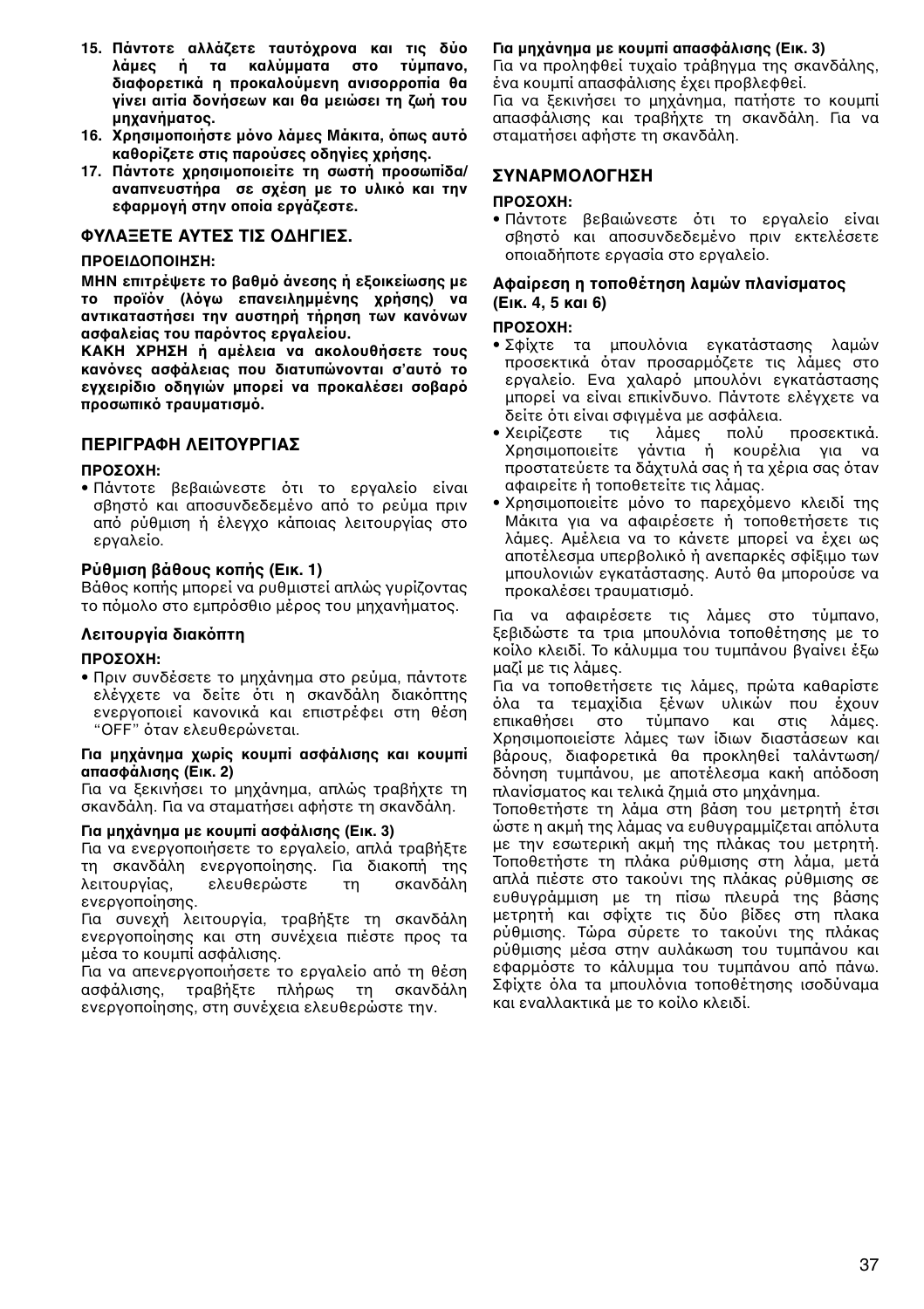**15. Πάντοτε αλλάζετε ταυτόχρονα και τις δύο λάμες ή τα καλύμματα στο τύμπανο, διαφορετικά η προκαλούμενη ανισορροπία θα γίνει αιτία δονήσεων και θα μειώσει τη ζωή του μηχανήματος.**

**16. Χρησιμοποιήστε μόνο λάμες Μάκιτα, όπως αυτό καθορίζετε στις παρούσες οδηγίες χρήσης.**

**17. Πάντοτε χρησιμοποιείτε τη σωστή προσωπίδα/ αναπνευστήρα σε σχέση με το υλικό και την εφαρμογή στην οποία εργάζεστε.**

### ΦΥΛΑΞΕΤΕ ΑΥΤΕΣ ΤΙΣ ΟΔΗΓΙΕΣ.

**ΠΡΟΕΙΔΟΠΟΙΗΣΗ:**

**ΜΗΝ επιτρέψετε το βαθμό άνεσης ή εξοικείωσης με το προϊόν (λόγω επανειλημμένης χρήσης) να αντικαταστήσει την αυστηρή τήρηση των κανόνων ασφαλείας του παρόντος εργαλείου.**
**ΚΑΚΗ ΧΡΗΣΗ ή αμέλεια να ακολουθήσετε τους κανόνες ασφάλειας που διατυπώνονται σ'αυτό το εγχειρίδιο οδηγιών μπορεί να προκαλέσει σοβαρό προσωπικό τραυματισμό.**

### ΠΕΡΙΓΡΑΦΗ ΛΕΙΤΟΥΡΓΙΑΣ

**ΠΡΟΣΟΧΗ:**

- Πάντοτε βεβαιώνεστε ότι το εργαλείο είναι σβηστό και αποσυνδεδεμένο από το ρεύμα πριν από ρύθμιση ή έλεγχο κάποιας λειτουργίας στο εργαλείο.

#### Ρύθμιση βάθους κοπής (Εικ. 1)

Βάθος κοπής μπορεί να ρυθμιστεί απλώς γυρίζοντας το πόμολο στο εμπρόσθιο μέρος του μηχανήματος.

#### Λειτουργία διακόπτη

**ΠΡΟΣΟΧΗ:**

- Πριν συνδέσετε το μηχάνημα στο ρεύμα, πάντοτε ελέγχετε να δείτε ότι η σκανδάλη διακόπτης ενεργοποιεί κανονικά και επιστρέφει στη θέση "OFF" όταν ελευθερώνεται.

**Για μηχάνημα χωρίς κουμπί ασφάλισης και κουμπί απασφάλισης (Εικ. 2)**

Για να ξεκινήσει το μηχάνημα, απλώς τραβήχτε τη σκανδάλη. Για να σταματήσει αφήστε τη σκανδάλη.

**Για μηχάνημα με κουμπί ασφάλισης (Εικ. 3)**

Για να ενεργοποιήσετε το εργαλείο, απλά τραβήξτε τη σκανδάλη ενεργοποίησης. Για διακοπή της λειτουργίας, ελευθερώστε τη σκανδάλη ενεργοποίησης.

Για συνεχή λειτουργία, τραβήξτε τη σκανδάλη ενεργοποίησης και στη συνέχεια πιέστε προς τα μέσα το κουμπί ασφάλισης.

Για να απενεργοποιήσετε το εργαλείο από τη θέση ασφάλισης, τραβήξτε πλήρως τη σκανδάλη ενεργοποίησης, στη συνέχεια ελευθερώστε την.

**Για μηχάνημα με κουμπί απασφάλισης (Εικ. 3)**

Για να προληφθεί τυχαίο τράβηγμα της σκανδάλης, ένα κουμπί απασφάλισης έχει προβλεφθεί.

Για να ξεκινήσει το μηχάνημα, πατήστε το κουμπί απασφάλισης και τραβήχτε τη σκανδάλη. Για να σταματήσει αφήστε τη σκανδάλη.

### ΣΥΝΑΡΜΟΛΟΓΗΣΗ

**ΠΡΟΣΟΧΗ:**

- Πάντοτε βεβαιώνεστε ότι το εργαλείο είναι σβηστό και αποσυνδεδεμένο πριν εκτελέσετε οποιαδήποτε εργασία στο εργαλείο.

#### Αφαίρεση η τοποθέτηση λαμών πλανίσματος (Εικ. 4, 5 και 6)

**ΠΡΟΣΟΧΗ:**

- Σφίχτε τα μπουλόνια εγκατάστασης λαμών προσεκτικά όταν προσαρμόζετε τις λάμες στο εργαλείο. Ενα χαλαρό μπουλόνι εγκατάστασης μπορεί να είναι επικίνδυνο. Πάντοτε ελέγχετε να δείτε ότι είναι σφιγμένα με ασφάλεια.
- Χειρίζεστε τις λάμες πολύ προσεκτικά. Χρησιμοποιείτε γάντια ή κουρέλια για να προστατεύετε τα δάχτυλά σας ή τα χέρια σας όταν αφαιρείτε ή τοποθετείτε τις λάμας.
- Χρησιμοποιείτε μόνο το παρεχόμενο κλειδί της Μάκιτα για να αφαιρέσετε ή τοποθετήσετε τις λάμες. Αμέλεια να το κάνετε μπορεί να έχει ως αποτέλεσμα υπερβολικό ή ανεπαρκές σφίξιμο των μπουλονιών εγκατάστασης. Αυτό θα μπορούσε να προκαλέσει τραυματισμό.

Για να αφαιρέσετε τις λάμες στο τύμπανο, ξεβιδώστε τα τρια μπουλόνια τοποθέτησης με το κοίλο κλειδί. Το κάλυμμα του τυμπάνου βγαίνει έξω μαζί με τις λάμες.

Για να τοποθετήσετε τις λάμες, πρώτα καθαρίστε όλα τα τεμαχίδια ξένων υλικών που έχουν επικαθήσει στο τύμπανο και στις λάμες. Χρησιμοποιείστε λάμες των ίδιων διαστάσεων και βάρους, διαφορετικά θα προκληθεί ταλάντωση/ δόνηση τυμπάνου, με αποτέλεσμα κακή απόδοση πλανίσματος και τελικά ζημιά στο μηχάνημα.

Τοποθετήστε τη λάμα στη βάση του μετρητή έτσι ώστε η ακμή της λάμας να ευθυγραμμίζεται απόλυτα με την εσωτερική ακμή της πλάκας του μετρητή. Τοποθετήστε τη πλάκα ρύθμισης στη λάμα, μετά απλά πιέστε στο τακούνι της πλάκας ρύθμισης σε ευθυγράμμιση με τη πίσω πλευρά της βάσης μετρητή και σφίχτε τις δύο βίδες στη πλακα ρύθμισης. Τώρα σύρετε το τακούνι της πλάκας ρύθμισης μέσα στην αυλάκωση του τυμπάνου και εφαρμόστε το κάλυμμα του τυμπάνου από πάνω. Σφίχτε όλα τα μπουλόνια τοποθέτησης ισοδύναμα και εναλλακτικά με το κοίλο κλειδί.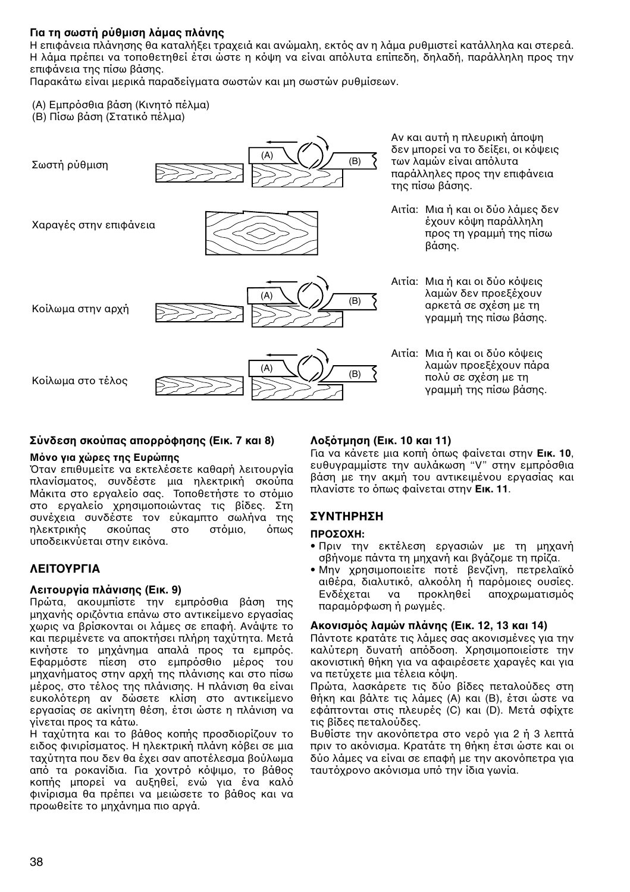### Για τη σωστή ρύθμιση λάμας πλάνης

Η επιφάνεια πλάνησης θα καταλήξει τραχειά και ανώμαλη, εκτός αν η λάμα ρυθμιστεί κατάλληλα και στερεά. Η λάμα πρέπει να τοποθετηθεί έτσι ώστε η κόψη να είναι απόλυτα επίπεδη, δηλαδή, παράλληλη προς την επιφάνεια της πίσω βάσης.

Παρακάτω είναι μερικά παραδείγματα σωστών και μη σωστών ρυθμίσεων.

(A) Εμπρόσθια βάση (Κινητό πέλμα)
(B) Πίσω βάση (Στατικό πέλμα)

Σωστή ρύθμιση

Αν και αυτή η πλευρική άποψη δεν μπορεί να το δείξει, οι κόψεις των λαμών είναι απόλυτα παράλληλες προς την επιφάνεια της πίσω βάσης.

Χαραγές στην επιφάνεια

Αιτία: Μια ή και οι δύο λάμες δεν έχουν κόψη παράλληλη προς τη γραμμή της πίσω βάσης.

Κοίλωμα στην αρχή

Αιτία: Μια ή και οι δύο κόψεις λαμών δεν προεξέχουν αρκετά σε σχέση με τη γραμμή της πίσω βάσης.

Κοίλωμα στο τέλος

Αιτία: Μια ή και οι δύο κόψεις λαμών προεξέχουν πάρα πολύ σε σχέση με τη γραμμή της πίσω βάσης.

### Σύνδεση σκούπας απορρόφησης (Εικ. 7 και 8)

**Μόνο για χώρες της Ευρώπης**

Όταν επιθυμείτε να εκτελέσετε καθαρή λειτουργία πλανίσματος, συνδέστε μια ηλεκτρική σκούπα Μάκιτα στο εργαλείο σας. Τοποθετήστε το στόμιο στο εργαλείο χρησιμοποιώντας τις βίδες. Στη συνέχεια συνδέστε τον εύκαμπτο σωλήνα της ηλεκτρικής σκούπας στο στόμιο, όπως υποδεικνύεται στην εικόνα.

## ΛΕΙΤΟΥΡΓΙΑ

### Λειτουργία πλάνισης (Εικ. 9)

Πρώτα, ακουμπίστε την εμπρόσθια βάση της μηχανής οριζόντια επάνω στο αντικείμενο εργασίας χωρις να βρίσκονται οι λάμες σε επαφή. Ανάψτε το και περιμένετε να αποκτήσει πλήρη ταχύτητα. Μετά κινήστε το μηχάνημα απαλά προς τα εμπρός. Εφαρμόστε πίεση στο εμπρόσθιο μέρος του μηχανήματος στην αρχή της πλάνισης και στο πίσω μέρος, στο τέλος της πλάνισης. Η πλάνιση θα είναι ευκολότερη αν δώσετε κλίση στο αντικείμενο εργασίας σε ακίνητη θέση, έτσι ώστε η πλάνιση να γίνεται προς τα κάτω.

Η ταχύτητα και το βάθος κοπής προσδιορίζουν το ειδος φινιρίσματος. Η ηλεκτρική πλάνη κόβει σε μια ταχύτητα που δεν θα έχει σαν αποτέλεσμα βούλωμα από τα ροκανίδια. Για χοντρό κόψιμο, το βάθος κοπής μπορεί να αυξηθεί, ενώ για ένα καλό φινίρισμα θα πρέπει να μειώσετε το βάθος και να προωθείτε το μηχάνημα πιο αργά.

### Λοξότμηση (Εικ. 10 και 11)

Για να κάνετε μια κοπή όπως φαίνεται στην **Εικ. 10**, ευθυγραμμίστε την αυλάκωση "V" στην εμπρόσθια βάση με την ακμή του αντικειμένου εργασίας και πλανίστε το όπως φαίνεται στην **Εικ. 11**.

## ΣΥΝΤΗΡΗΣΗ

**ΠΡΟΣΟΧΗ:**

- Πριν την εκτέλεση εργασιών με τη μηχανή σβήνομε πάντα τη μηχανή και βγάζομε τη πρίζα.
- Μην χρησιμοποιείτε ποτέ βενζίνη, πετρελαϊκό αιθέρα, διαλυτικό, αλκοόλη ή παρόμοιες ουσίες. Ενδέχεται να προκληθεί αποχρωματισμός παραμόρφωση ή ρωγμές.

### Ακονισμός λαμών πλάνης (Εικ. 12, 13 και 14)

Πάντοτε κρατάτε τις λάμες σας ακονισμένες για την καλύτερη δυνατή απόδοση. Χρησιμοποιείτε την ακονιστική θήκη για να αφαιρέσετε χαραγές και για να πετύχετε μια τέλεια κοψη.

Πρώτα, λασκάρετε τις δύο βίδες πεταλούδες στη θήκη και βάλτε τις λάμες (A) και (B), έτσι ώστε να εφάπτονται στις πλευρές (C) και (D). Μετά σφίχτε τις βίδες πεταλούδες.

Βυθίστε την ακονόπετρα στο νερό για 2 ή 3 λεπτά πριν το ακόνισμα. Κρατάτε τη θήκη έτσι ώστε και οι δύο λάμες να είναι σε επαφή με την ακονόπετρα για ταυτόχρονο ακόνισμα υπό την ίδια γωνία.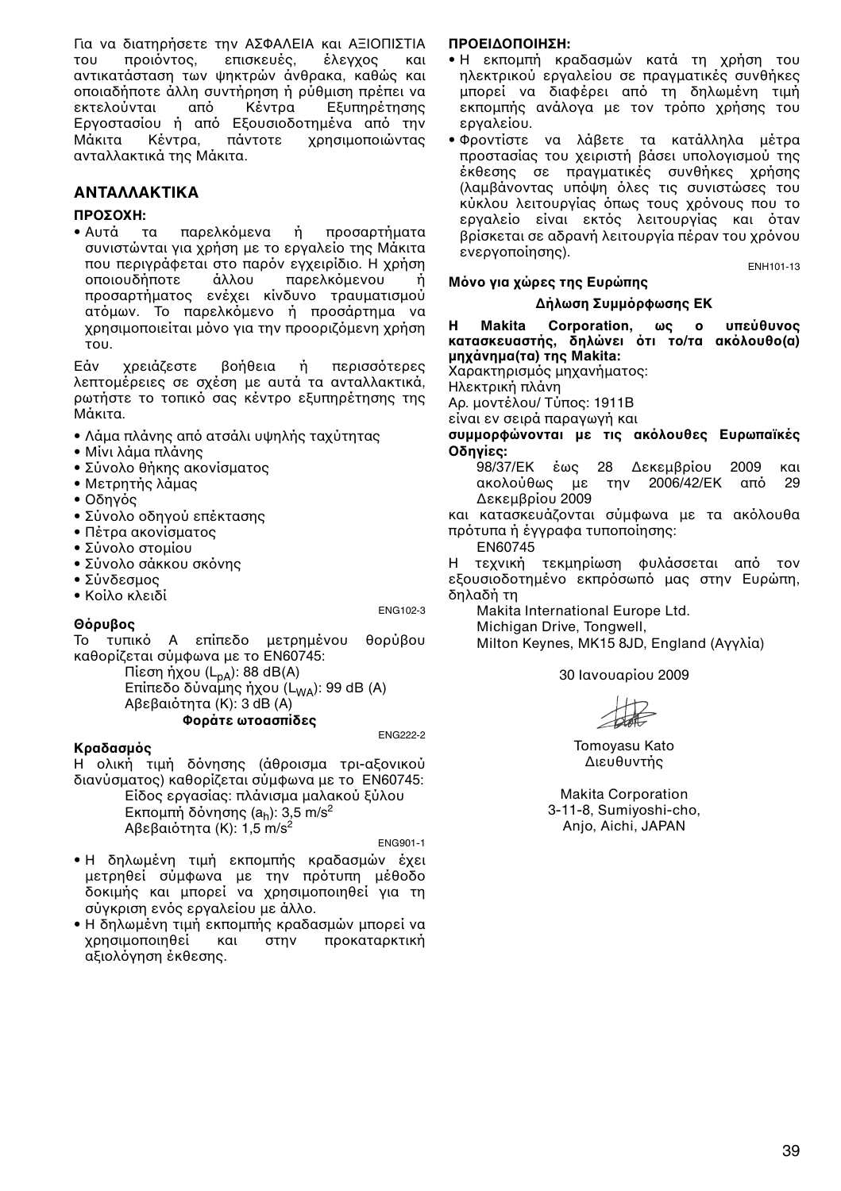Για να διατηρήσετε την ΑΣΦΑΛΕΙΑ και ΑΞΙΟΠΙΣΤΙΑ του προιόντος, επισκευές, έλεγχος και αντικατάσταση των ψηκτρών άνθρακα, καθώς και οποιαδήποτε άλλη συντήρηση ή ρύθμιση πρέπει να εκτελούνται από Κέντρα Εξυπηρέτησης Εργοστασίου ή από Εξουσιοδοτημένα από την Μάκιτα Κέντρα, πάντοτε χρησιμοποιώντας ανταλλακτικά της Μάκιτα.

## ΑΝΤΑΛΛΑΚΤΙΚΑ

**ΠΡΟΣΟΧΗ:**

- Αυτά τα παρελκόμενα ή προσαρτήματα συνιστώνται για χρήση με το εργαλείο της Μάκιτα που περιγράφεται στο παρόν εγχειρίδιο. Η χρήση οποιουδήποτε άλλου παρελκόμενου ή προσαρτήματος ενέχει κίνδυνο τραυματισμού ατόμων. Το παρελκόμενο ή προσάρτημα να χρησιμοποιείται μόνο για την προοριζόμενη χρήση του.

Εάν χρειάζεστε βοήθεια ή περισσότερες λεπτομέρειες σε σχέση με αυτά τα ανταλλακτικά, ρωτήστε το τοπικό σας κέντρο εξυπηρέτησης της Μάκιτα.

- Λάμα πλάνης από ατσάλι υψηλής ταχύτητας
- Μίνι λάμα πλάνης
- Σύνολο θήκης ακονίσματος
- Μετρητής λάμας
- Οδηγός
- Σύνολο οδηγού επέκτασης
- Πέτρα ακονίσματος
- Σύνολο στομίου
- Σύνολο σάκκου σκόνης
- Σύνδεσμος
- Κοίλο κλειδί

ENG102-3

**Θόρυβος**

Το τυπικό A επίπεδο μετρημένου θορύβου καθορίζεται σύμφωνα με το EN60745:

Πίεση ήχου ($L_{pA}$): 88 dB(A)
Επίπεδο δύναμης ήχου ($L_{WA}$): 99 dB (A)
Αβεβαιότητα (K): 3 dB (A)

**Φοράτε ωτοασπίδες**

ENG222-2

**Κραδασμός**

Η ολική τιμή δόνησης (άθροισμα τρι-αξονικού διανύσματος) καθορίζεται σύμφωνα με το EN60745:

Είδος εργασίας: πλάνισμα μαλακού ξύλου
Εκπομπή δόνησης ($a_h$): 3,5 m/s$^2$
Αβεβαιότητα (K): 1,5 m/s$^2$

ENG901-1

- Η δηλωμένη τιμή εκπομπής κραδασμών έχει μετρηθεί σύμφωνα με την πρότυπη μέθοδο δοκιμής και μπορεί να χρησιμοποιηθεί για τη σύγκριση ενός εργαλείου με άλλο.
- Η δηλωμένη τιμή εκπομπής κραδασμών μπορεί να χρησιμοποιηθεί και στην προκαταρκτική αξιολόγηση έκθεσης.

**ΠΡΟΕΙΔΟΠΟΙΗΣΗ:**

- Η εκπομπή κραδασμών κατά τη χρήση του ηλεκτρικού εργαλείου σε πραγματικές συνθήκες μπορεί να διαφέρει από τη δηλωμένη τιμή εκπομπής ανάλογα με τον τρόπο χρήσης του εργαλείου.
- Φροντίστε να λάβετε τα κατάλληλα μέτρα προστασίας του χειριστή βάσει υπολογισμού της έκθεσης σε πραγματικές συνθήκες χρήσης (λαμβάνοντας υπόψη όλες τις συνιστώσες του κύκλου λειτουργίας όπως τους χρόνους που το εργαλείο είναι εκτός λειτουργίας και όταν βρίσκεται σε αδρανή λειτουργία πέραν του χρόνου ενεργοποίησης).

ENH101-13

**Μόνο για χώρες της Ευρώπης**

**Δήλωση Συμμόρφωσης ΕΚ**

**Η Makita Corporation, ως ο υπεύθυνος κατασκευαστής, δηλώνει ότι το/τα ακόλουθο(α) μηχάνημα(τα) της Makita:**

Χαρακτηρισμός μηχανήματος:
Ηλεκτρική πλάνη
Αρ. μοντέλου/ Τύπος: 1911B
είναι εν σειρά παραγωγή και

**συμμορφώνονται με τις ακόλουθες Ευρωπαϊκές Οδηγίες:**

98/37/ΕΚ έως 28 Δεκεμβρίου 2009 και ακολούθως με την 2006/42/ΕΚ από 29 Δεκεμβρίου 2009

και κατασκευάζονται σύμφωνα με τα ακόλουθα πρότυπα ή έγγραφα τυποποίησης:

EN60745

Η τεχνική τεκμηρίωση φυλάσσεται από τον εξουσιοδοτημένο εκπρόσωπό μας στην Ευρώπη, δηλαδή τη

Makita International Europe Ltd.
Michigan Drive, Tongwell,
Milton Keynes, MK15 8JD, England (Αγγλία)

30 Ιανουαρίου 2009

Tomoyasu Kato
Διευθυντής

Makita Corporation
3-11-8, Sumiyoshi-cho,
Anjo, Aichi, JAPAN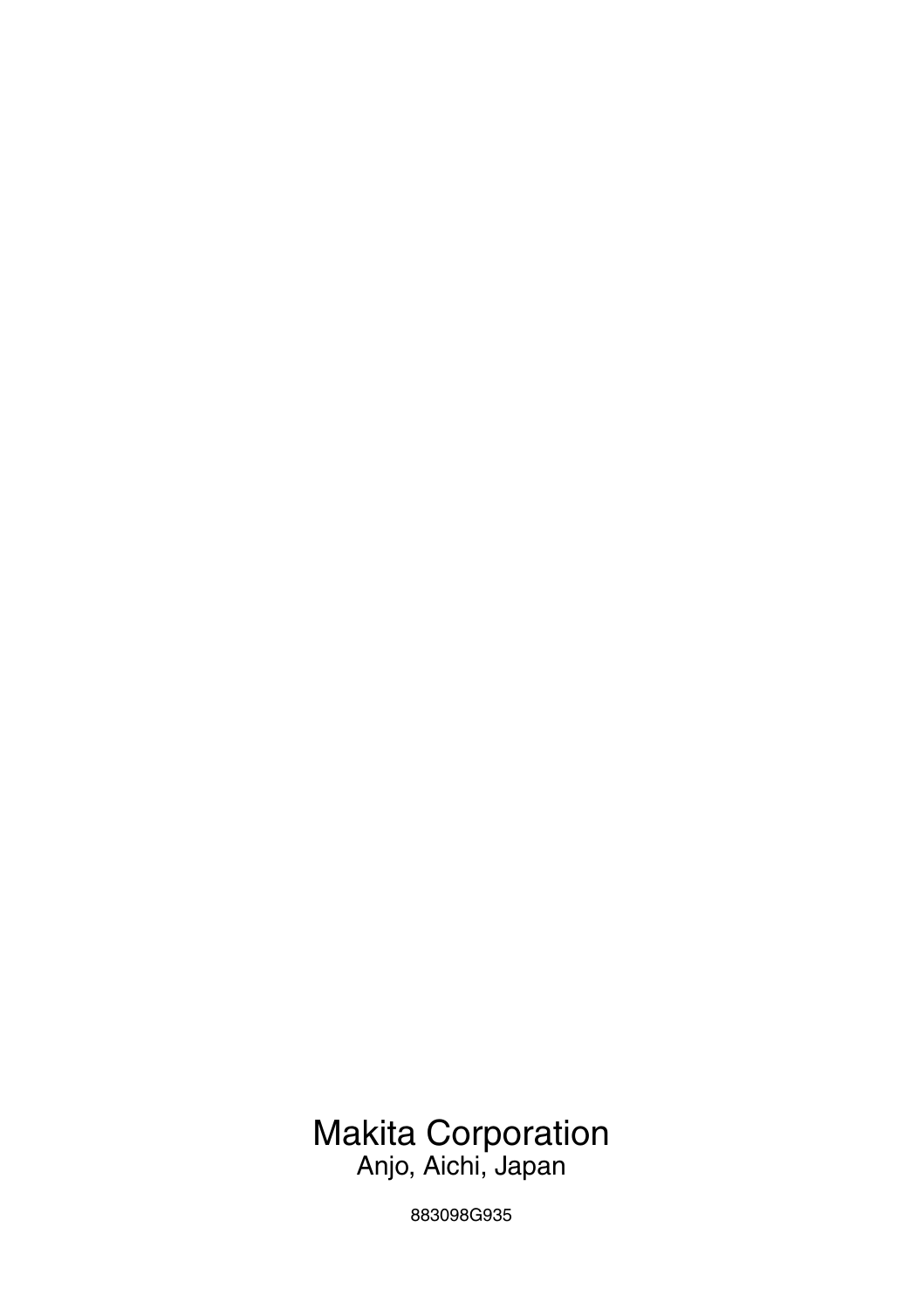Makita Corporation

Anjo, Aichi, Japan

883098G935